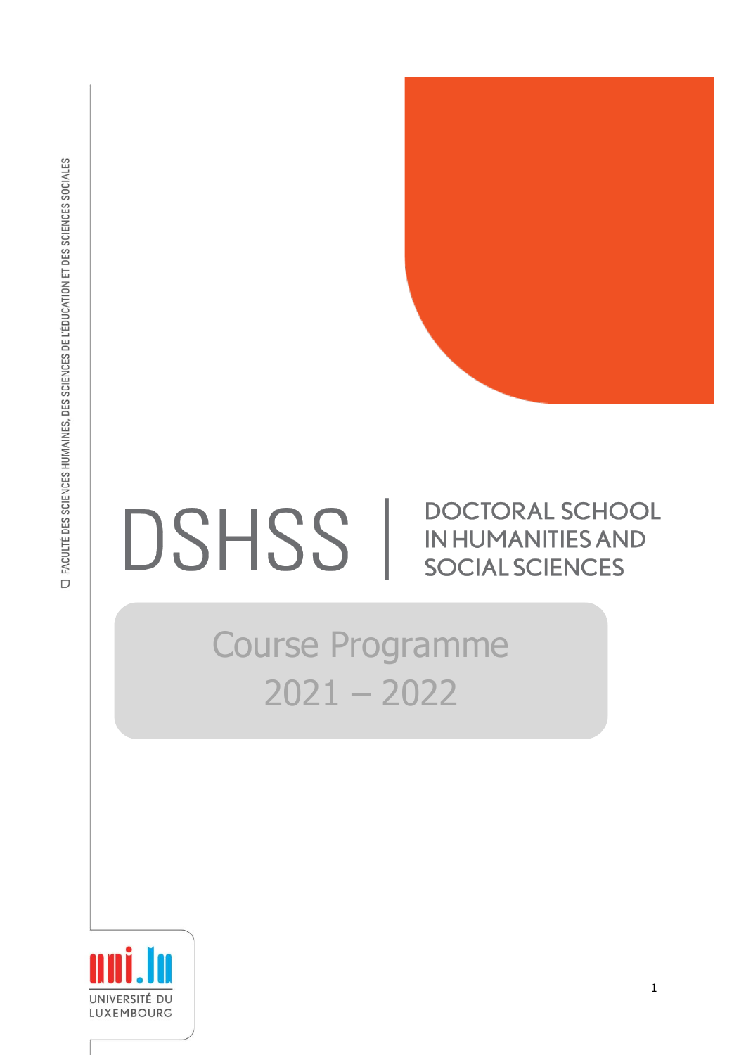FACULTÉ DES SCIENCES HUMAINES, DES SCIENCES DE L'ÉDUCATION ET DES SCIENCES SOCIALES

# DSHSS | DOCTORAL SCHOOL IN HUMANITIES AND SOCIAL SCIENCES

## Course Programme 2021 – 2022

UNIVERSITÉ DU LUXEMBOURG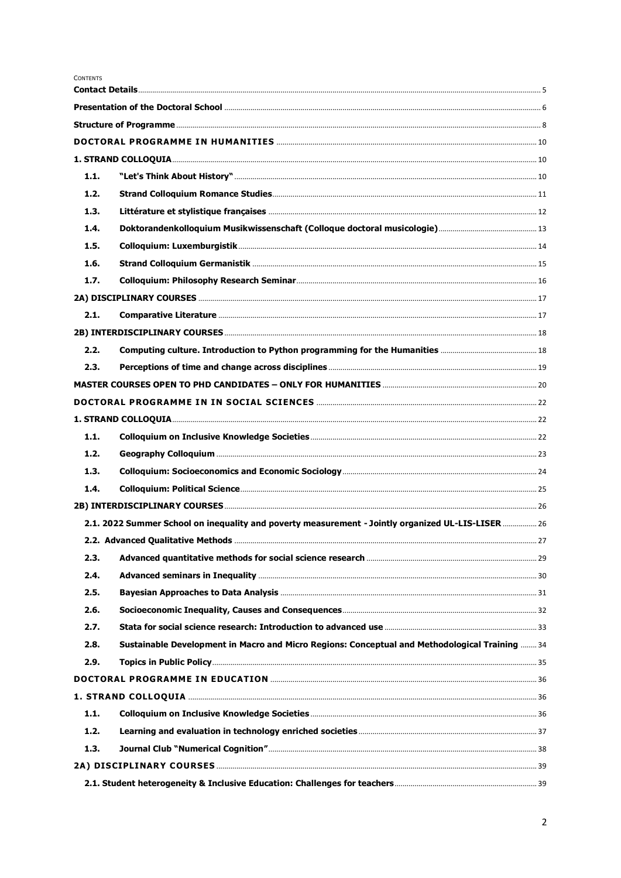CONTENTS

| | | |
|---|---|---|
| **Contact Details** | | 5 |
| **Presentation of the Doctoral School** | | 6 |
| **Structure of Programme** | | 8 |
| **DOCTORAL PROGRAMME IN HUMANITIES** | | 10 |
| **1. STRAND COLLOQUIA** | | 10 |
| **1.1.** | **"Let's Think About History"** | 10 |
| **1.2.** | **Strand Colloquium Romance Studies** | 11 |
| **1.3.** | **Littérature et stylistique françaises** | 12 |
| **1.4.** | **Doktorandenkolloquium Musikwissenschaft (Colloque doctoral musicologie)** | 13 |
| **1.5.** | **Colloquium: Luxemburgistik** | 14 |
| **1.6.** | **Strand Colloquium Germanistik** | 15 |
| **1.7.** | **Colloquium: Philosophy Research Seminar** | 16 |
| **2A) DISCIPLINARY COURSES** | | 17 |
| **2.1.** | **Comparative Literature** | 17 |
| **2B) INTERDISCIPLINARY COURSES** | | 18 |
| **2.2.** | **Computing culture. Introduction to Python programming for the Humanities** | 18 |
| **2.3.** | **Perceptions of time and change across disciplines** | 19 |
| **MASTER COURSES OPEN TO PHD CANDIDATES – ONLY FOR HUMANITIES** | | 20 |
| **DOCTORAL PROGRAMME IN IN SOCIAL SCIENCES** | | 22 |
| **1. STRAND COLLOQUIA** | | 22 |
| **1.1.** | **Colloquium on Inclusive Knowledge Societies** | 22 |
| **1.2.** | **Geography Colloquium** | 23 |
| **1.3.** | **Colloquium: Socioeconomics and Economic Sociology** | 24 |
| **1.4.** | **Colloquium: Political Science** | 25 |
| **2B) INTERDISCIPLINARY COURSES** | | 26 |
| **2.1. 2022 Summer School on inequality and poverty measurement - Jointly organized UL-LIS-LISER** | | 26 |
| **2.2. Advanced Qualitative Methods** | | 27 |
| **2.3.** | **Advanced quantitative methods for social science research** | 29 |
| **2.4.** | **Advanced seminars in Inequality** | 30 |
| **2.5.** | **Bayesian Approaches to Data Analysis** | 31 |
| **2.6.** | **Socioeconomic Inequality, Causes and Consequences** | 32 |
| **2.7.** | **Stata for social science research: Introduction to advanced use** | 33 |
| **2.8.** | **Sustainable Development in Macro and Micro Regions: Conceptual and Methodological Training** | 34 |
| **2.9.** | **Topics in Public Policy** | 35 |
| **DOCTORAL PROGRAMME IN EDUCATION** | | 36 |
| **1. STRAND COLLOQUIA** | | 36 |
| **1.1.** | **Colloquium on Inclusive Knowledge Societies** | 36 |
| **1.2.** | **Learning and evaluation in technology enriched societies** | 37 |
| **1.3.** | **Journal Club "Numerical Cognition"** | 38 |
| **2A) DISCIPLINARY COURSES** | | 39 |
| **2.1. Student heterogeneity & Inclusive Education: Challenges for teachers** | | 39 |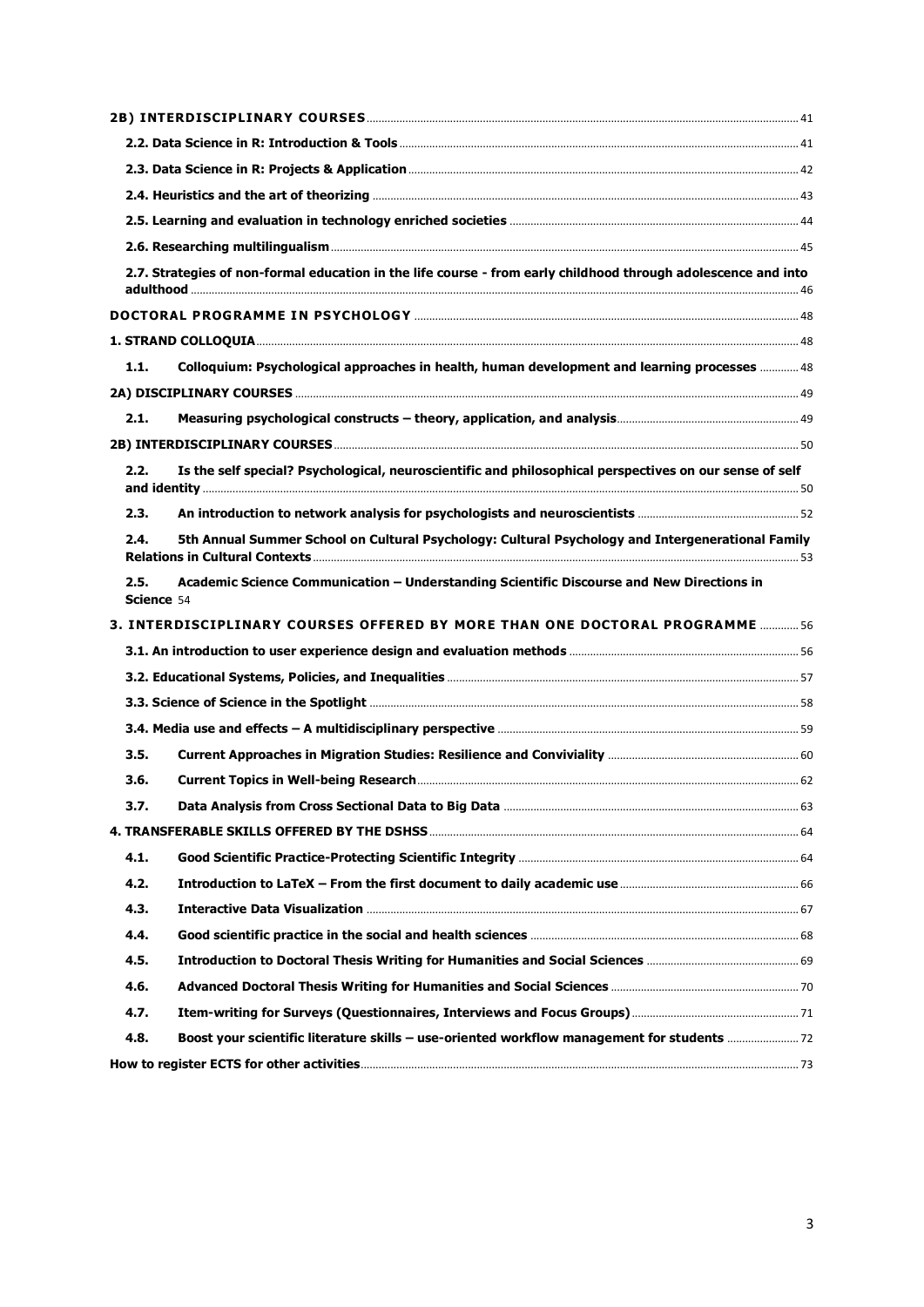**2B) INTERDISCIPLINARY COURSES** ... 41

**2.2. Data Science in R: Introduction & Tools** ... 41

**2.3. Data Science in R: Projects & Application** ... 42

**2.4. Heuristics and the art of theorizing** ... 43

**2.5. Learning and evaluation in technology enriched societies** ... 44

**2.6. Researching multilingualism** ... 45

**2.7. Strategies of non-formal education in the life course - from early childhood through adolescence and into adulthood** ... 46

**DOCTORAL PROGRAMME IN PSYCHOLOGY** ... 48

**1. STRAND COLLOQUIA** ... 48

**1.1. Colloquium: Psychological approaches in health, human development and learning processes** ... 48

**2A) DISCIPLINARY COURSES** ... 49

**2.1. Measuring psychological constructs – theory, application, and analysis** ... 49

**2B) INTERDISCIPLINARY COURSES** ... 50

**2.2. Is the self special? Psychological, neuroscientific and philosophical perspectives on our sense of self and identity** ... 50

**2.3. An introduction to network analysis for psychologists and neuroscientists** ... 52

**2.4. 5th Annual Summer School on Cultural Psychology: Cultural Psychology and Intergenerational Family Relations in Cultural Contexts** ... 53

**2.5. Academic Science Communication – Understanding Scientific Discourse and New Directions in Science** 54

**3. INTERDISCIPLINARY COURSES OFFERED BY MORE THAN ONE DOCTORAL PROGRAMME** ... 56

**3.1. An introduction to user experience design and evaluation methods** ... 56

**3.2. Educational Systems, Policies, and Inequalities** ... 57

**3.3. Science of Science in the Spotlight** ... 58

**3.4. Media use and effects – A multidisciplinary perspective** ... 59

**3.5. Current Approaches in Migration Studies: Resilience and Conviviality** ... 60

**3.6. Current Topics in Well-being Research** ... 62

**3.7. Data Analysis from Cross Sectional Data to Big Data** ... 63

**4. TRANSFERABLE SKILLS OFFERED BY THE DSHSS** ... 64

**4.1. Good Scientific Practice-Protecting Scientific Integrity** ... 64

**4.2. Introduction to LaTeX – From the first document to daily academic use** ... 66

**4.3. Interactive Data Visualization** ... 67

**4.4. Good scientific practice in the social and health sciences** ... 68

**4.5. Introduction to Doctoral Thesis Writing for Humanities and Social Sciences** ... 69

**4.6. Advanced Doctoral Thesis Writing for Humanities and Social Sciences** ... 70

**4.7. Item-writing for Surveys (Questionnaires, Interviews and Focus Groups)** ... 71

**4.8. Boost your scientific literature skills – use-oriented workflow management for students** ... 72

**How to register ECTS for other activities** ... 73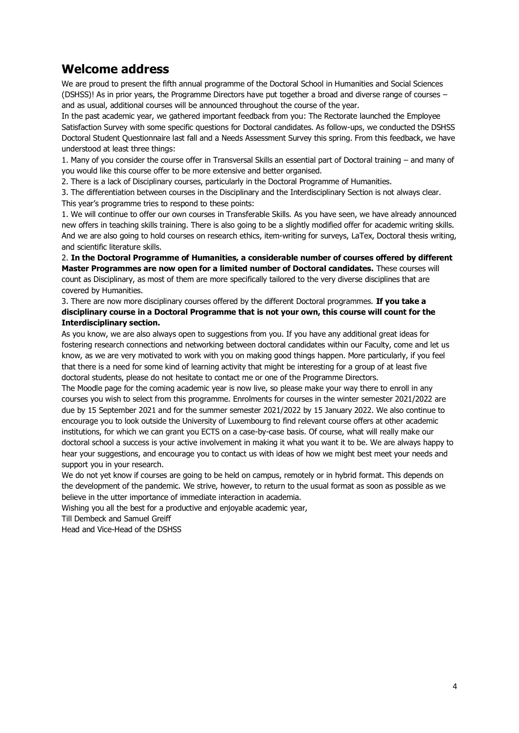## Welcome address

We are proud to present the fifth annual programme of the Doctoral School in Humanities and Social Sciences (DSHSS)! As in prior years, the Programme Directors have put together a broad and diverse range of courses – and as usual, additional courses will be announced throughout the course of the year.

In the past academic year, we gathered important feedback from you: The Rectorate launched the Employee Satisfaction Survey with some specific questions for Doctoral candidates. As follow-ups, we conducted the DSHSS Doctoral Student Questionnaire last fall and a Needs Assessment Survey this spring. From this feedback, we have understood at least three things:

1. Many of you consider the course offer in Transversal Skills an essential part of Doctoral training – and many of you would like this course offer to be more extensive and better organised.
2. There is a lack of Disciplinary courses, particularly in the Doctoral Programme of Humanities.
3. The differentiation between courses in the Disciplinary and the Interdisciplinary Section is not always clear.

This year's programme tries to respond to these points:

1. We will continue to offer our own courses in Transferable Skills. As you have seen, we have already announced new offers in teaching skills training. There is also going to be a slightly modified offer for academic writing skills. And we are also going to hold courses on research ethics, item-writing for surveys, LaTex, Doctoral thesis writing, and scientific literature skills.
2. **In the Doctoral Programme of Humanities, a considerable number of courses offered by different Master Programmes are now open for a limited number of Doctoral candidates.** These courses will count as Disciplinary, as most of them are more specifically tailored to the very diverse disciplines that are covered by Humanities.
3. There are now more disciplinary courses offered by the different Doctoral programmes. **If you take a disciplinary course in a Doctoral Programme that is not your own, this course will count for the Interdisciplinary section.**

As you know, we are also always open to suggestions from you. If you have any additional great ideas for fostering research connections and networking between doctoral candidates within our Faculty, come and let us know, as we are very motivated to work with you on making good things happen. More particularly, if you feel that there is a need for some kind of learning activity that might be interesting for a group of at least five doctoral students, please do not hesitate to contact me or one of the Programme Directors.

The Moodle page for the coming academic year is now live, so please make your way there to enroll in any courses you wish to select from this programme. Enrolments for courses in the winter semester 2021/2022 are due by 15 September 2021 and for the summer semester 2021/2022 by 15 January 2022. We also continue to encourage you to look outside the University of Luxembourg to find relevant course offers at other academic institutions, for which we can grant you ECTS on a case-by-case basis. Of course, what will really make our doctoral school a success is your active involvement in making it what you want it to be. We are always happy to hear your suggestions, and encourage you to contact us with ideas of how we might best meet your needs and support you in your research.

We do not yet know if courses are going to be held on campus, remotely or in hybrid format. This depends on the development of the pandemic. We strive, however, to return to the usual format as soon as possible as we believe in the utter importance of immediate interaction in academia.

Wishing you all the best for a productive and enjoyable academic year,

Till Dembeck and Samuel Greiff

Head and Vice-Head of the DSHSS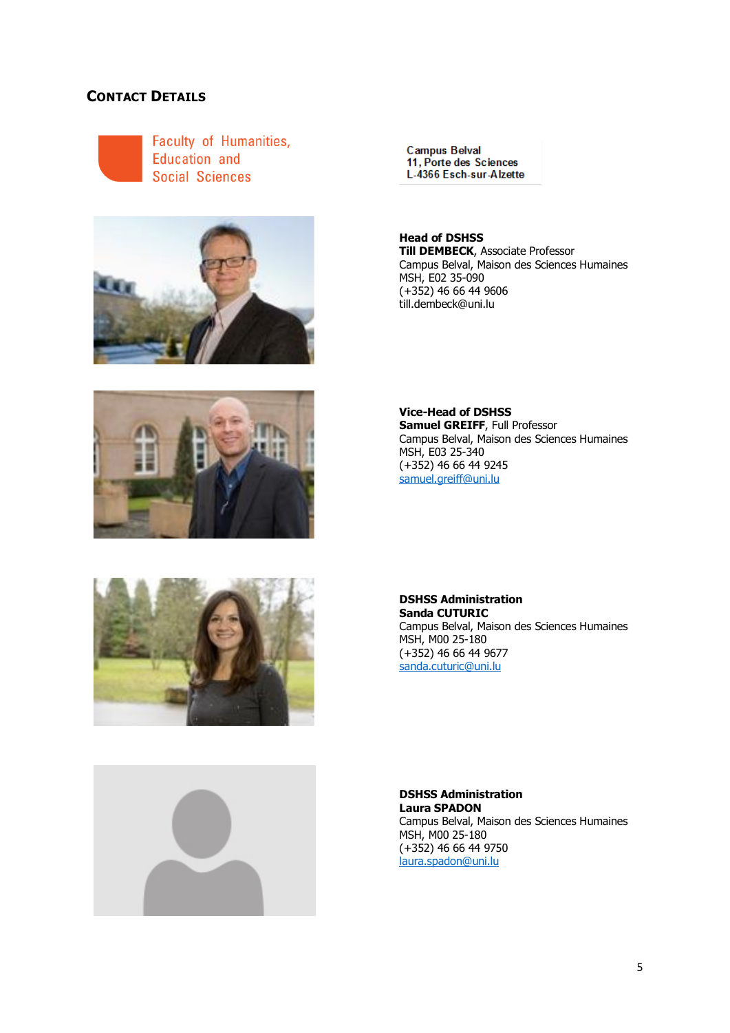## Contact Details

Faculty of Humanities, Education and Social Sciences

Campus Belval
11, Porte des Sciences
L-4366 Esch-sur-Alzette

**Head of DSHSS**
**Till DEMBECK**, Associate Professor
Campus Belval, Maison des Sciences Humaines
MSH, E02 35-090
(+352) 46 66 44 9606
till.dembeck@uni.lu

**Vice-Head of DSHSS**
**Samuel GREIFF**, Full Professor
Campus Belval, Maison des Sciences Humaines
MSH, E03 25-340
(+352) 46 66 44 9245
samuel.greiff@uni.lu

**DSHSS Administration**
**Sanda CUTURIC**
Campus Belval, Maison des Sciences Humaines
MSH, M00 25-180
(+352) 46 66 44 9677
sanda.cuturic@uni.lu

**DSHSS Administration**
**Laura SPADON**
Campus Belval, Maison des Sciences Humaines
MSH, M00 25-180
(+352) 46 66 44 9750
laura.spadon@uni.lu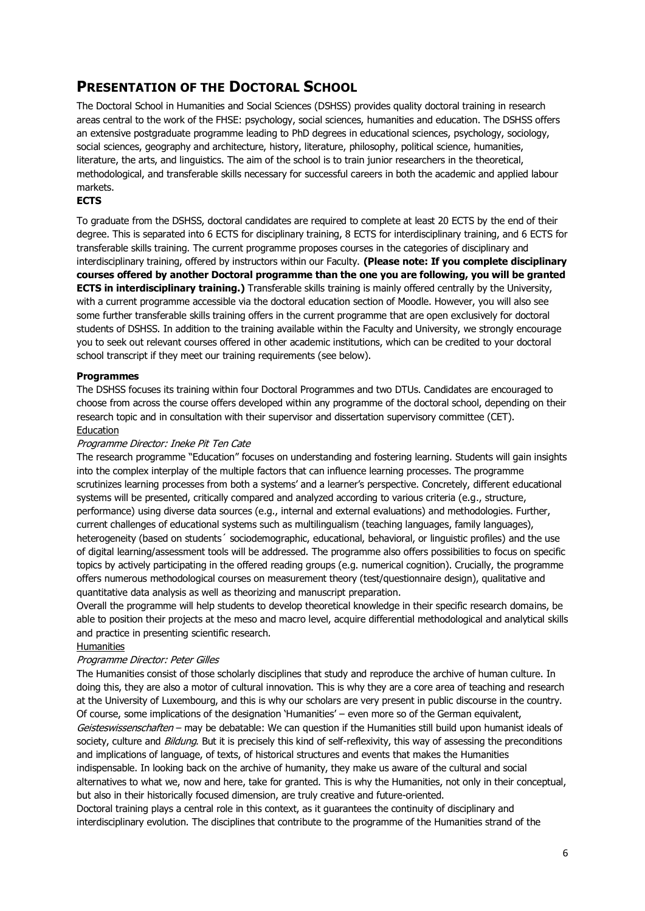# Presentation of the Doctoral School

The Doctoral School in Humanities and Social Sciences (DSHSS) provides quality doctoral training in research areas central to the work of the FHSE: psychology, social sciences, humanities and education. The DSHSS offers an extensive postgraduate programme leading to PhD degrees in educational sciences, psychology, sociology, social sciences, geography and architecture, history, literature, philosophy, political science, humanities, literature, the arts, and linguistics. The aim of the school is to train junior researchers in the theoretical, methodological, and transferable skills necessary for successful careers in both the academic and applied labour markets.

**ECTS**

To graduate from the DSHSS, doctoral candidates are required to complete at least 20 ECTS by the end of their degree. This is separated into 6 ECTS for disciplinary training, 8 ECTS for interdisciplinary training, and 6 ECTS for transferable skills training. The current programme proposes courses in the categories of disciplinary and interdisciplinary training, offered by instructors within our Faculty. **(Please note: If you complete disciplinary courses offered by another Doctoral programme than the one you are following, you will be granted ECTS in interdisciplinary training.)** Transferable skills training is mainly offered centrally by the University, with a current programme accessible via the doctoral education section of Moodle. However, you will also see some further transferable skills training offers in the current programme that are open exclusively for doctoral students of DSHSS. In addition to the training available within the Faculty and University, we strongly encourage you to seek out relevant courses offered in other academic institutions, which can be credited to your doctoral school transcript if they meet our training requirements (see below).

**Programmes**

The DSHSS focuses its training within four Doctoral Programmes and two DTUs. Candidates are encouraged to choose from across the course offers developed within any programme of the doctoral school, depending on their research topic and in consultation with their supervisor and dissertation supervisory committee (CET).

Education

*Programme Director: Ineke Pit Ten Cate*

The research programme "Education" focuses on understanding and fostering learning. Students will gain insights into the complex interplay of the multiple factors that can influence learning processes. The programme scrutinizes learning processes from both a systems' and a learner's perspective. Concretely, different educational systems will be presented, critically compared and analyzed according to various criteria (e.g., structure, performance) using diverse data sources (e.g., internal and external evaluations) and methodologies. Further, current challenges of educational systems such as multilingualism (teaching languages, family languages), heterogeneity (based on students´ sociodemographic, educational, behavioral, or linguistic profiles) and the use of digital learning/assessment tools will be addressed. The programme also offers possibilities to focus on specific topics by actively participating in the offered reading groups (e.g. numerical cognition). Crucially, the programme offers numerous methodological courses on measurement theory (test/questionnaire design), qualitative and quantitative data analysis as well as theorizing and manuscript preparation.

Overall the programme will help students to develop theoretical knowledge in their specific research domains, be able to position their projects at the meso and macro level, acquire differential methodological and analytical skills and practice in presenting scientific research.

Humanities

*Programme Director: Peter Gilles*

The Humanities consist of those scholarly disciplines that study and reproduce the archive of human culture. In doing this, they are also a motor of cultural innovation. This is why they are a core area of teaching and research at the University of Luxembourg, and this is why our scholars are very present in public discourse in the country. Of course, some implications of the designation 'Humanities' – even more so of the German equivalent, *Geisteswissenschaften* – may be debatable: We can question if the Humanities still build upon humanist ideals of society, culture and *Bildung*. But it is precisely this kind of self-reflexivity, this way of assessing the preconditions and implications of language, of texts, of historical structures and events that makes the Humanities indispensable. In looking back on the archive of humanity, they make us aware of the cultural and social alternatives to what we, now and here, take for granted. This is why the Humanities, not only in their conceptual, but also in their historically focused dimension, are truly creative and future-oriented.

Doctoral training plays a central role in this context, as it guarantees the continuity of disciplinary and interdisciplinary evolution. The disciplines that contribute to the programme of the Humanities strand of the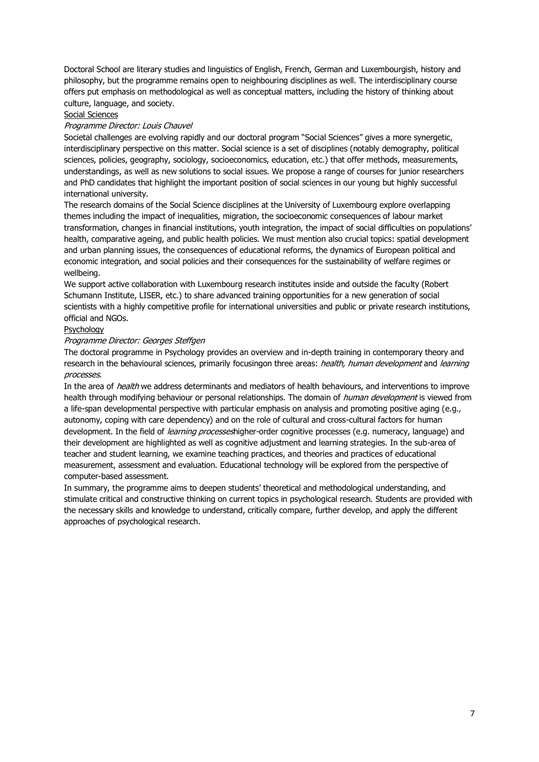Doctoral School are literary studies and linguistics of English, French, German and Luxembourgish, history and philosophy, but the programme remains open to neighbouring disciplines as well. The interdisciplinary course offers put emphasis on methodological as well as conceptual matters, including the history of thinking about culture, language, and society.

<u>Social Sciences</u>

*Programme Director: Louis Chauvel*

Societal challenges are evolving rapidly and our doctoral program "Social Sciences" gives a more synergetic, interdisciplinary perspective on this matter. Social science is a set of disciplines (notably demography, political sciences, policies, geography, sociology, socioeconomics, education, etc.) that offer methods, measurements, understandings, as well as new solutions to social issues. We propose a range of courses for junior researchers and PhD candidates that highlight the important position of social sciences in our young but highly successful international university.

The research domains of the Social Science disciplines at the University of Luxembourg explore overlapping themes including the impact of inequalities, migration, the socioeconomic consequences of labour market transformation, changes in financial institutions, youth integration, the impact of social difficulties on populations' health, comparative ageing, and public health policies. We must mention also crucial topics: spatial development and urban planning issues, the consequences of educational reforms, the dynamics of European political and economic integration, and social policies and their consequences for the sustainability of welfare regimes or wellbeing.

We support active collaboration with Luxembourg research institutes inside and outside the faculty (Robert Schumann Institute, LISER, etc.) to share advanced training opportunities for a new generation of social scientists with a highly competitive profile for international universities and public or private research institutions, official and NGOs.

<u>Psychology</u>

*Programme Director: Georges Steffgen*

The doctoral programme in Psychology provides an overview and in-depth training in contemporary theory and research in the behavioural sciences, primarily focusingon three areas: *health, human development* and *learning processes*.

In the area of *health* we address determinants and mediators of health behaviours, and interventions to improve health through modifying behaviour or personal relationships. The domain of *human development* is viewed from a life-span developmental perspective with particular emphasis on analysis and promoting positive aging (e.g., autonomy, coping with care dependency) and on the role of cultural and cross-cultural factors for human development. In the field of *learning processes*higher-order cognitive processes (e.g. numeracy, language) and their development are highlighted as well as cognitive adjustment and learning strategies. In the sub-area of teacher and student learning, we examine teaching practices, and theories and practices of educational measurement, assessment and evaluation. Educational technology will be explored from the perspective of computer-based assessment.

In summary, the programme aims to deepen students' theoretical and methodological understanding, and stimulate critical and constructive thinking on current topics in psychological research. Students are provided with the necessary skills and knowledge to understand, critically compare, further develop, and apply the different approaches of psychological research.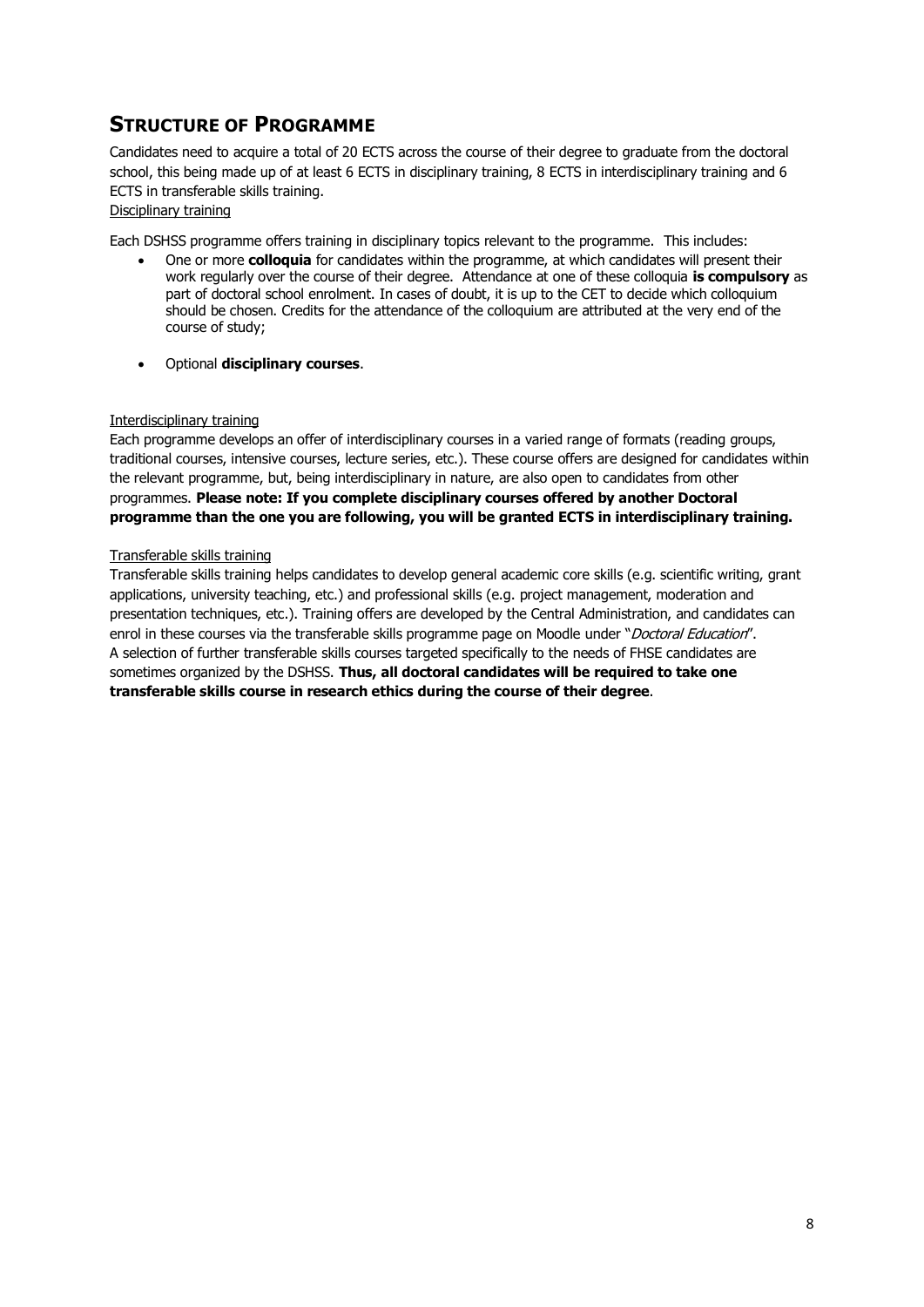## Structure of Programme

Candidates need to acquire a total of 20 ECTS across the course of their degree to graduate from the doctoral school, this being made up of at least 6 ECTS in disciplinary training, 8 ECTS in interdisciplinary training and 6 ECTS in transferable skills training.

### Disciplinary training

Each DSHSS programme offers training in disciplinary topics relevant to the programme. This includes:

- One or more **colloquia** for candidates within the programme, at which candidates will present their work regularly over the course of their degree. Attendance at one of these colloquia **is compulsory** as part of doctoral school enrolment. In cases of doubt, it is up to the CET to decide which colloquium should be chosen. Credits for the attendance of the colloquium are attributed at the very end of the course of study;
- Optional **disciplinary courses**.

### Interdisciplinary training

Each programme develops an offer of interdisciplinary courses in a varied range of formats (reading groups, traditional courses, intensive courses, lecture series, etc.). These course offers are designed for candidates within the relevant programme, but, being interdisciplinary in nature, are also open to candidates from other programmes. **Please note: If you complete disciplinary courses offered by another Doctoral programme than the one you are following, you will be granted ECTS in interdisciplinary training.**

### Transferable skills training

Transferable skills training helps candidates to develop general academic core skills (e.g. scientific writing, grant applications, university teaching, etc.) and professional skills (e.g. project management, moderation and presentation techniques, etc.). Training offers are developed by the Central Administration, and candidates can enrol in these courses via the transferable skills programme page on Moodle under "*Doctoral Education*".
A selection of further transferable skills courses targeted specifically to the needs of FHSE candidates are sometimes organized by the DSHSS. **Thus, all doctoral candidates will be required to take one transferable skills course in research ethics during the course of their degree**.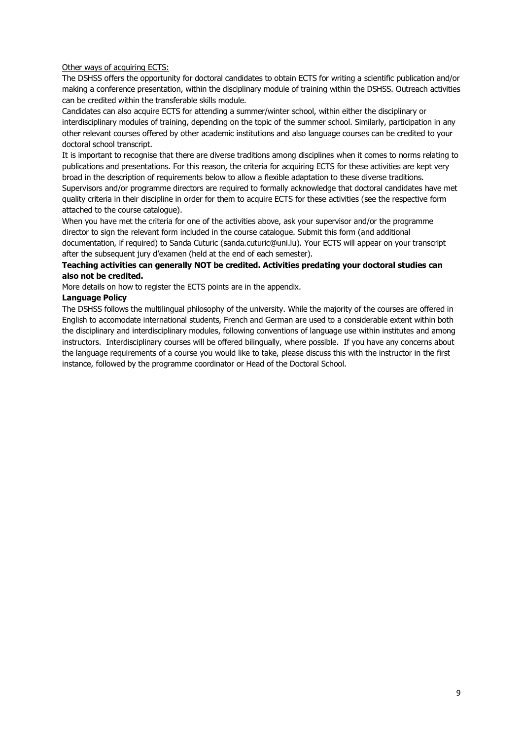Other ways of acquiring ECTS:

The DSHSS offers the opportunity for doctoral candidates to obtain ECTS for writing a scientific publication and/or making a conference presentation, within the disciplinary module of training within the DSHSS. Outreach activities can be credited within the transferable skills module.

Candidates can also acquire ECTS for attending a summer/winter school, within either the disciplinary or interdisciplinary modules of training, depending on the topic of the summer school. Similarly, participation in any other relevant courses offered by other academic institutions and also language courses can be credited to your doctoral school transcript.

It is important to recognise that there are diverse traditions among disciplines when it comes to norms relating to publications and presentations. For this reason, the criteria for acquiring ECTS for these activities are kept very broad in the description of requirements below to allow a flexible adaptation to these diverse traditions.

Supervisors and/or programme directors are required to formally acknowledge that doctoral candidates have met quality criteria in their discipline in order for them to acquire ECTS for these activities (see the respective form attached to the course catalogue).

When you have met the criteria for one of the activities above, ask your supervisor and/or the programme director to sign the relevant form included in the course catalogue. Submit this form (and additional documentation, if required) to Sanda Cuturic (sanda.cuturic@uni.lu). Your ECTS will appear on your transcript after the subsequent jury d'examen (held at the end of each semester).

**Teaching activities can generally NOT be credited. Activities predating your doctoral studies can also not be credited.**

More details on how to register the ECTS points are in the appendix.

**Language Policy**

The DSHSS follows the multilingual philosophy of the university. While the majority of the courses are offered in English to accomodate international students, French and German are used to a considerable extent within both the disciplinary and interdisciplinary modules, following conventions of language use within institutes and among instructors. Interdisciplinary courses will be offered bilingually, where possible. If you have any concerns about the language requirements of a course you would like to take, please discuss this with the instructor in the first instance, followed by the programme coordinator or Head of the Doctoral School.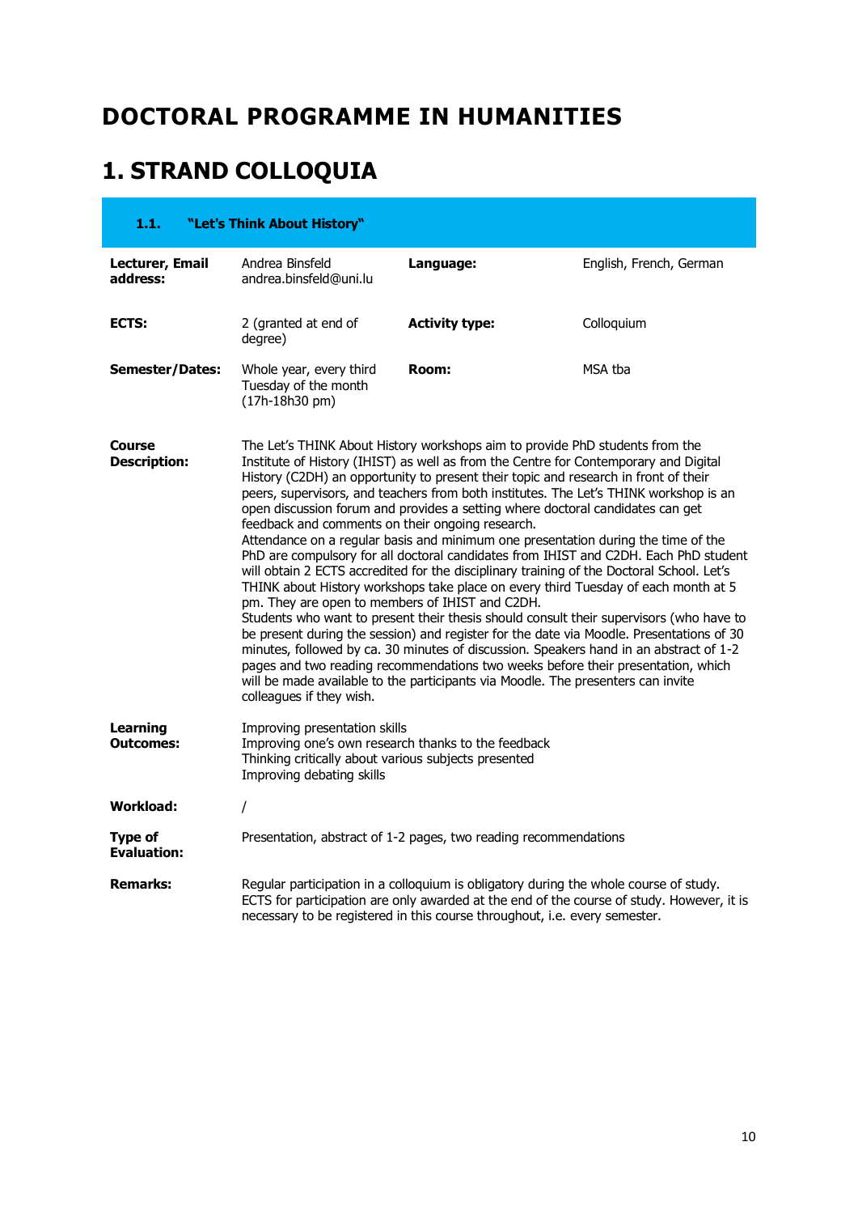# DOCTORAL PROGRAMME IN HUMANITIES

# 1. STRAND COLLOQUIA

### 1.1. "Let's Think About History"

| | | | |
|---|---|---|---|
| **Lecturer, Email address:** | Andrea Binsfeld andrea.binsfeld@uni.lu | **Language:** | English, French, German |
| **ECTS:** | 2 (granted at end of degree) | **Activity type:** | Colloquium |
| **Semester/Dates:** | Whole year, every third Tuesday of the month (17h-18h30 pm) | **Room:** | MSA tba |

**Course Description:**

The Let's THINK About History workshops aim to provide PhD students from the Institute of History (IHIST) as well as from the Centre for Contemporary and Digital History (C2DH) an opportunity to present their topic and research in front of their peers, supervisors, and teachers from both institutes. The Let's THINK workshop is an open discussion forum and provides a setting where doctoral candidates can get feedback and comments on their ongoing research.

Attendance on a regular basis and minimum one presentation during the time of the PhD are compulsory for all doctoral candidates from IHIST and C2DH. Each PhD student will obtain 2 ECTS accredited for the disciplinary training of the Doctoral School. Let's THINK about History workshops take place on every third Tuesday of each month at 5 pm. They are open to members of IHIST and C2DH.

Students who want to present their thesis should consult their supervisors (who have to be present during the session) and register for the date via Moodle. Presentations of 30 minutes, followed by ca. 30 minutes of discussion. Speakers hand in an abstract of 1-2 pages and two reading recommendations two weeks before their presentation, which will be made available to the participants via Moodle. The presenters can invite colleagues if they wish.

**Learning Outcomes:**

Improving presentation skills
Improving one's own research thanks to the feedback
Thinking critically about various subjects presented
Improving debating skills

**Workload:** /

**Type of Evaluation:** Presentation, abstract of 1-2 pages, two reading recommendations

**Remarks:** Regular participation in a colloquium is obligatory during the whole course of study. ECTS for participation are only awarded at the end of the course of study. However, it is necessary to be registered in this course throughout, i.e. every semester.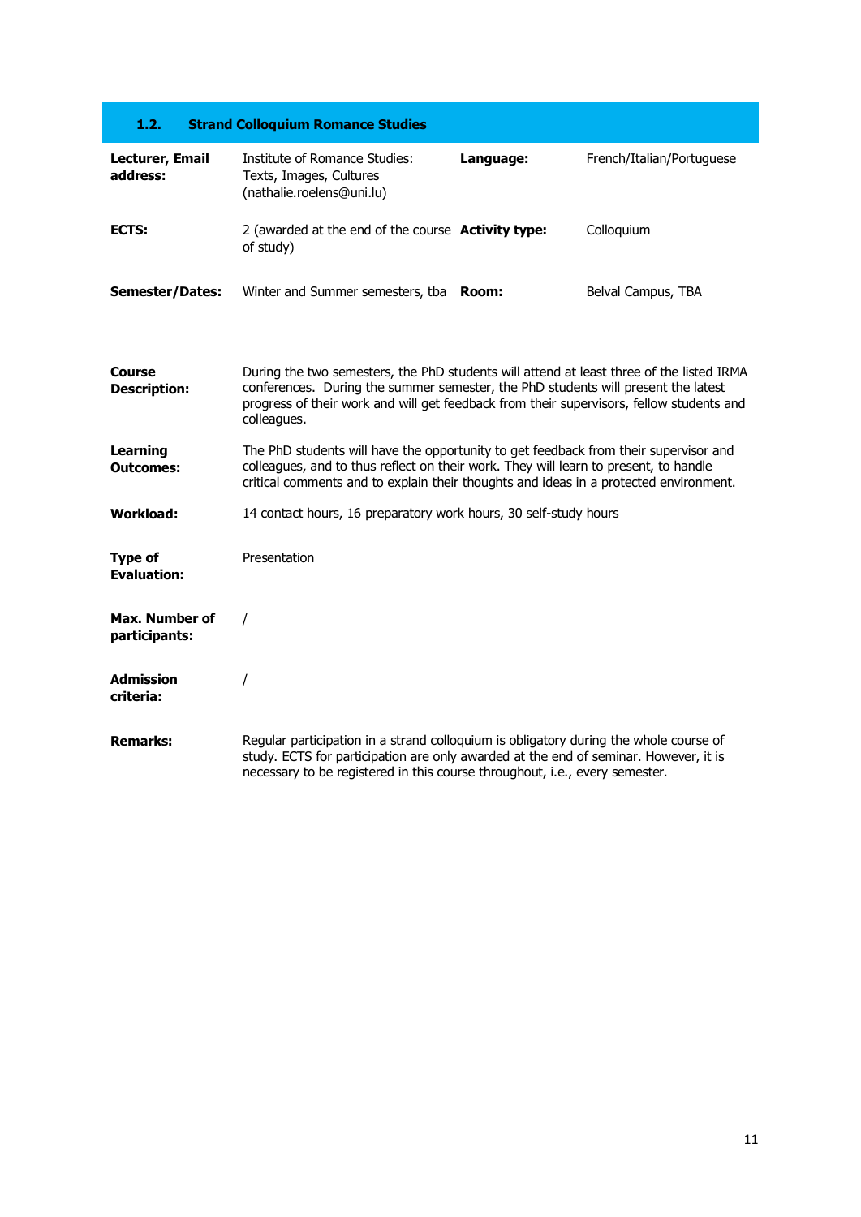## 1.2. Strand Colloquium Romance Studies

| | | | |
|---|---|---|---|
| **Lecturer, Email address:** | Institute of Romance Studies: Texts, Images, Cultures (nathalie.roelens@uni.lu) | **Language:** | French/Italian/Portuguese |
| **ECTS:** | 2 (awarded at the end of the course of study) | **Activity type:** | Colloquium |
| **Semester/Dates:** | Winter and Summer semesters, tba | **Room:** | Belval Campus, TBA |

**Course Description:** During the two semesters, the PhD students will attend at least three of the listed IRMA conferences. During the summer semester, the PhD students will present the latest progress of their work and will get feedback from their supervisors, fellow students and colleagues.

**Learning Outcomes:** The PhD students will have the opportunity to get feedback from their supervisor and colleagues, and to thus reflect on their work. They will learn to present, to handle critical comments and to explain their thoughts and ideas in a protected environment.

**Workload:** 14 contact hours, 16 preparatory work hours, 30 self-study hours

**Type of Evaluation:** Presentation

**Max. Number of participants:** /

**Admission criteria:** /

**Remarks:** Regular participation in a strand colloquium is obligatory during the whole course of study. ECTS for participation are only awarded at the end of seminar. However, it is necessary to be registered in this course throughout, i.e., every semester.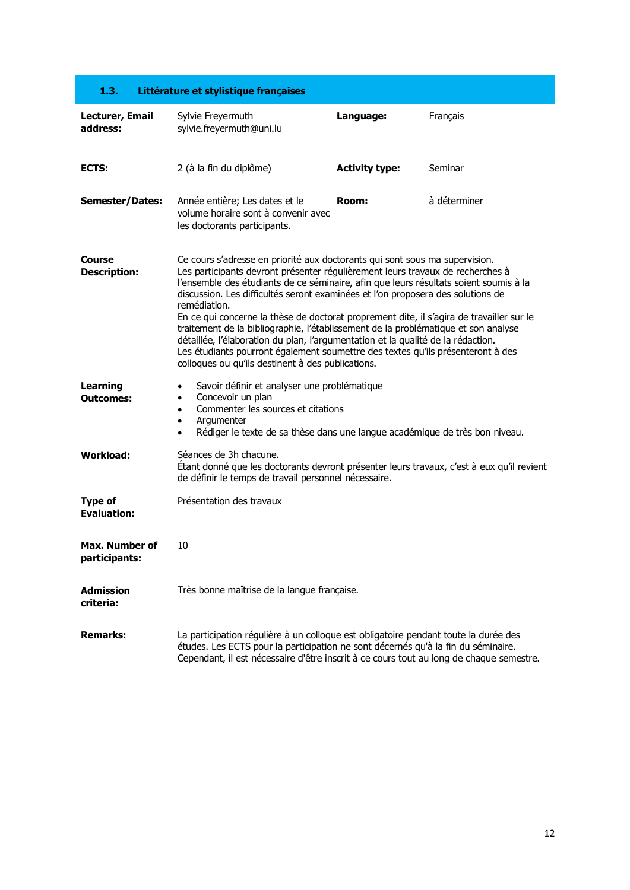## 1.3. Littérature et stylistique françaises

| | | | |
|---|---|---|---|
| **Lecturer, Email address:** | Sylvie Freyermuth sylvie.freyermuth@uni.lu | **Language:** | Français |
| **ECTS:** | 2 (à la fin du diplôme) | **Activity type:** | Seminar |
| **Semester/Dates:** | Année entière; Les dates et le volume horaire sont à convenir avec les doctorants participants. | **Room:** | à déterminer |

**Course Description:**

Ce cours s'adresse en priorité aux doctorants qui sont sous ma supervision.
Les participants devront présenter régulièrement leurs travaux de recherches à l'ensemble des étudiants de ce séminaire, afin que leurs résultats soient soumis à la discussion. Les difficultés seront examinées et l'on proposera des solutions de remédiation.
En ce qui concerne la thèse de doctorat proprement dite, il s'agira de travailler sur le traitement de la bibliographie, l'établissement de la problématique et son analyse détaillée, l'élaboration du plan, l'argumentation et la qualité de la rédaction.
Les étudiants pourront également soumettre des textes qu'ils présenteront à des colloques ou qu'ils destinent à des publications.

**Learning Outcomes:**

- Savoir définir et analyser une problématique
- Concevoir un plan
- Commenter les sources et citations
- Argumenter
- Rédiger le texte de sa thèse dans une langue académique de très bon niveau.

**Workload:**

Séances de 3h chacune.
Étant donné que les doctorants devront présenter leurs travaux, c'est à eux qu'il revient de définir le temps de travail personnel nécessaire.

**Type of Evaluation:**

Présentation des travaux

**Max. Number of participants:**

10

**Admission criteria:**

Très bonne maîtrise de la langue française.

**Remarks:**

La participation régulière à un colloque est obligatoire pendant toute la durée des études. Les ECTS pour la participation ne sont décernés qu'à la fin du séminaire. Cependant, il est nécessaire d'être inscrit à ce cours tout au long de chaque semestre.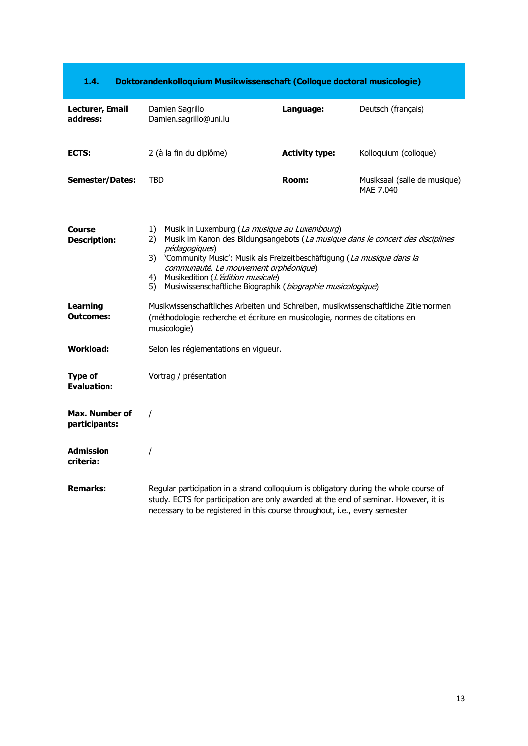## 1.4. Doktorandenkolloquium Musikwissenschaft (Colloque doctoral musicologie)

| | | | |
|---|---|---|---|
| **Lecturer, Email address:** | Damien Sagrillo Damien.sagrillo@uni.lu | **Language:** | Deutsch (français) |
| **ECTS:** | 2 (à la fin du diplôme) | **Activity type:** | Kolloquium (colloque) |
| **Semester/Dates:** | TBD | **Room:** | Musiksaal (salle de musique) MAE 7.040 |

**Course Description:**

1) Musik in Luxemburg (*La musique au Luxembourg*)
2) Musik im Kanon des Bildungsangebots (*La musique dans le concert des disciplines pédagogiques*)
3) 'Community Music': Musik als Freizeitbeschäftigung (*La musique dans la communauté. Le mouvement orphéonique*)
4) Musikedition (*L'édition musicale*)
5) Musiwissenschaftliche Biographik (*biographie musicologique*)

**Learning Outcomes:** Musikwissenschaftliches Arbeiten und Schreiben, musikwissenschaftliche Zitiernormen (méthodologie recherche et écriture en musicologie, normes de citations en musicologie)

**Workload:** Selon les réglementations en vigueur.

**Type of Evaluation:** Vortrag / présentation

**Max. Number of participants:** /

**Admission criteria:** /

**Remarks:** Regular participation in a strand colloquium is obligatory during the whole course of study. ECTS for participation are only awarded at the end of seminar. However, it is necessary to be registered in this course throughout, i.e., every semester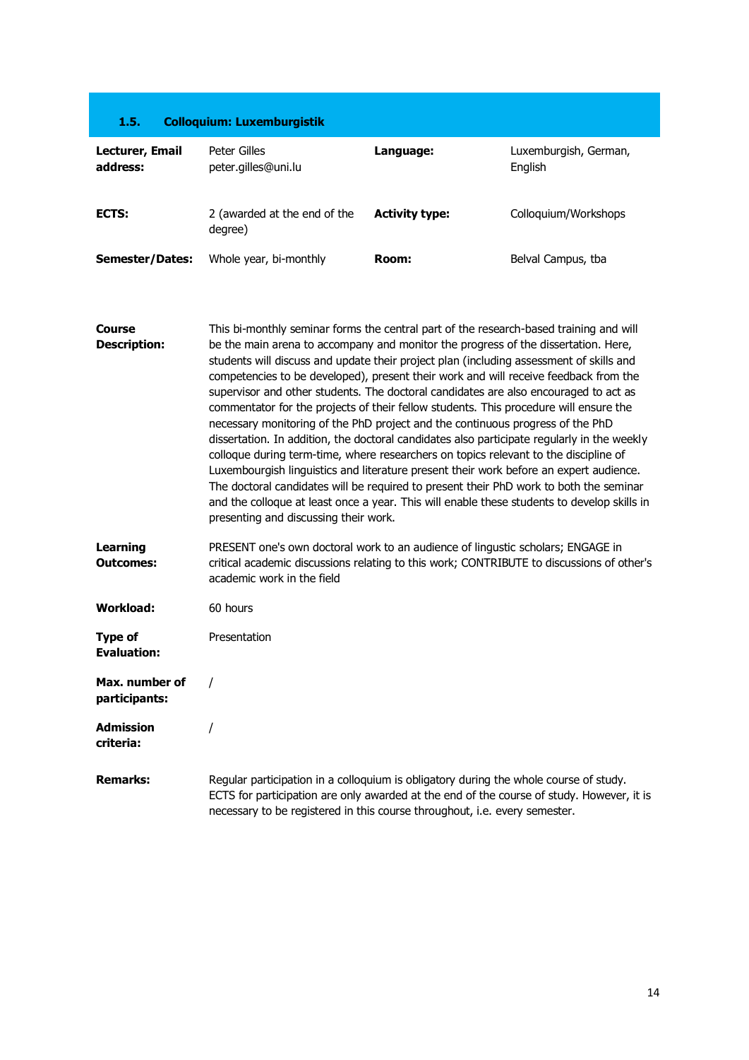### 1.5. Colloquium: Luxemburgistik

| | | | |
|---|---|---|---|
| **Lecturer, Email address:** | Peter Gilles peter.gilles@uni.lu | **Language:** | Luxemburgish, German, English |
| **ECTS:** | 2 (awarded at the end of the degree) | **Activity type:** | Colloquium/Workshops |
| **Semester/Dates:** | Whole year, bi-monthly | **Room:** | Belval Campus, tba |

| | |
|---|---|
| **Course Description:** | This bi-monthly seminar forms the central part of the research-based training and will be the main arena to accompany and monitor the progress of the dissertation. Here, students will discuss and update their project plan (including assessment of skills and competencies to be developed), present their work and will receive feedback from the supervisor and other students. The doctoral candidates are also encouraged to act as commentator for the projects of their fellow students. This procedure will ensure the necessary monitoring of the PhD project and the continuous progress of the PhD dissertation. In addition, the doctoral candidates also participate regularly in the weekly colloque during term-time, where researchers on topics relevant to the discipline of Luxembourgish linguistics and literature present their work before an expert audience. The doctoral candidates will be required to present their PhD work to both the seminar and the colloque at least once a year. This will enable these students to develop skills in presenting and discussing their work. |
| **Learning Outcomes:** | PRESENT one's own doctoral work to an audience of lingustic scholars; ENGAGE in critical academic discussions relating to this work; CONTRIBUTE to discussions of other's academic work in the field |
| **Workload:** | 60 hours |
| **Type of Evaluation:** | Presentation |
| **Max. number of participants:** | / |
| **Admission criteria:** | / |
| **Remarks:** | Regular participation in a colloquium is obligatory during the whole course of study. ECTS for participation are only awarded at the end of the course of study. However, it is necessary to be registered in this course throughout, i.e. every semester. |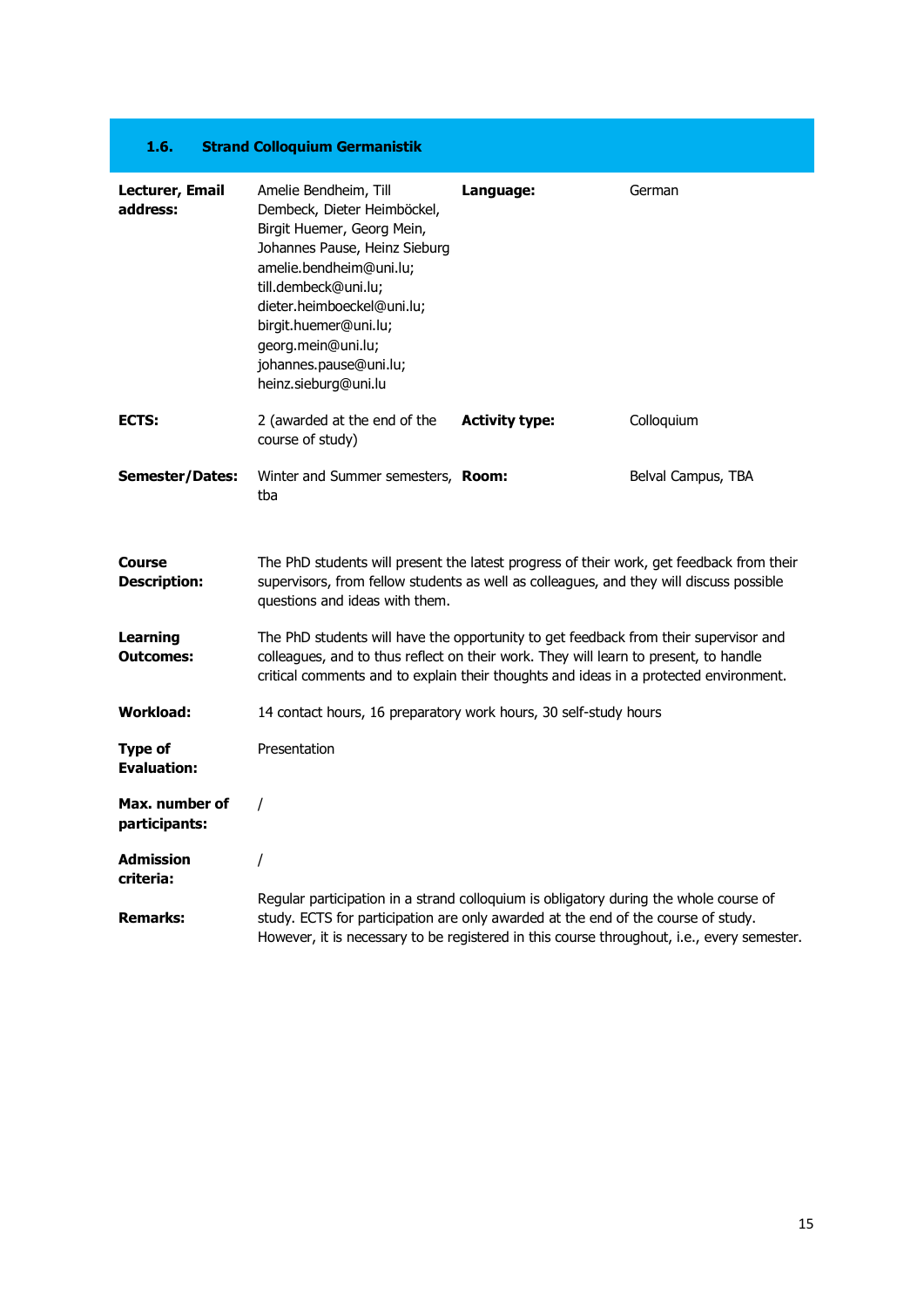## 1.6. Strand Colloquium Germanistik

| | | | |
|---|---|---|---|
| **Lecturer, Email address:** | Amelie Bendheim, Till Dembeck, Dieter Heimböckel, Birgit Huemer, Georg Mein, Johannes Pause, Heinz Sieburg amelie.bendheim@uni.lu; till.dembeck@uni.lu; dieter.heimboeckel@uni.lu; birgit.huemer@uni.lu; georg.mein@uni.lu; johannes.pause@uni.lu; heinz.sieburg@uni.lu | **Language:** | German |
| **ECTS:** | 2 (awarded at the end of the course of study) | **Activity type:** | Colloquium |
| **Semester/Dates:** | Winter and Summer semesters, tba | **Room:** | Belval Campus, TBA |

**Course Description:** The PhD students will present the latest progress of their work, get feedback from their supervisors, from fellow students as well as colleagues, and they will discuss possible questions and ideas with them.

**Learning Outcomes:** The PhD students will have the opportunity to get feedback from their supervisor and colleagues, and to thus reflect on their work. They will learn to present, to handle critical comments and to explain their thoughts and ideas in a protected environment.

**Workload:** 14 contact hours, 16 preparatory work hours, 30 self-study hours

**Type of Evaluation:** Presentation

**Max. number of participants:** /

**Admission criteria:** /

**Remarks:** Regular participation in a strand colloquium is obligatory during the whole course of study. ECTS for participation are only awarded at the end of the course of study. However, it is necessary to be registered in this course throughout, i.e., every semester.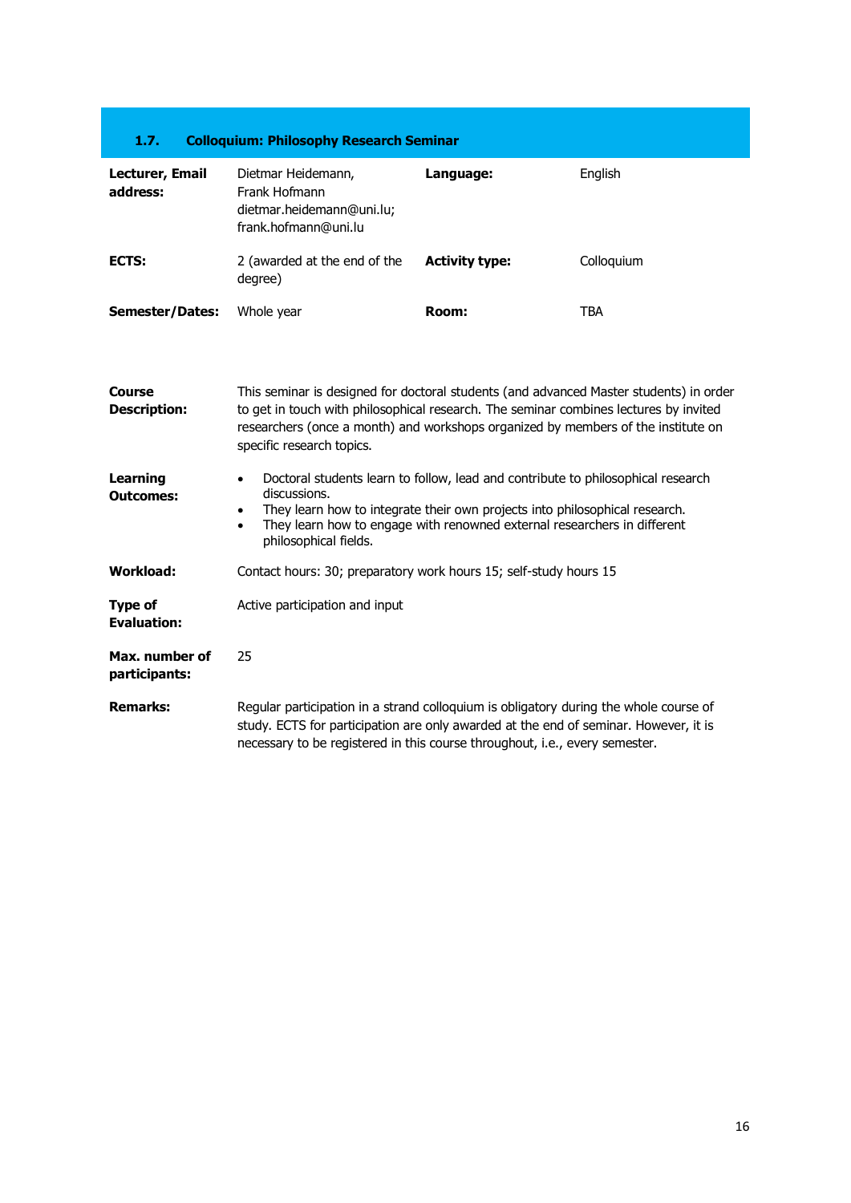### 1.7. Colloquium: Philosophy Research Seminar

| | | | |
|---|---|---|---|
| **Lecturer, Email address:** | Dietmar Heidemann, Frank Hofmann dietmar.heidemann@uni.lu; frank.hofmann@uni.lu | **Language:** | English |
| **ECTS:** | 2 (awarded at the end of the degree) | **Activity type:** | Colloquium |
| **Semester/Dates:** | Whole year | **Room:** | TBA |

**Course Description:** This seminar is designed for doctoral students (and advanced Master students) in order to get in touch with philosophical research. The seminar combines lectures by invited researchers (once a month) and workshops organized by members of the institute on specific research topics.

**Learning Outcomes:**

- Doctoral students learn to follow, lead and contribute to philosophical research discussions.
- They learn how to integrate their own projects into philosophical research.
- They learn how to engage with renowned external researchers in different philosophical fields.

**Workload:** Contact hours: 30; preparatory work hours 15; self-study hours 15

**Type of Evaluation:** Active participation and input

**Max. number of participants:** 25

**Remarks:** Regular participation in a strand colloquium is obligatory during the whole course of study. ECTS for participation are only awarded at the end of seminar. However, it is necessary to be registered in this course throughout, i.e., every semester.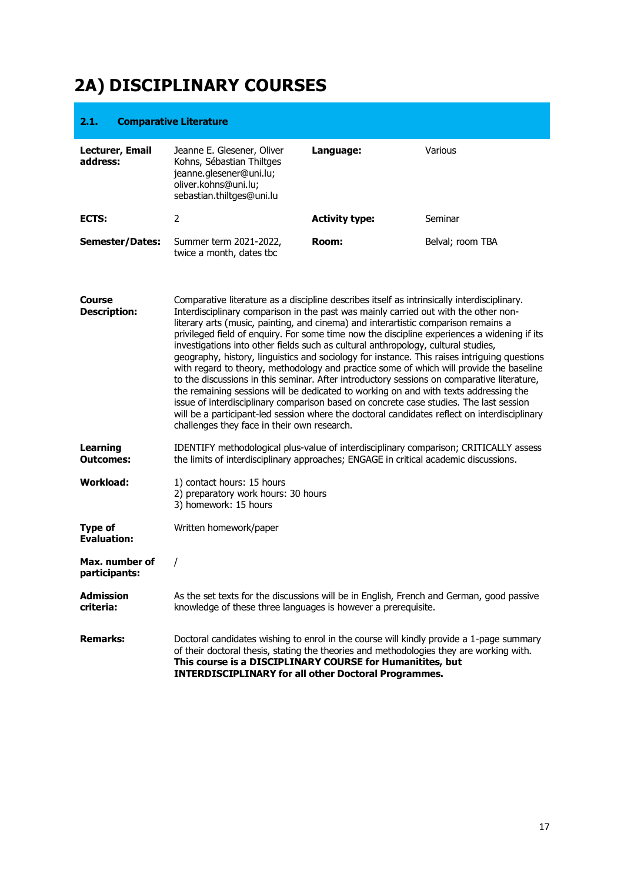# 2A) DISCIPLINARY COURSES

## 2.1. Comparative Literature

| | | | |
|---|---|---|---|
| **Lecturer, Email address:** | Jeanne E. Glesener, Oliver Kohns, Sébastian Thiltges jeanne.glesener@uni.lu; oliver.kohns@uni.lu; sebastian.thiltges@uni.lu | **Language:** | Various |
| **ECTS:** | 2 | **Activity type:** | Seminar |
| **Semester/Dates:** | Summer term 2021-2022, twice a month, dates tbc | **Room:** | Belval; room TBA |

**Course Description:** Comparative literature as a discipline describes itself as intrinsically interdisciplinary. Interdisciplinary comparison in the past was mainly carried out with the other non-literary arts (music, painting, and cinema) and interartistic comparison remains a privileged field of enquiry. For some time now the discipline experiences a widening if its investigations into other fields such as cultural anthropology, cultural studies, geography, history, linguistics and sociology for instance. This raises intriguing questions with regard to theory, methodology and practice some of which will provide the baseline to the discussions in this seminar. After introductory sessions on comparative literature, the remaining sessions will be dedicated to working on and with texts addressing the issue of interdisciplinary comparison based on concrete case studies. The last session will be a participant-led session where the doctoral candidates reflect on interdisciplinary challenges they face in their own research.

**Learning Outcomes:** IDENTIFY methodological plus-value of interdisciplinary comparison; CRITICALLY assess the limits of interdisciplinary approaches; ENGAGE in critical academic discussions.

**Workload:**
1) contact hours: 15 hours
2) preparatory work hours: 30 hours
3) homework: 15 hours

**Type of Evaluation:** Written homework/paper

**Max. number of participants:** /

**Admission criteria:** As the set texts for the discussions will be in English, French and German, good passive knowledge of these three languages is however a prerequisite.

**Remarks:** Doctoral candidates wishing to enrol in the course will kindly provide a 1-page summary of their doctoral thesis, stating the theories and methodologies they are working with. **This course is a DISCIPLINARY COURSE for Humanitites, but INTERDISCIPLINARY for all other Doctoral Programmes.**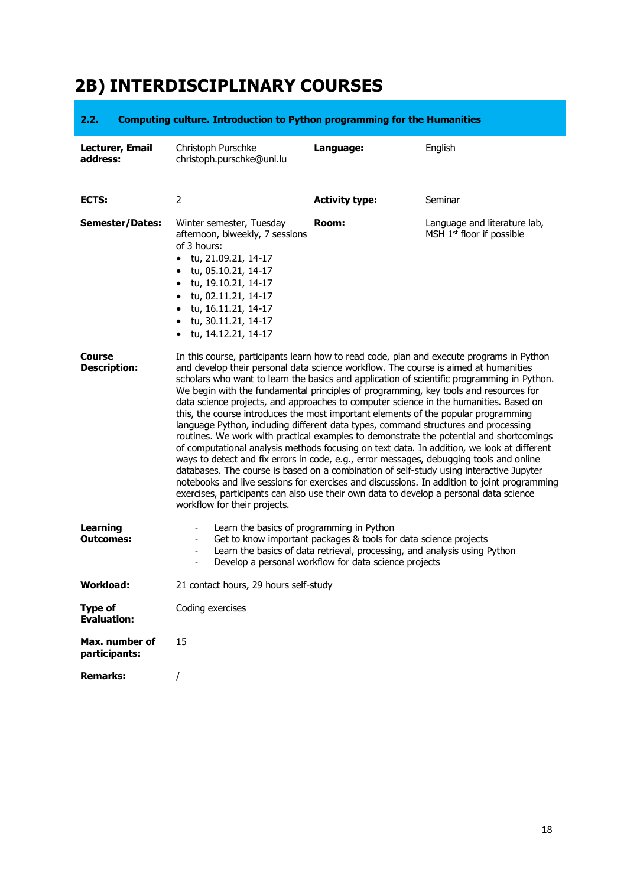# 2B) INTERDISCIPLINARY COURSES

## 2.2. Computing culture. Introduction to Python programming for the Humanities

| | | | |
|---|---|---|---|
| **Lecturer, Email address:** | Christoph Purschke christoph.purschke@uni.lu | **Language:** | English |
| **ECTS:** | 2 | **Activity type:** | Seminar |
| **Semester/Dates:** | Winter semester, Tuesday afternoon, biweekly, 7 sessions of 3 hours:<br>• tu, 21.09.21, 14-17<br>• tu, 05.10.21, 14-17<br>• tu, 19.10.21, 14-17<br>• tu, 02.11.21, 14-17<br>• tu, 16.11.21, 14-17<br>• tu, 30.11.21, 14-17<br>• tu, 14.12.21, 14-17 | **Room:** | Language and literature lab, MSH 1st floor if possible |

**Course Description:**

In this course, participants learn how to read code, plan and execute programs in Python and develop their personal data science workflow. The course is aimed at humanities scholars who want to learn the basics and application of scientific programming in Python. We begin with the fundamental principles of programming, key tools and resources for data science projects, and approaches to computer science in the humanities. Based on this, the course introduces the most important elements of the popular programming language Python, including different data types, command structures and processing routines. We work with practical examples to demonstrate the potential and shortcomings of computational analysis methods focusing on text data. In addition, we look at different ways to detect and fix errors in code, e.g., error messages, debugging tools and online databases. The course is based on a combination of self-study using interactive Jupyter notebooks and live sessions for exercises and discussions. In addition to joint programming exercises, participants can also use their own data to develop a personal data science workflow for their projects.

**Learning Outcomes:**

- Learn the basics of programming in Python
- Get to know important packages & tools for data science projects
- Learn the basics of data retrieval, processing, and analysis using Python
- Develop a personal workflow for data science projects

**Workload:** 21 contact hours, 29 hours self-study

**Type of Evaluation:** Coding exercises

**Max. number of participants:** 15

**Remarks:** /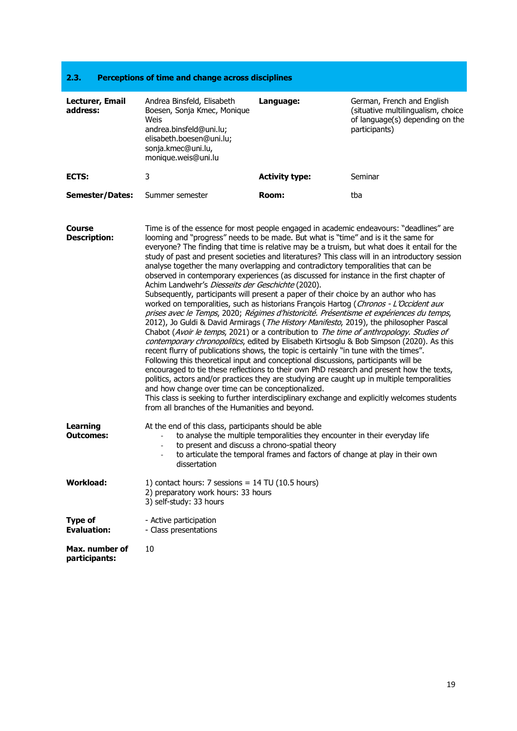## 2.3. Perceptions of time and change across disciplines

| **Lecturer, Email address:** | Andrea Binsfeld, Elisabeth Boesen, Sonja Kmec, Monique Weis andrea.binsfeld@uni.lu; elisabeth.boesen@uni.lu; sonja.kmec@uni.lu, monique.weis@uni.lu | **Language:** | German, French and English (situative multilingualism, choice of language(s) depending on the participants) |
|---|---|---|---|
| **ECTS:** | 3 | **Activity type:** | Seminar |
| **Semester/Dates:** | Summer semester | **Room:** | tba |

**Course Description:**

Time is of the essence for most people engaged in academic endeavours: "deadlines" are looming and "progress" needs to be made. But what is "time" and is it the same for everyone? The finding that time is relative may be a truism, but what does it entail for the study of past and present societies and literatures? This class will in an introductory session analyse together the many overlapping and contradictory temporalities that can be observed in contemporary experiences (as discussed for instance in the first chapter of Achim Landwehr's *Diesseits der Geschichte* (2020).
Subsequently, participants will present a paper of their choice by an author who has worked on temporalities, such as historians François Hartog (*Chronos - L'Occident aux prises avec le Temps*, 2020; *Régimes d'historicité. Présentisme et expériences du temps*, 2012), Jo Guldi & David Armirags (*The History Manifesto*, 2019), the philosopher Pascal Chabot (*Avoir le temps*, 2021) or a contribution to *The time of anthropology. Studies of contemporary chronopolitics*, edited by Elisabeth Kirtsoglu & Bob Simpson (2020). As this recent flurry of publications shows, the topic is certainly "in tune with the times".
Following this theoretical input and conceptional discussions, participants will be encouraged to tie these reflections to their own PhD research and present how the texts, politics, actors and/or practices they are studying are caught up in multiple temporalities and how change over time can be conceptionalized.
This class is seeking to further interdisciplinary exchange and explicitly welcomes students from all branches of the Humanities and beyond.

**Learning Outcomes:**

At the end of this class, participants should be able
- to analyse the multiple temporalities they encounter in their everyday life
- to present and discuss a chrono-spatial theory
- to articulate the temporal frames and factors of change at play in their own dissertation

**Workload:**

1) contact hours: 7 sessions = 14 TU (10.5 hours)
2) preparatory work hours: 33 hours
3) self-study: 33 hours

**Type of Evaluation:**

- Active participation
- Class presentations

**Max. number of participants:** 10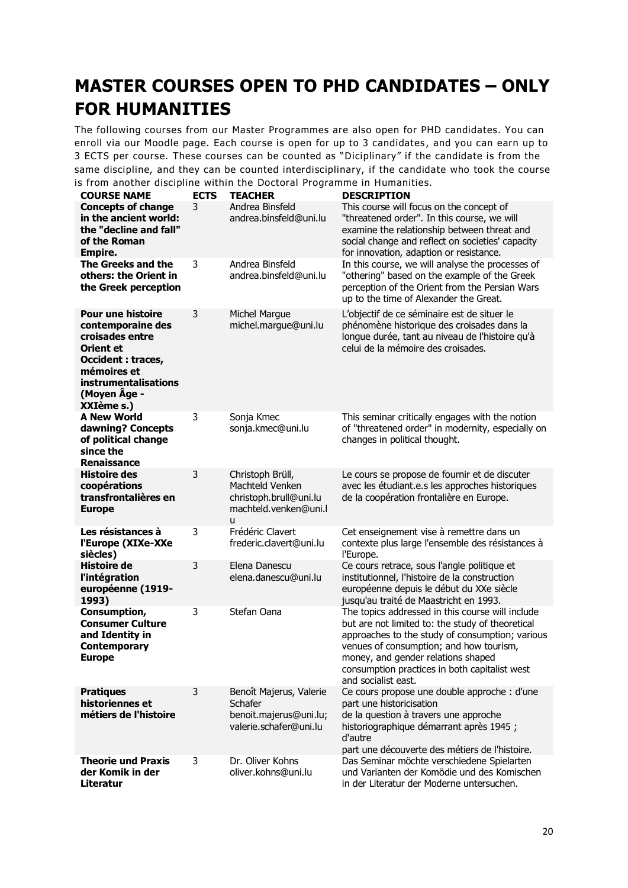# MASTER COURSES OPEN TO PHD CANDIDATES – ONLY FOR HUMANITIES

The following courses from our Master Programmes are also open for PHD candidates. You can enroll via our Moodle page. Each course is open for up to 3 candidates, and you can earn up to 3 ECTS per course. These courses can be counted as "Diciplinary" if the candidate is from the same discipline, and they can be counted interdisciplinary, if the candidate who took the course is from another discipline within the Doctoral Programme in Humanities.

| COURSE NAME | ECTS | TEACHER | DESCRIPTION |
|---|---|---|---|
| **Concepts of change in the ancient world: the "decline and fall" of the Roman Empire.** | 3 | Andrea Binsfeld andrea.binsfeld@uni.lu | This course will focus on the concept of "threatened order". In this course, we will examine the relationship between threat and social change and reflect on societies' capacity for innovation, adaption or resistance. |
| **The Greeks and the others: the Orient in the Greek perception** | 3 | Andrea Binsfeld andrea.binsfeld@uni.lu | In this course, we will analyse the processes of "othering" based on the example of the Greek perception of the Orient from the Persian Wars up to the time of Alexander the Great. |
| **Pour une histoire contemporaine des croisades entre Orient et Occident : traces, mémoires et instrumentalisations (Moyen Âge - XXIème s.)** | 3 | Michel Margue michel.margue@uni.lu | L'objectif de ce séminaire est de situer le phénomène historique des croisades dans la longue durée, tant au niveau de l'histoire qu'à celui de la mémoire des croisades. |
| **A New World dawning? Concepts of political change since the Renaissance** | 3 | Sonja Kmec sonja.kmec@uni.lu | This seminar critically engages with the notion of "threatened order" in modernity, especially on changes in political thought. |
| **Histoire des coopérations transfrontalières en Europe** | 3 | Christoph Brüll, Machteld Venken christoph.brull@uni.lu machteld.venken@uni.lu | Le cours se propose de fournir et de discuter avec les étudiant.e.s les approches historiques de la coopération frontalière en Europe. |
| **Les résistances à l'Europe (XIXe-XXe siècles)** | 3 | Frédéric Clavert frederic.clavert@uni.lu | Cet enseignement vise à remettre dans un contexte plus large l'ensemble des résistances à l'Europe. |
| **Histoire de l'intégration européenne (1919-1993)** | 3 | Elena Danescu elena.danescu@uni.lu | Ce cours retrace, sous l'angle politique et institutionnel, l'histoire de la construction européenne depuis le début du XXe siècle jusqu'au traité de Maastricht en 1993. |
| **Consumption, Consumer Culture and Identity in Contemporary Europe** | 3 | Stefan Oana | The topics addressed in this course will include but are not limited to: the study of theoretical approaches to the study of consumption; various venues of consumption; and how tourism, money, and gender relations shaped consumption practices in both capitalist west and socialist east. |
| **Pratiques historiennes et métiers de l'histoire** | 3 | Benoît Majerus, Valerie Schafer benoit.majerus@uni.lu; valerie.schafer@uni.lu | Ce cours propose une double approche : d'une part une historicisation de la question à travers une approche historiographique démarrant après 1945 ; d'autre part une découverte des métiers de l'histoire. |
| **Theorie und Praxis der Komik in der Literatur** | 3 | Dr. Oliver Kohns oliver.kohns@uni.lu | Das Seminar möchte verschiedene Spielarten und Varianten der Komödie und des Komischen in der Literatur der Moderne untersuchen. |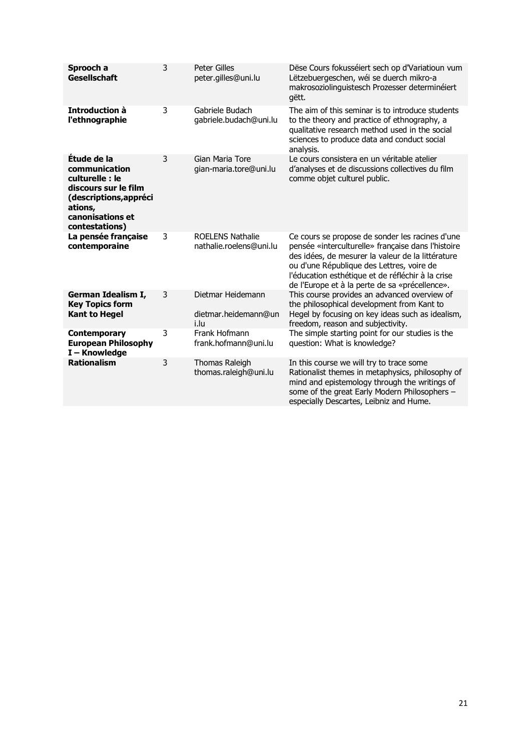| | | | |
|---|---|---|---|
| **Sprooch a Gesellschaft** | 3 | Peter Gilles peter.gilles@uni.lu | Dëse Cours fokusséiert sech op d'Variatioun vum Lëtzebuergeschen, wéi se duerch mikro-a makrosoziolinguistesch Prozesser determinéiert gëtt. |
| **Introduction à l'ethnographie** | 3 | Gabriele Budach gabriele.budach@uni.lu | The aim of this seminar is to introduce students to the theory and practice of ethnography, a qualitative research method used in the social sciences to produce data and conduct social analysis. |
| **Étude de la communication culturelle : le discours sur le film (descriptions,appréciations, canonisations et contestations)** | 3 | Gian Maria Tore gian-maria.tore@uni.lu | Le cours consistera en un véritable atelier d'analyses et de discussions collectives du film comme objet culturel public. |
| **La pensée française contemporaine** | 3 | ROELENS Nathalie nathalie.roelens@uni.lu | Ce cours se propose de sonder les racines d'une pensée «interculturelle» française dans l'histoire des idées, de mesurer la valeur de la littérature ou d'une République des Lettres, voire de l'éducation esthétique et de réfléchir à la crise de l'Europe et à la perte de sa «précellence». |
| **German Idealism I, Key Topics form Kant to Hegel** | 3 | Dietmar Heidemann dietmar.heidemann@uni.lu | This course provides an advanced overview of the philosophical development from Kant to Hegel by focusing on key ideas such as idealism, freedom, reason and subjectivity. |
| **Contemporary European Philosophy I – Knowledge** | 3 | Frank Hofmann frank.hofmann@uni.lu | The simple starting point for our studies is the question: What is knowledge? |
| **Rationalism** | 3 | Thomas Raleigh thomas.raleigh@uni.lu | In this course we will try to trace some Rationalist themes in metaphysics, philosophy of mind and epistemology through the writings of some of the great Early Modern Philosophers – especially Descartes, Leibniz and Hume. |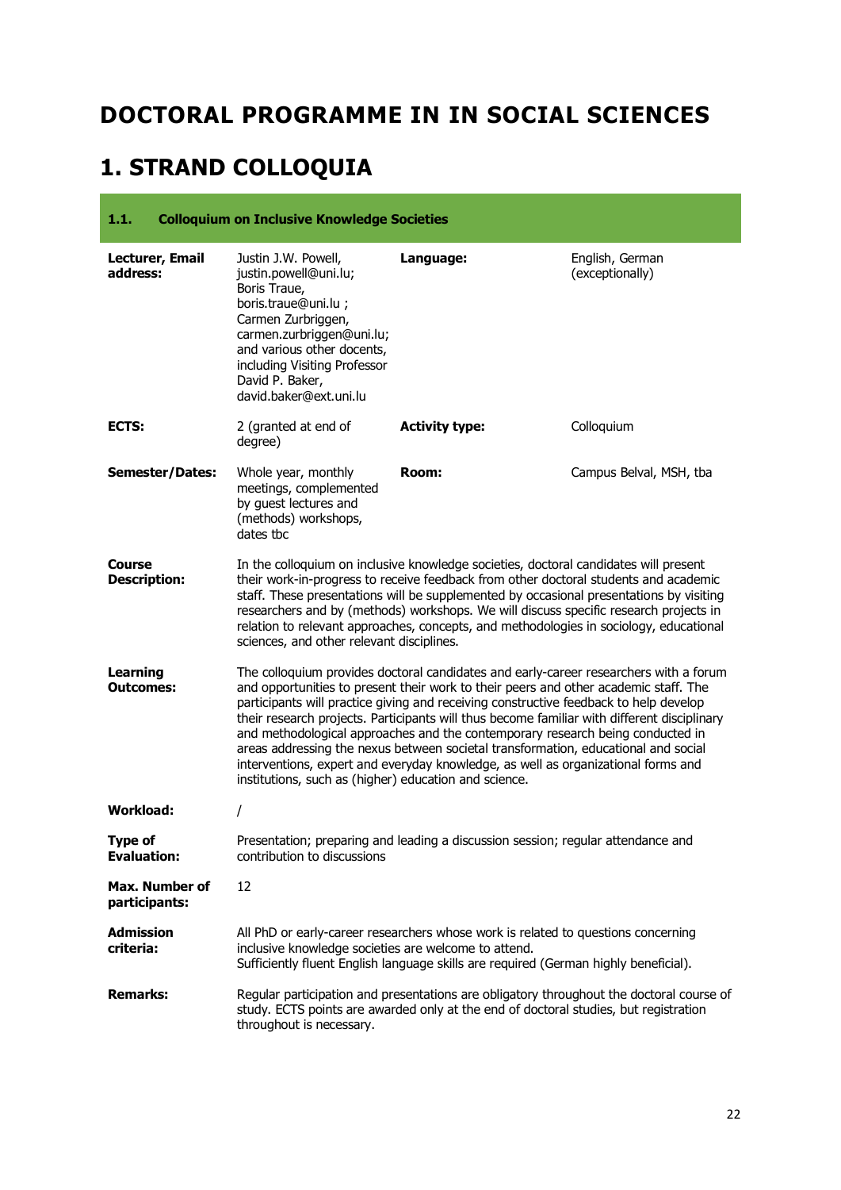# DOCTORAL PROGRAMME IN IN SOCIAL SCIENCES

# 1. STRAND COLLOQUIA

## 1.1. Colloquium on Inclusive Knowledge Societies

| | | | |
|---|---|---|---|
| **Lecturer, Email address:** | Justin J.W. Powell, justin.powell@uni.lu; Boris Traue, boris.traue@uni.lu ; Carmen Zurbriggen, carmen.zurbriggen@uni.lu; and various other docents, including Visiting Professor David P. Baker, david.baker@ext.uni.lu | **Language:** | English, German (exceptionally) |
| **ECTS:** | 2 (granted at end of degree) | **Activity type:** | Colloquium |
| **Semester/Dates:** | Whole year, monthly meetings, complemented by guest lectures and (methods) workshops, dates tbc | **Room:** | Campus Belval, MSH, tba |

**Course Description:** In the colloquium on inclusive knowledge societies, doctoral candidates will present their work-in-progress to receive feedback from other doctoral students and academic staff. These presentations will be supplemented by occasional presentations by visiting researchers and by (methods) workshops. We will discuss specific research projects in relation to relevant approaches, concepts, and methodologies in sociology, educational sciences, and other relevant disciplines.

**Learning Outcomes:** The colloquium provides doctoral candidates and early-career researchers with a forum and opportunities to present their work to their peers and other academic staff. The participants will practice giving and receiving constructive feedback to help develop their research projects. Participants will thus become familiar with different disciplinary and methodological approaches and the contemporary research being conducted in areas addressing the nexus between societal transformation, educational and social interventions, expert and everyday knowledge, as well as organizational forms and institutions, such as (higher) education and science.

**Workload:** /

**Type of Evaluation:** Presentation; preparing and leading a discussion session; regular attendance and contribution to discussions

**Max. Number of participants:** 12

**Admission criteria:** All PhD or early-career researchers whose work is related to questions concerning inclusive knowledge societies are welcome to attend.
Sufficiently fluent English language skills are required (German highly beneficial).

**Remarks:** Regular participation and presentations are obligatory throughout the doctoral course of study. ECTS points are awarded only at the end of doctoral studies, but registration throughout is necessary.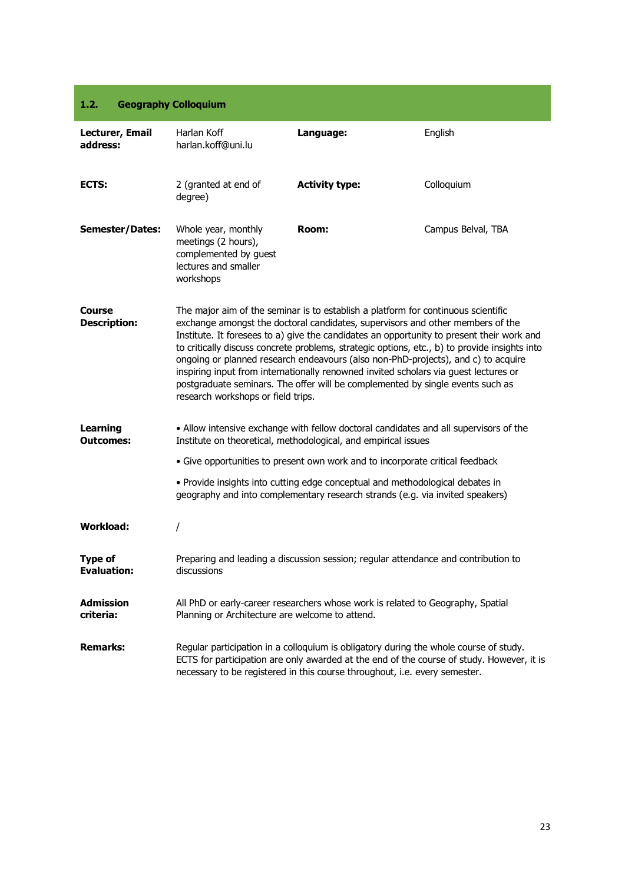## 1.2. Geography Colloquium

| | | | |
|---|---|---|---|
| **Lecturer, Email address:** | Harlan Koff harlan.koff@uni.lu | **Language:** | English |
| **ECTS:** | 2 (granted at end of degree) | **Activity type:** | Colloquium |
| **Semester/Dates:** | Whole year, monthly meetings (2 hours), complemented by guest lectures and smaller workshops | **Room:** | Campus Belval, TBA |

**Course Description:**

The major aim of the seminar is to establish a platform for continuous scientific exchange amongst the doctoral candidates, supervisors and other members of the Institute. It foresees to a) give the candidates an opportunity to present their work and to critically discuss concrete problems, strategic options, etc., b) to provide insights into ongoing or planned research endeavours (also non-PhD-projects), and c) to acquire inspiring input from internationally renowned invited scholars via guest lectures or postgraduate seminars. The offer will be complemented by single events such as research workshops or field trips.

**Learning Outcomes:**

- Allow intensive exchange with fellow doctoral candidates and all supervisors of the Institute on theoretical, methodological, and empirical issues
- Give opportunities to present own work and to incorporate critical feedback
- Provide insights into cutting edge conceptual and methodological debates in geography and into complementary research strands (e.g. via invited speakers)

**Workload:** /

**Type of Evaluation:** Preparing and leading a discussion session; regular attendance and contribution to discussions

**Admission criteria:** All PhD or early-career researchers whose work is related to Geography, Spatial Planning or Architecture are welcome to attend.

**Remarks:** Regular participation in a colloquium is obligatory during the whole course of study. ECTS for participation are only awarded at the end of the course of study. However, it is necessary to be registered in this course throughout, i.e. every semester.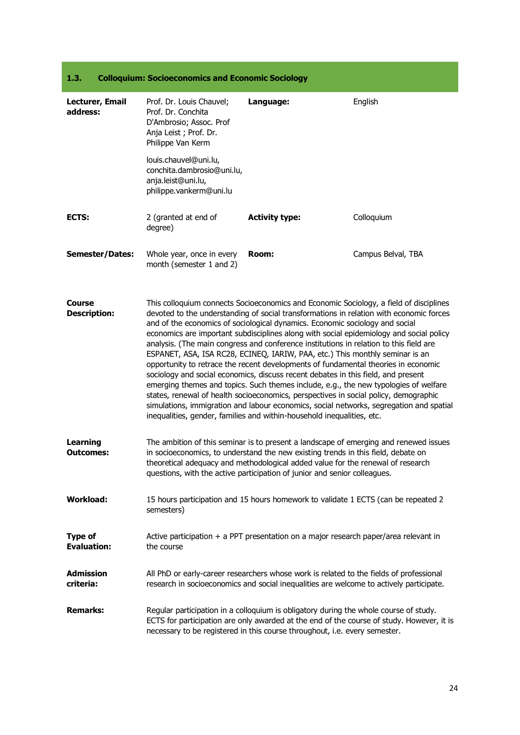## 1.3. Colloquium: Socioeconomics and Economic Sociology

| | | | |
|---|---|---|---|
| **Lecturer, Email address:** | Prof. Dr. Louis Chauvel; Prof. Dr. Conchita D'Ambrosio; Assoc. Prof Anja Leist ; Prof. Dr. Philippe Van Kerm<br><br>louis.chauvel@uni.lu, conchita.dambrosio@uni.lu, anja.leist@uni.lu, philippe.vankerm@uni.lu | **Language:** | English |
| **ECTS:** | 2 (granted at end of degree) | **Activity type:** | Colloquium |
| **Semester/Dates:** | Whole year, once in every month (semester 1 and 2) | **Room:** | Campus Belval, TBA |

**Course Description:**

This colloquium connects Socioeconomics and Economic Sociology, a field of disciplines devoted to the understanding of social transformations in relation with economic forces and of the economics of sociological dynamics. Economic sociology and social economics are important subdisciplines along with social epidemiology and social policy analysis. (The main congress and conference institutions in relation to this field are ESPANET, ASA, ISA RC28, ECINEQ, IARIW, PAA, etc.) This monthly seminar is an opportunity to retrace the recent developments of fundamental theories in economic sociology and social economics, discuss recent debates in this field, and present emerging themes and topics. Such themes include, e.g., the new typologies of welfare states, renewal of health socioeconomics, perspectives in social policy, demographic simulations, immigration and labour economics, social networks, segregation and spatial inequalities, gender, families and within-household inequalities, etc.

**Learning Outcomes:**

The ambition of this seminar is to present a landscape of emerging and renewed issues in socioeconomics, to understand the new existing trends in this field, debate on theoretical adequacy and methodological added value for the renewal of research questions, with the active participation of junior and senior colleagues.

**Workload:**

15 hours participation and 15 hours homework to validate 1 ECTS (can be repeated 2 semesters)

**Type of Evaluation:**

Active participation + a PPT presentation on a major research paper/area relevant in the course

**Admission criteria:**

All PhD or early-career researchers whose work is related to the fields of professional research in socioeconomics and social inequalities are welcome to actively participate.

**Remarks:**

Regular participation in a colloquium is obligatory during the whole course of study. ECTS for participation are only awarded at the end of the course of study. However, it is necessary to be registered in this course throughout, i.e. every semester.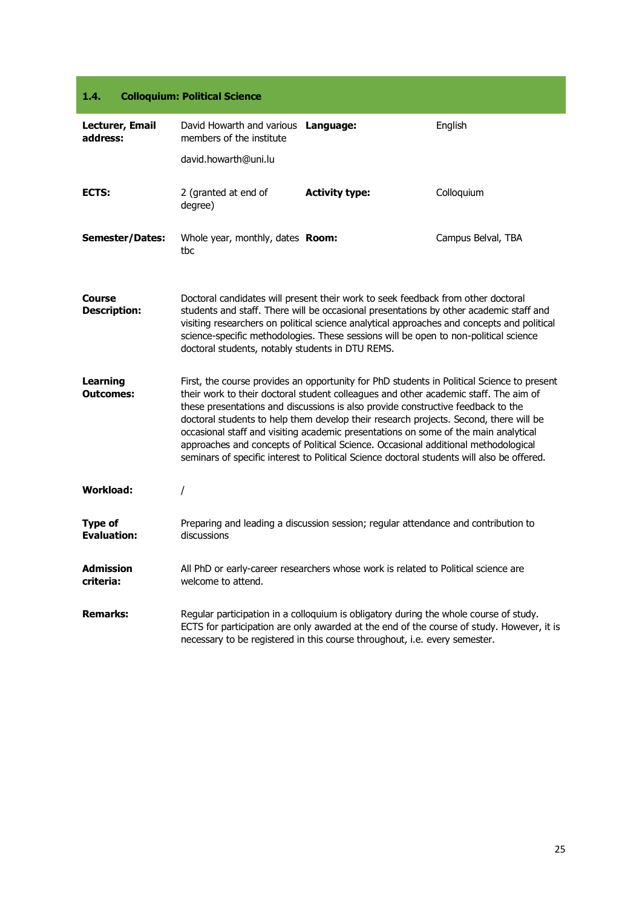## 1.4. Colloquium: Political Science

| | | | |
|---|---|---|---|
| **Lecturer, Email address:** | David Howarth and various members of the institute<br><br>david.howarth@uni.lu | **Language:** | English |
| **ECTS:** | 2 (granted at end of degree) | **Activity type:** | Colloquium |
| **Semester/Dates:** | Whole year, monthly, dates tbc | **Room:** | Campus Belval, TBA |

**Course Description:** Doctoral candidates will present their work to seek feedback from other doctoral students and staff. There will be occasional presentations by other academic staff and visiting researchers on political science analytical approaches and concepts and political science-specific methodologies. These sessions will be open to non-political science doctoral students, notably students in DTU REMS.

**Learning Outcomes:** First, the course provides an opportunity for PhD students in Political Science to present their work to their doctoral student colleagues and other academic staff. The aim of these presentations and discussions is also provide constructive feedback to the doctoral students to help them develop their research projects. Second, there will be occasional staff and visiting academic presentations on some of the main analytical approaches and concepts of Political Science. Occasional additional methodological seminars of specific interest to Political Science doctoral students will also be offered.

**Workload:** /

**Type of Evaluation:** Preparing and leading a discussion session; regular attendance and contribution to discussions

**Admission criteria:** All PhD or early-career researchers whose work is related to Political science are welcome to attend.

**Remarks:** Regular participation in a colloquium is obligatory during the whole course of study. ECTS for participation are only awarded at the end of the course of study. However, it is necessary to be registered in this course throughout, i.e. every semester.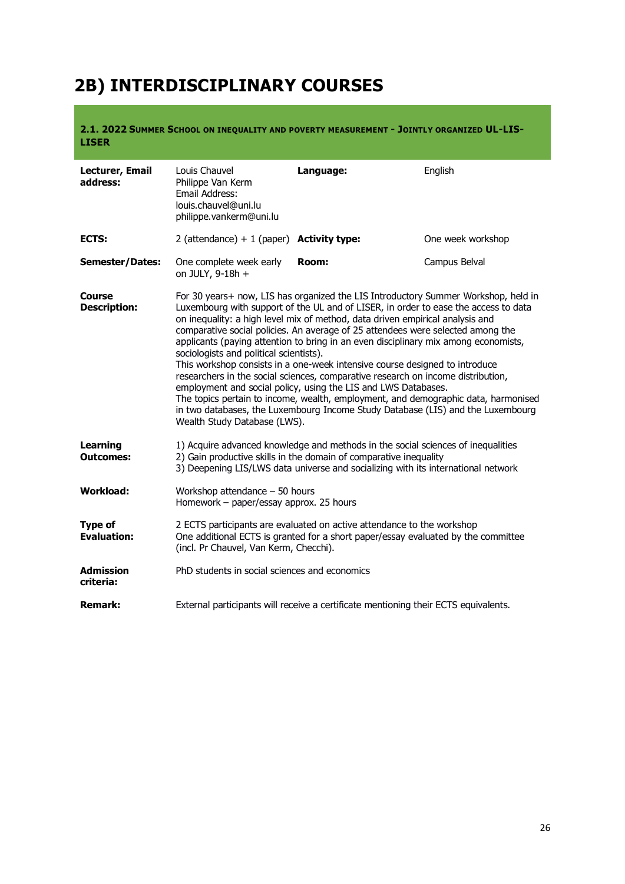# 2B) INTERDISCIPLINARY COURSES

### 2.1. 2022 Summer School on inequality and poverty measurement - Jointly organized UL-LIS-LISER

| | | | |
|---|---|---|---|
| **Lecturer, Email address:** | Louis Chauvel<br>Philippe Van Kerm<br>Email Address:<br>louis.chauvel@uni.lu<br>philippe.vankerm@uni.lu | **Language:** | English |
| **ECTS:** | 2 (attendance) + 1 (paper) | **Activity type:** | One week workshop |
| **Semester/Dates:** | One complete week early on JULY, 9-18h + | **Room:** | Campus Belval |
| **Course Description:** | For 30 years+ now, LIS has organized the LIS Introductory Summer Workshop, held in Luxembourg with support of the UL and of LISER, in order to ease the access to data on inequality: a high level mix of method, data driven empirical analysis and comparative social policies. An average of 25 attendees were selected among the applicants (paying attention to bring in an even disciplinary mix among economists, sociologists and political scientists).<br>This workshop consists in a one-week intensive course designed to introduce researchers in the social sciences, comparative research on income distribution, employment and social policy, using the LIS and LWS Databases.<br>The topics pertain to income, wealth, employment, and demographic data, harmonised in two databases, the Luxembourg Income Study Database (LIS) and the Luxembourg Wealth Study Database (LWS). | | |
| **Learning Outcomes:** | 1) Acquire advanced knowledge and methods in the social sciences of inequalities<br>2) Gain productive skills in the domain of comparative inequality<br>3) Deepening LIS/LWS data universe and socializing with its international network | | |
| **Workload:** | Workshop attendance – 50 hours<br>Homework – paper/essay approx. 25 hours | | |
| **Type of Evaluation:** | 2 ECTS participants are evaluated on active attendance to the workshop<br>One additional ECTS is granted for a short paper/essay evaluated by the committee (incl. Pr Chauvel, Van Kerm, Checchi). | | |
| **Admission criteria:** | PhD students in social sciences and economics | | |
| **Remark:** | External participants will receive a certificate mentioning their ECTS equivalents. | | |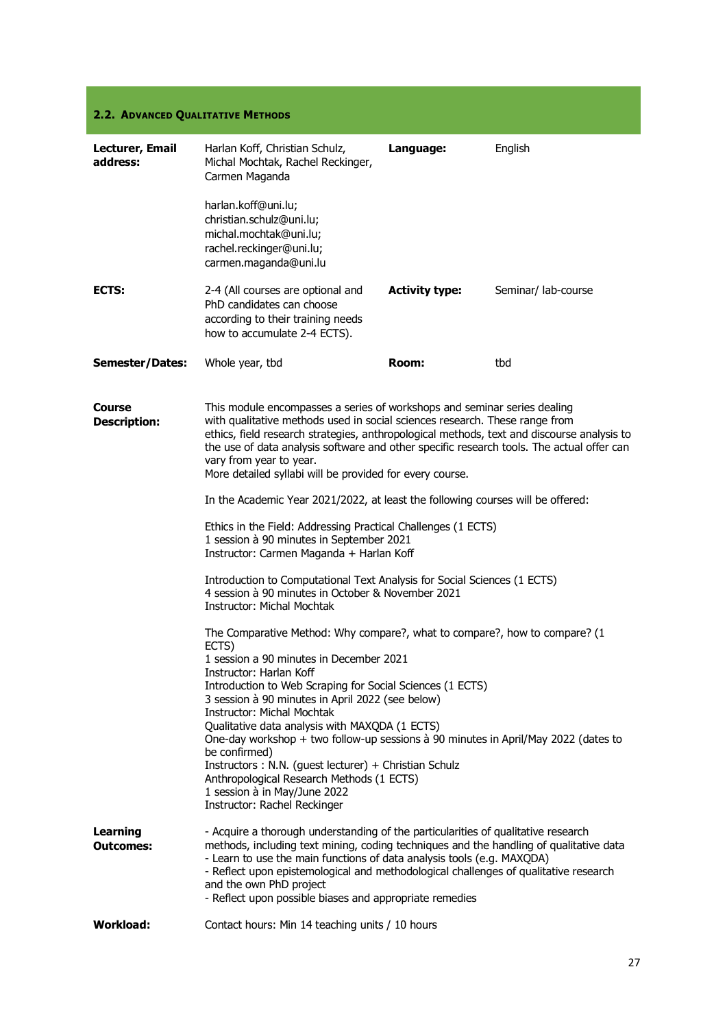## 2.2. Advanced Qualitative Methods

| | | | |
|---|---|---|---|
| **Lecturer, Email address:** | Harlan Koff, Christian Schulz, Michal Mochtak, Rachel Reckinger, Carmen Maganda<br><br>harlan.koff@uni.lu; christian.schulz@uni.lu; michal.mochtak@uni.lu; rachel.reckinger@uni.lu; carmen.maganda@uni.lu | **Language:** | English |
| **ECTS:** | 2-4 (All courses are optional and PhD candidates can choose according to their training needs how to accumulate 2-4 ECTS). | **Activity type:** | Seminar/ lab-course |
| **Semester/Dates:** | Whole year, tbd | **Room:** | tbd |

**Course Description:**

This module encompasses a series of workshops and seminar series dealing with qualitative methods used in social sciences research. These range from ethics, field research strategies, anthropological methods, text and discourse analysis to the use of data analysis software and other specific research tools. The actual offer can vary from year to year.
More detailed syllabi will be provided for every course.

In the Academic Year 2021/2022, at least the following courses will be offered:

Ethics in the Field: Addressing Practical Challenges (1 ECTS)
1 session à 90 minutes in September 2021
Instructor: Carmen Maganda + Harlan Koff

Introduction to Computational Text Analysis for Social Sciences (1 ECTS)
4 session à 90 minutes in October & November 2021
Instructor: Michal Mochtak

The Comparative Method: Why compare?, what to compare?, how to compare? (1 ECTS)
1 session a 90 minutes in December 2021
Instructor: Harlan Koff
Introduction to Web Scraping for Social Sciences (1 ECTS)
3 session à 90 minutes in April 2022 (see below)
Instructor: Michal Mochtak
Qualitative data analysis with MAXQDA (1 ECTS)
One-day workshop + two follow-up sessions à 90 minutes in April/May 2022 (dates to be confirmed)
Instructors : N.N. (guest lecturer) + Christian Schulz
Anthropological Research Methods (1 ECTS)
1 session à in May/June 2022
Instructor: Rachel Reckinger

**Learning Outcomes:**

- Acquire a thorough understanding of the particularities of qualitative research methods, including text mining, coding techniques and the handling of qualitative data
- Learn to use the main functions of data analysis tools (e.g. MAXQDA)
- Reflect upon epistemological and methodological challenges of qualitative research and the own PhD project
- Reflect upon possible biases and appropriate remedies

**Workload:**

Contact hours: Min 14 teaching units / 10 hours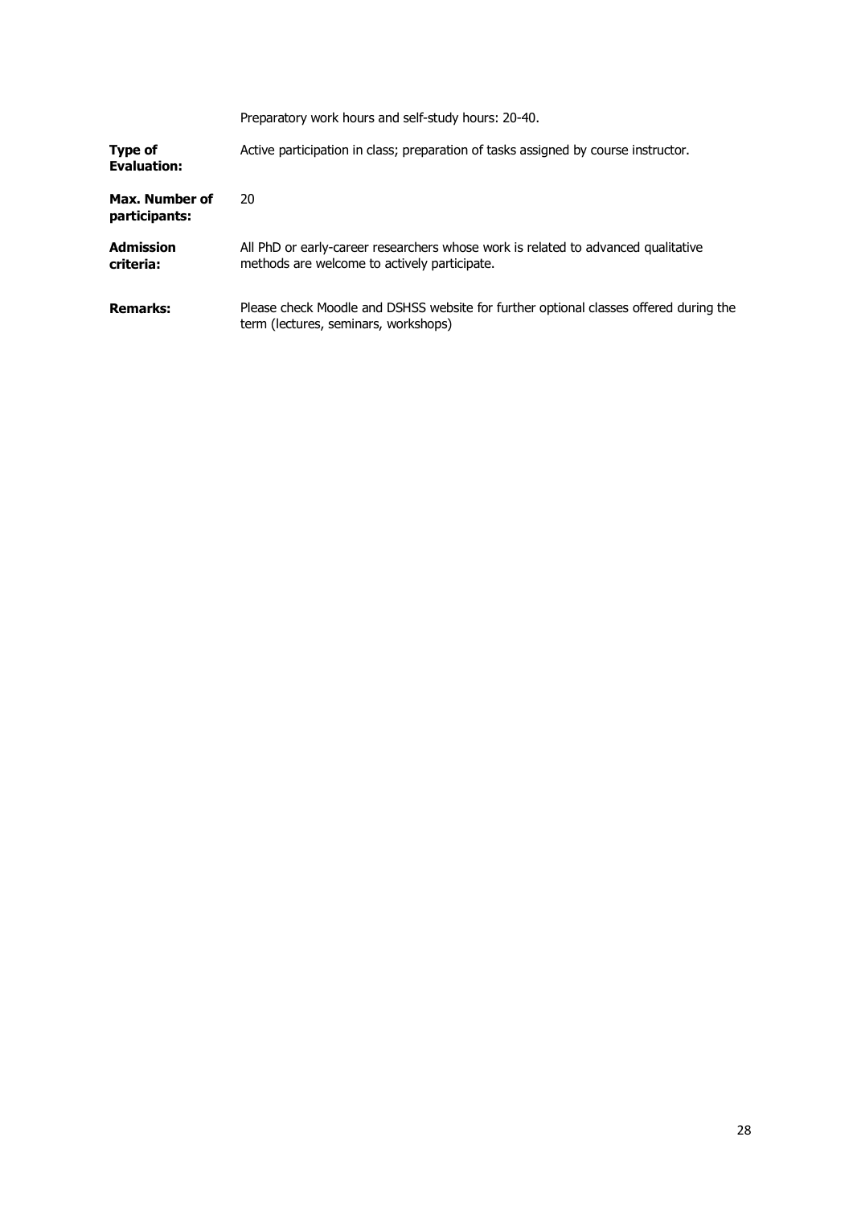| | |
|---|---|
| | Preparatory work hours and self-study hours: 20-40. |
| **Type of Evaluation:** | Active participation in class; preparation of tasks assigned by course instructor. |
| **Max. Number of participants:** | 20 |
| **Admission criteria:** | All PhD or early-career researchers whose work is related to advanced qualitative methods are welcome to actively participate. |
| **Remarks:** | Please check Moodle and DSHSS website for further optional classes offered during the term (lectures, seminars, workshops) |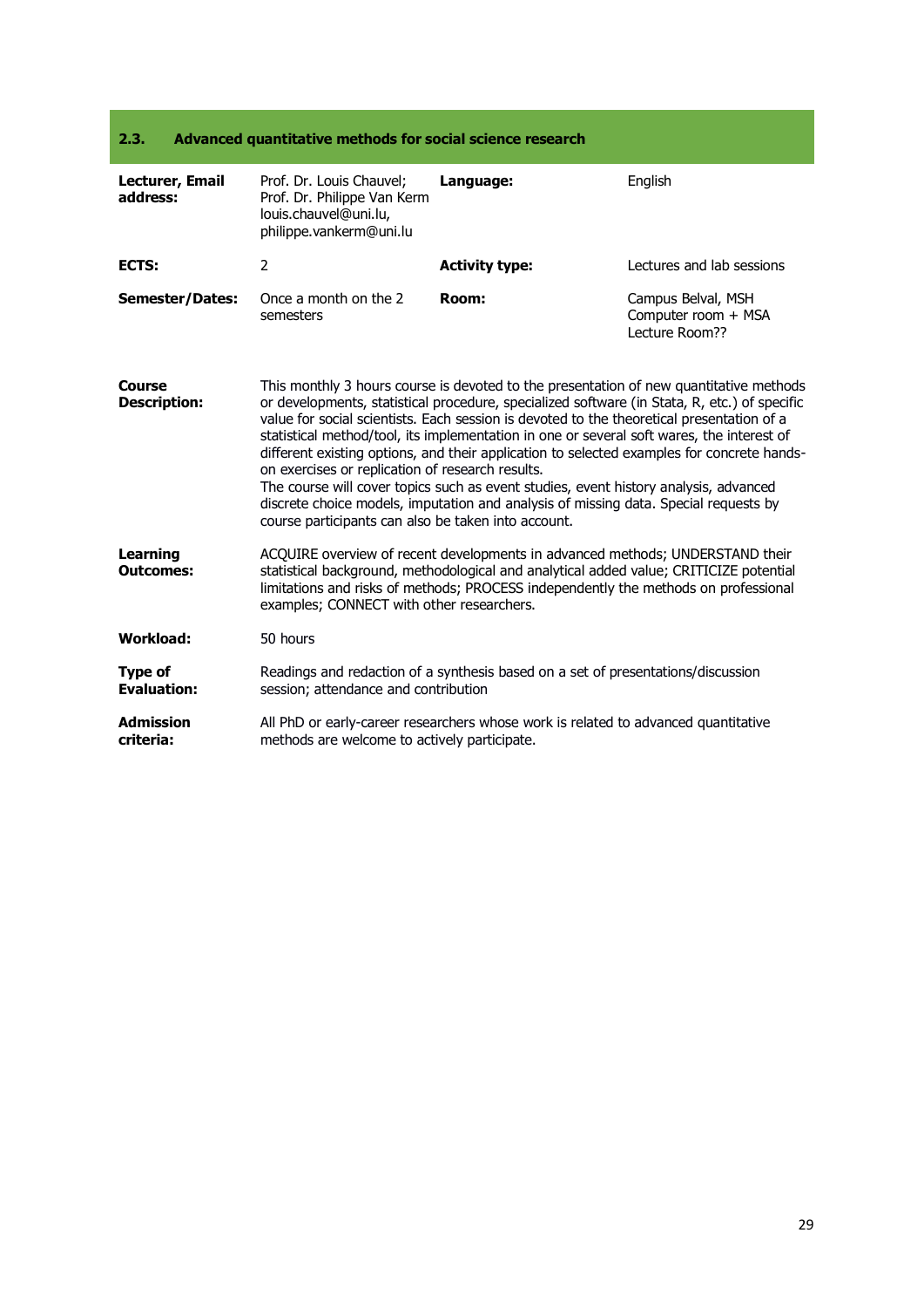## 2.3. Advanced quantitative methods for social science research

| **Lecturer, Email address:** | Prof. Dr. Louis Chauvel; Prof. Dr. Philippe Van Kerm louis.chauvel@uni.lu, philippe.vankerm@uni.lu | **Language:** | English |
|---|---|---|---|
| **ECTS:** | 2 | **Activity type:** | Lectures and lab sessions |
| **Semester/Dates:** | Once a month on the 2 semesters | **Room:** | Campus Belval, MSH Computer room + MSA Lecture Room?? |

**Course Description:**

This monthly 3 hours course is devoted to the presentation of new quantitative methods or developments, statistical procedure, specialized software (in Stata, R, etc.) of specific value for social scientists. Each session is devoted to the theoretical presentation of a statistical method/tool, its implementation in one or several soft wares, the interest of different existing options, and their application to selected examples for concrete hands-on exercises or replication of research results.
The course will cover topics such as event studies, event history analysis, advanced discrete choice models, imputation and analysis of missing data. Special requests by course participants can also be taken into account.

**Learning Outcomes:**

ACQUIRE overview of recent developments in advanced methods; UNDERSTAND their statistical background, methodological and analytical added value; CRITICIZE potential limitations and risks of methods; PROCESS independently the methods on professional examples; CONNECT with other researchers.

**Workload:** 50 hours

**Type of Evaluation:**

Readings and redaction of a synthesis based on a set of presentations/discussion session; attendance and contribution

**Admission criteria:**

All PhD or early-career researchers whose work is related to advanced quantitative methods are welcome to actively participate.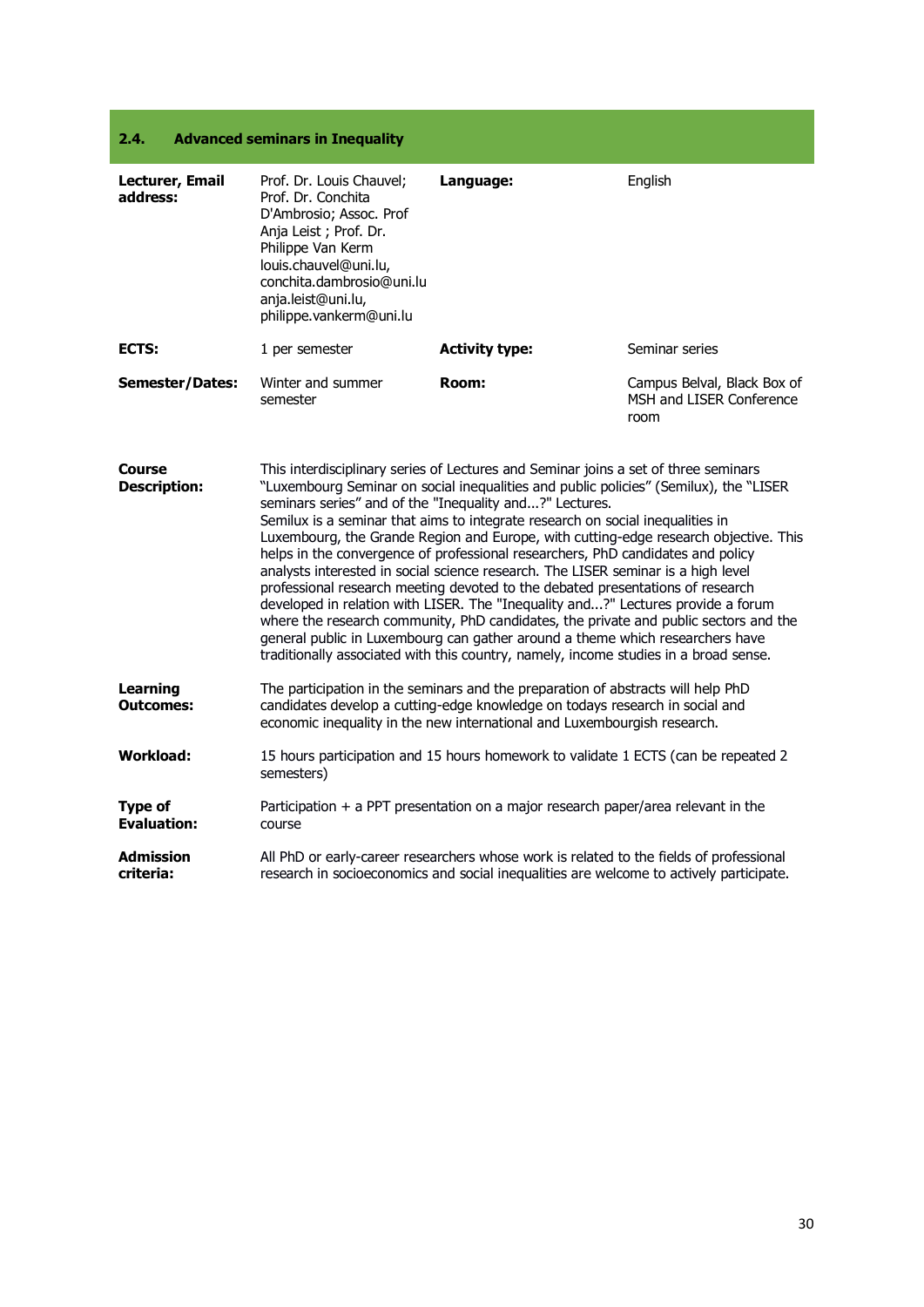## 2.4. Advanced seminars in Inequality

| **Lecturer, Email address:** | Prof. Dr. Louis Chauvel; Prof. Dr. Conchita D'Ambrosio; Assoc. Prof Anja Leist ; Prof. Dr. Philippe Van Kerm louis.chauvel@uni.lu, conchita.dambrosio@uni.lu anja.leist@uni.lu, philippe.vankerm@uni.lu | **Language:** | English |
|---|---|---|---|
| **ECTS:** | 1 per semester | **Activity type:** | Seminar series |
| **Semester/Dates:** | Winter and summer semester | **Room:** | Campus Belval, Black Box of MSH and LISER Conference room |

| | |
|---|---|
| **Course Description:** | This interdisciplinary series of Lectures and Seminar joins a set of three seminars "Luxembourg Seminar on social inequalities and public policies" (Semilux), the "LISER seminars series" and of the "Inequality and...?" Lectures. Semilux is a seminar that aims to integrate research on social inequalities in Luxembourg, the Grande Region and Europe, with cutting-edge research objective. This helps in the convergence of professional researchers, PhD candidates and policy analysts interested in social science research. The LISER seminar is a high level professional research meeting devoted to the debated presentations of research developed in relation with LISER. The "Inequality and...?" Lectures provide a forum where the research community, PhD candidates, the private and public sectors and the general public in Luxembourg can gather around a theme which researchers have traditionally associated with this country, namely, income studies in a broad sense. |
| **Learning Outcomes:** | The participation in the seminars and the preparation of abstracts will help PhD candidates develop a cutting-edge knowledge on todays research in social and economic inequality in the new international and Luxembourgish research. |
| **Workload:** | 15 hours participation and 15 hours homework to validate 1 ECTS (can be repeated 2 semesters) |
| **Type of Evaluation:** | Participation + a PPT presentation on a major research paper/area relevant in the course |
| **Admission criteria:** | All PhD or early-career researchers whose work is related to the fields of professional research in socioeconomics and social inequalities are welcome to actively participate. |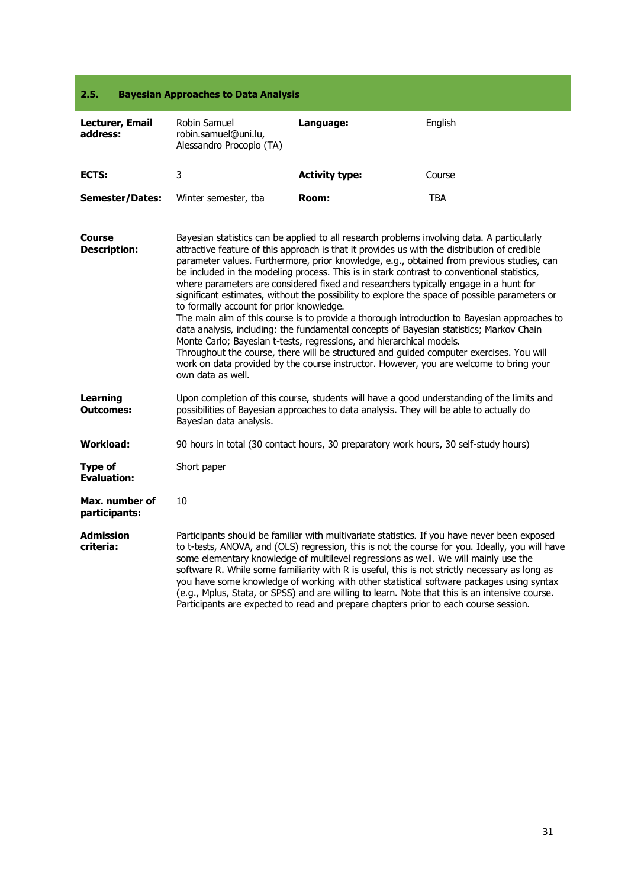## 2.5. Bayesian Approaches to Data Analysis

| **Lecturer, Email address:** | Robin Samuel robin.samuel@uni.lu, Alessandro Procopio (TA) | **Language:** | English |
|---|---|---|---|
| **ECTS:** | 3 | **Activity type:** | Course |
| **Semester/Dates:** | Winter semester, tba | **Room:** | TBA |

**Course Description:**

Bayesian statistics can be applied to all research problems involving data. A particularly attractive feature of this approach is that it provides us with the distribution of credible parameter values. Furthermore, prior knowledge, e.g., obtained from previous studies, can be included in the modeling process. This is in stark contrast to conventional statistics, where parameters are considered fixed and researchers typically engage in a hunt for significant estimates, without the possibility to explore the space of possible parameters or to formally account for prior knowledge.
The main aim of this course is to provide a thorough introduction to Bayesian approaches to data analysis, including: the fundamental concepts of Bayesian statistics; Markov Chain Monte Carlo; Bayesian t-tests, regressions, and hierarchical models.
Throughout the course, there will be structured and guided computer exercises. You will work on data provided by the course instructor. However, you are welcome to bring your own data as well.

**Learning Outcomes:**

Upon completion of this course, students will have a good understanding of the limits and possibilities of Bayesian approaches to data analysis. They will be able to actually do Bayesian data analysis.

**Workload:**

90 hours in total (30 contact hours, 30 preparatory work hours, 30 self-study hours)

**Type of Evaluation:**

Short paper

**Max. number of participants:**

10

**Admission criteria:**

Participants should be familiar with multivariate statistics. If you have never been exposed to t-tests, ANOVA, and (OLS) regression, this is not the course for you. Ideally, you will have some elementary knowledge of multilevel regressions as well. We will mainly use the software R. While some familiarity with R is useful, this is not strictly necessary as long as you have some knowledge of working with other statistical software packages using syntax (e.g., Mplus, Stata, or SPSS) and are willing to learn. Note that this is an intensive course. Participants are expected to read and prepare chapters prior to each course session.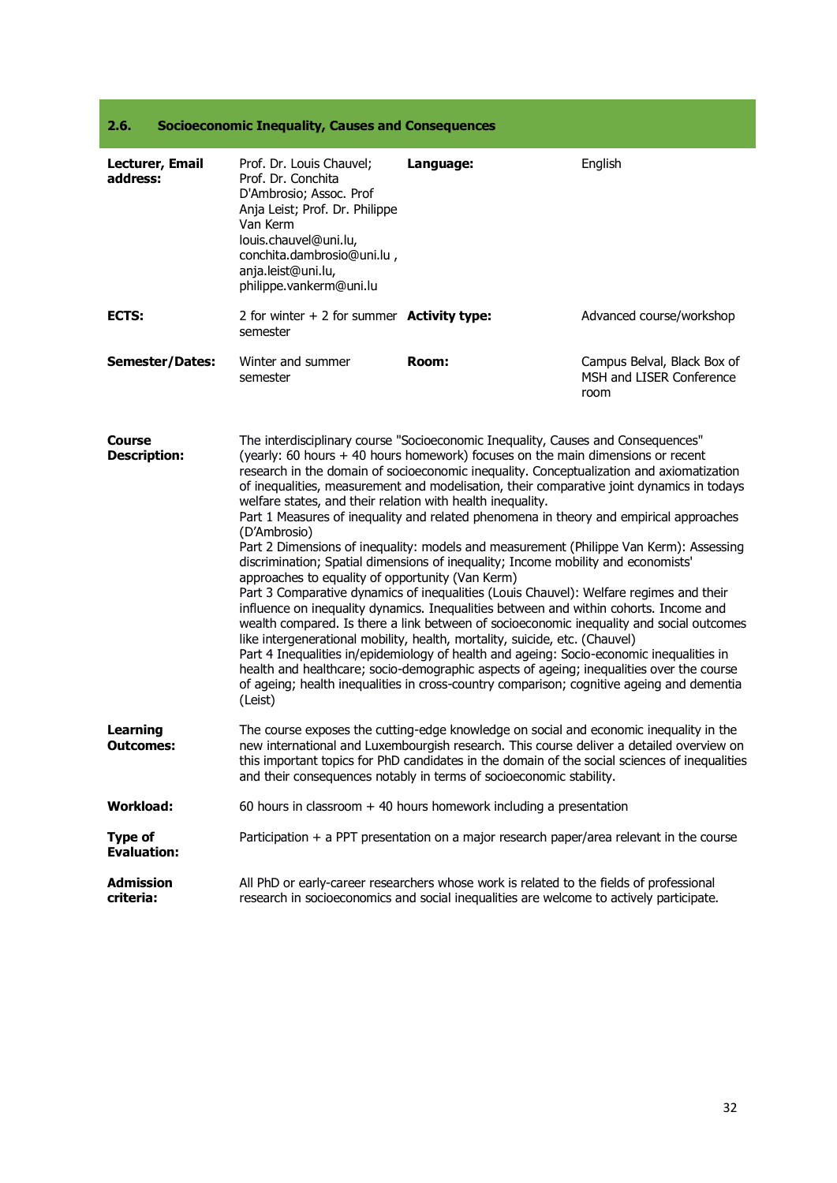## 2.6. Socioeconomic Inequality, Causes and Consequences

| | | | |
|---|---|---|---|
| **Lecturer, Email address:** | Prof. Dr. Louis Chauvel; Prof. Dr. Conchita D'Ambrosio; Assoc. Prof Anja Leist; Prof. Dr. Philippe Van Kerm louis.chauvel@uni.lu, conchita.dambrosio@uni.lu , anja.leist@uni.lu, philippe.vankerm@uni.lu | **Language:** | English |
| **ECTS:** | 2 for winter + 2 for summer semester | **Activity type:** | Advanced course/workshop |
| **Semester/Dates:** | Winter and summer semester | **Room:** | Campus Belval, Black Box of MSH and LISER Conference room |

**Course Description:**

The interdisciplinary course "Socioeconomic Inequality, Causes and Consequences" (yearly: 60 hours + 40 hours homework) focuses on the main dimensions or recent research in the domain of socioeconomic inequality. Conceptualization and axiomatization of inequalities, measurement and modelisation, their comparative joint dynamics in todays welfare states, and their relation with health inequality.

Part 1 Measures of inequality and related phenomena in theory and empirical approaches (D'Ambrosio)

Part 2 Dimensions of inequality: models and measurement (Philippe Van Kerm): Assessing discrimination; Spatial dimensions of inequality; Income mobility and economists' approaches to equality of opportunity (Van Kerm)

Part 3 Comparative dynamics of inequalities (Louis Chauvel): Welfare regimes and their influence on inequality dynamics. Inequalities between and within cohorts. Income and wealth compared. Is there a link between of socioeconomic inequality and social outcomes like intergenerational mobility, health, mortality, suicide, etc. (Chauvel)

Part 4 Inequalities in/epidemiology of health and ageing: Socio-economic inequalities in health and healthcare; socio-demographic aspects of ageing; inequalities over the course of ageing; health inequalities in cross-country comparison; cognitive ageing and dementia (Leist)

**Learning Outcomes:**

The course exposes the cutting-edge knowledge on social and economic inequality in the new international and Luxembourgish research. This course deliver a detailed overview on this important topics for PhD candidates in the domain of the social sciences of inequalities and their consequences notably in terms of socioeconomic stability.

**Workload:**

60 hours in classroom + 40 hours homework including a presentation

**Type of Evaluation:**

Participation + a PPT presentation on a major research paper/area relevant in the course

**Admission criteria:**

All PhD or early-career researchers whose work is related to the fields of professional research in socioeconomics and social inequalities are welcome to actively participate.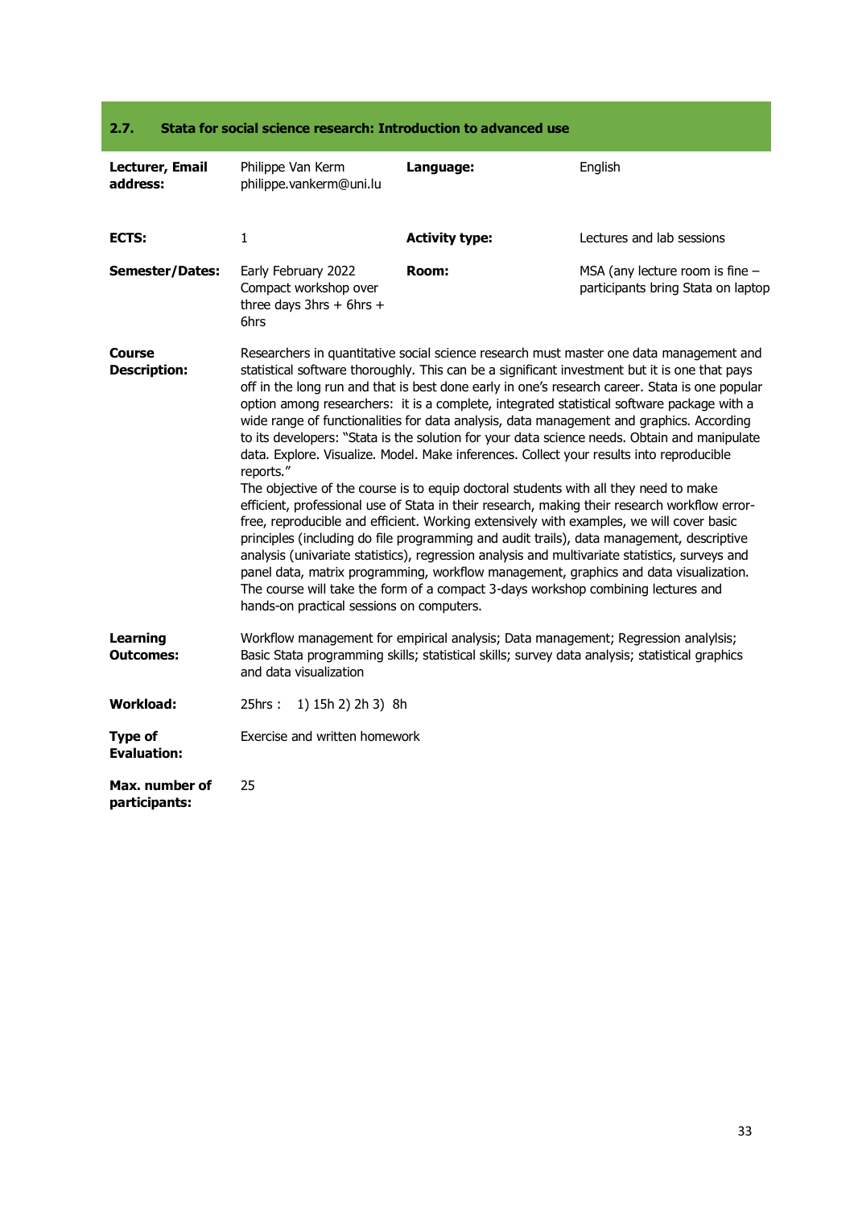## 2.7. Stata for social science research: Introduction to advanced use

| **Lecturer, Email address:** | Philippe Van Kerm philippe.vankerm@uni.lu | **Language:** | English |
|---|---|---|---|
| **ECTS:** | 1 | **Activity type:** | Lectures and lab sessions |
| **Semester/Dates:** | Early February 2022 Compact workshop over three days 3hrs + 6hrs + 6hrs | **Room:** | MSA (any lecture room is fine – participants bring Stata on laptop |

**Course Description:**

Researchers in quantitative social science research must master one data management and statistical software thoroughly. This can be a significant investment but it is one that pays off in the long run and that is best done early in one's research career. Stata is one popular option among researchers: it is a complete, integrated statistical software package with a wide range of functionalities for data analysis, data management and graphics. According to its developers: "Stata is the solution for your data science needs. Obtain and manipulate data. Explore. Visualize. Model. Make inferences. Collect your results into reproducible reports."
The objective of the course is to equip doctoral students with all they need to make efficient, professional use of Stata in their research, making their research workflow error-free, reproducible and efficient. Working extensively with examples, we will cover basic principles (including do file programming and audit trails), data management, descriptive analysis (univariate statistics), regression analysis and multivariate statistics, surveys and panel data, matrix programming, workflow management, graphics and data visualization. The course will take the form of a compact 3-days workshop combining lectures and hands-on practical sessions on computers.

**Learning Outcomes:**

Workflow management for empirical analysis; Data management; Regression analylsis; Basic Stata programming skills; statistical skills; survey data analysis; statistical graphics and data visualization

**Workload:** 25hrs : 1) 15h 2) 2h 3) 8h

**Type of Evaluation:** Exercise and written homework

**Max. number of participants:** 25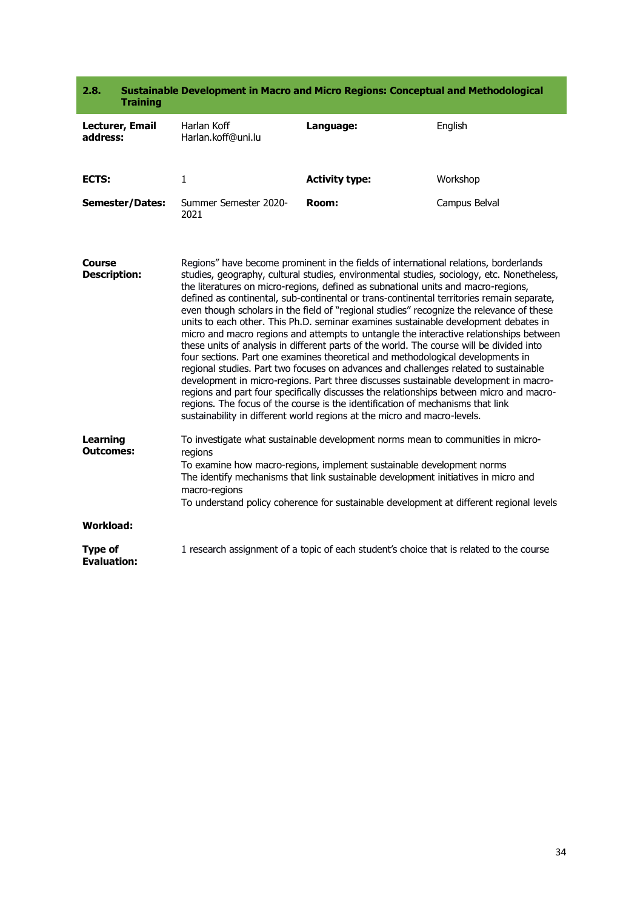## 2.8. Sustainable Development in Macro and Micro Regions: Conceptual and Methodological Training

| | | | |
|---|---|---|---|
| **Lecturer, Email address:** | Harlan Koff<br>Harlan.koff@uni.lu | **Language:** | English |
| **ECTS:** | 1 | **Activity type:** | Workshop |
| **Semester/Dates:** | Summer Semester 2020-2021 | **Room:** | Campus Belval |

**Course Description:**

Regions" have become prominent in the fields of international relations, borderlands studies, geography, cultural studies, environmental studies, sociology, etc. Nonetheless, the literatures on micro-regions, defined as subnational units and macro-regions, defined as continental, sub-continental or trans-continental territories remain separate, even though scholars in the field of "regional studies" recognize the relevance of these units to each other. This Ph.D. seminar examines sustainable development debates in micro and macro regions and attempts to untangle the interactive relationships between these units of analysis in different parts of the world. The course will be divided into four sections. Part one examines theoretical and methodological developments in regional studies. Part two focuses on advances and challenges related to sustainable development in micro-regions. Part three discusses sustainable development in macro-regions and part four specifically discusses the relationships between micro and macro-regions. The focus of the course is the identification of mechanisms that link sustainability in different world regions at the micro and macro-levels.

**Learning Outcomes:**

To investigate what sustainable development norms mean to communities in micro-regions
To examine how macro-regions, implement sustainable development norms
The identify mechanisms that link sustainable development initiatives in micro and macro-regions
To understand policy coherence for sustainable development at different regional levels

**Workload:**

**Type of Evaluation:**

1 research assignment of a topic of each student's choice that is related to the course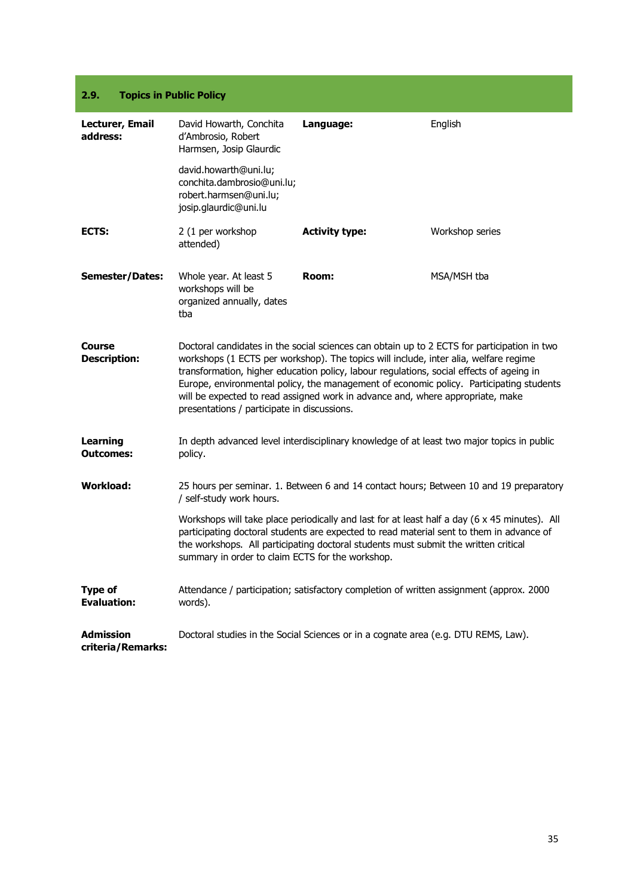## 2.9. Topics in Public Policy

| | | | |
|---|---|---|---|
| **Lecturer, Email address:** | David Howarth, Conchita d'Ambrosio, Robert Harmsen, Josip Glaurdic<br><br>david.howarth@uni.lu; conchita.dambrosio@uni.lu; robert.harmsen@uni.lu; josip.glaurdic@uni.lu | **Language:** | English |
| **ECTS:** | 2 (1 per workshop attended) | **Activity type:** | Workshop series |
| **Semester/Dates:** | Whole year. At least 5 workshops will be organized annually, dates tba | **Room:** | MSA/MSH tba |

**Course Description:**

Doctoral candidates in the social sciences can obtain up to 2 ECTS for participation in two workshops (1 ECTS per workshop). The topics will include, inter alia, welfare regime transformation, higher education policy, labour regulations, social effects of ageing in Europe, environmental policy, the management of economic policy. Participating students will be expected to read assigned work in advance and, where appropriate, make presentations / participate in discussions.

**Learning Outcomes:**

In depth advanced level interdisciplinary knowledge of at least two major topics in public policy.

**Workload:**

25 hours per seminar. 1. Between 6 and 14 contact hours; Between 10 and 19 preparatory / self-study work hours.

Workshops will take place periodically and last for at least half a day (6 x 45 minutes). All participating doctoral students are expected to read material sent to them in advance of the workshops. All participating doctoral students must submit the written critical summary in order to claim ECTS for the workshop.

**Type of Evaluation:**

Attendance / participation; satisfactory completion of written assignment (approx. 2000 words).

**Admission criteria/Remarks:**

Doctoral studies in the Social Sciences or in a cognate area (e.g. DTU REMS, Law).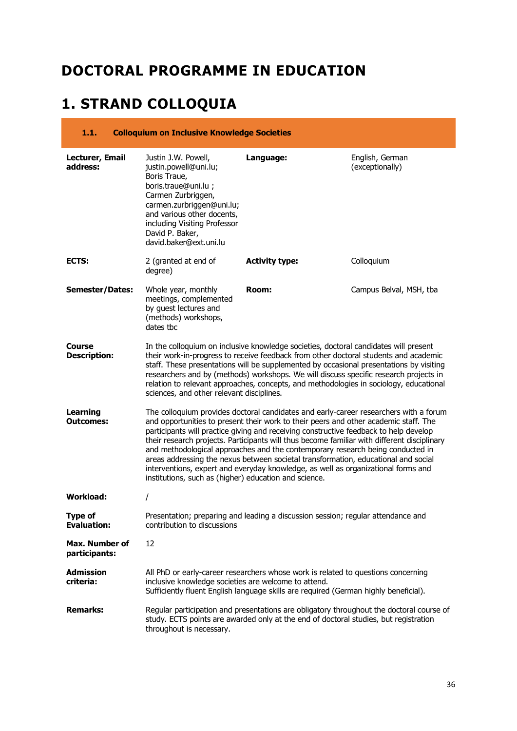# DOCTORAL PROGRAMME IN EDUCATION

# 1. STRAND COLLOQUIA

## 1.1. Colloquium on Inclusive Knowledge Societies

| | | | |
|---|---|---|---|
| **Lecturer, Email address:** | Justin J.W. Powell, justin.powell@uni.lu; Boris Traue, boris.traue@uni.lu ; Carmen Zurbriggen, carmen.zurbriggen@uni.lu; and various other docents, including Visiting Professor David P. Baker, david.baker@ext.uni.lu | **Language:** | English, German (exceptionally) |
| **ECTS:** | 2 (granted at end of degree) | **Activity type:** | Colloquium |
| **Semester/Dates:** | Whole year, monthly meetings, complemented by guest lectures and (methods) workshops, dates tbc | **Room:** | Campus Belval, MSH, tba |

**Course Description:** In the colloquium on inclusive knowledge societies, doctoral candidates will present their work-in-progress to receive feedback from other doctoral students and academic staff. These presentations will be supplemented by occasional presentations by visiting researchers and by (methods) workshops. We will discuss specific research projects in relation to relevant approaches, concepts, and methodologies in sociology, educational sciences, and other relevant disciplines.

**Learning Outcomes:** The colloquium provides doctoral candidates and early-career researchers with a forum and opportunities to present their work to their peers and other academic staff. The participants will practice giving and receiving constructive feedback to help develop their research projects. Participants will thus become familiar with different disciplinary and methodological approaches and the contemporary research being conducted in areas addressing the nexus between societal transformation, educational and social interventions, expert and everyday knowledge, as well as organizational forms and institutions, such as (higher) education and science.

**Workload:** /

**Type of Evaluation:** Presentation; preparing and leading a discussion session; regular attendance and contribution to discussions

**Max. Number of participants:** 12

**Admission criteria:** All PhD or early-career researchers whose work is related to questions concerning inclusive knowledge societies are welcome to attend.
Sufficiently fluent English language skills are required (German highly beneficial).

**Remarks:** Regular participation and presentations are obligatory throughout the doctoral course of study. ECTS points are awarded only at the end of doctoral studies, but registration throughout is necessary.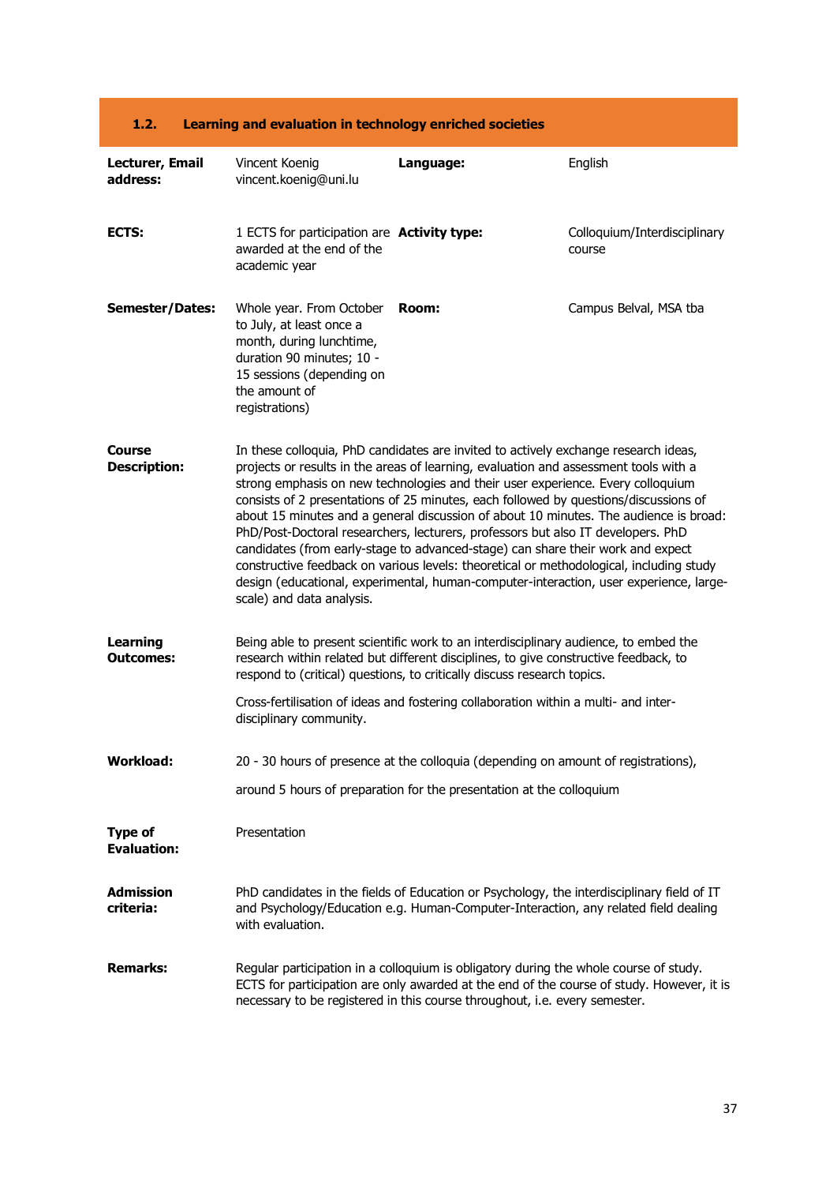## 1.2. Learning and evaluation in technology enriched societies

| | | | |
|---|---|---|---|
| **Lecturer, Email address:** | Vincent Koenig vincent.koenig@uni.lu | **Language:** | English |
| **ECTS:** | 1 ECTS for participation are awarded at the end of the academic year | **Activity type:** | Colloquium/Interdisciplinary course |
| **Semester/Dates:** | Whole year. From October to July, at least once a month, during lunchtime, duration 90 minutes; 10 - 15 sessions (depending on the amount of registrations) | **Room:** | Campus Belval, MSA tba |

**Course Description:**

In these colloquia, PhD candidates are invited to actively exchange research ideas, projects or results in the areas of learning, evaluation and assessment tools with a strong emphasis on new technologies and their user experience. Every colloquium consists of 2 presentations of 25 minutes, each followed by questions/discussions of about 15 minutes and a general discussion of about 10 minutes. The audience is broad: PhD/Post-Doctoral researchers, lecturers, professors but also IT developers. PhD candidates (from early-stage to advanced-stage) can share their work and expect constructive feedback on various levels: theoretical or methodological, including study design (educational, experimental, human-computer-interaction, user experience, large-scale) and data analysis.

**Learning Outcomes:**

Being able to present scientific work to an interdisciplinary audience, to embed the research within related but different disciplines, to give constructive feedback, to respond to (critical) questions, to critically discuss research topics.

Cross-fertilisation of ideas and fostering collaboration within a multi- and inter-disciplinary community.

**Workload:**

20 - 30 hours of presence at the colloquia (depending on amount of registrations),

around 5 hours of preparation for the presentation at the colloquium

**Type of Evaluation:**

Presentation

**Admission criteria:**

PhD candidates in the fields of Education or Psychology, the interdisciplinary field of IT and Psychology/Education e.g. Human-Computer-Interaction, any related field dealing with evaluation.

**Remarks:**

Regular participation in a colloquium is obligatory during the whole course of study. ECTS for participation are only awarded at the end of the course of study. However, it is necessary to be registered in this course throughout, i.e. every semester.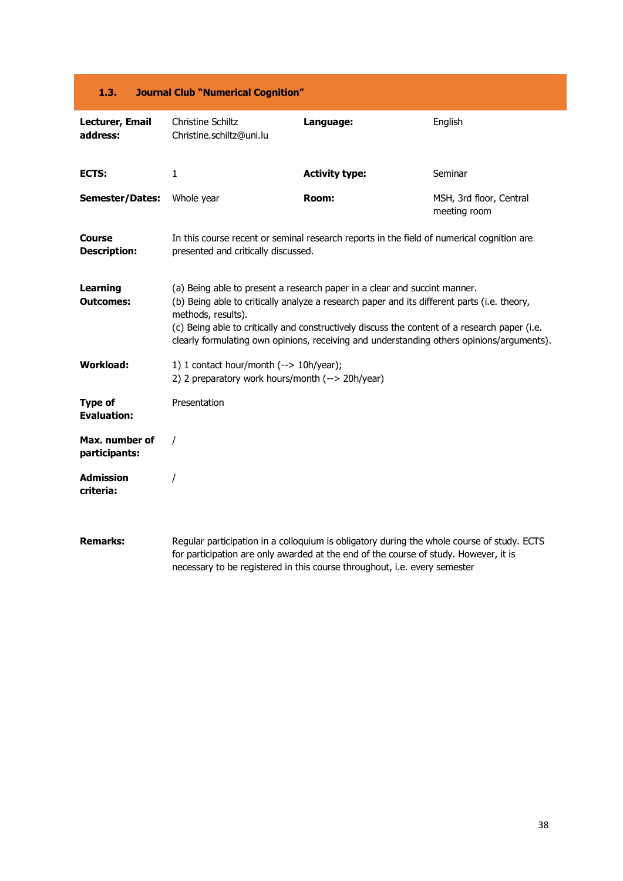## 1.3. Journal Club "Numerical Cognition"

| | | | |
|---|---|---|---|
| **Lecturer, Email address:** | Christine Schiltz<br>Christine.schiltz@uni.lu | **Language:** | English |
| **ECTS:** | 1 | **Activity type:** | Seminar |
| **Semester/Dates:** | Whole year | **Room:** | MSH, 3rd floor, Central meeting room |

**Course Description:** In this course recent or seminal research reports in the field of numerical cognition are presented and critically discussed.

**Learning Outcomes:**
(a) Being able to present a research paper in a clear and succint manner.
(b) Being able to critically analyze a research paper and its different parts (i.e. theory, methods, results).
(c) Being able to critically and constructively discuss the content of a research paper (i.e. clearly formulating own opinions, receiving and understanding others opinions/arguments).

**Workload:**
1) 1 contact hour/month (--> 10h/year);
2) 2 preparatory work hours/month (--> 20h/year)

**Type of Evaluation:** Presentation

**Max. number of participants:** /

**Admission criteria:** /

**Remarks:** Regular participation in a colloquium is obligatory during the whole course of study. ECTS for participation are only awarded at the end of the course of study. However, it is necessary to be registered in this course throughout, i.e. every semester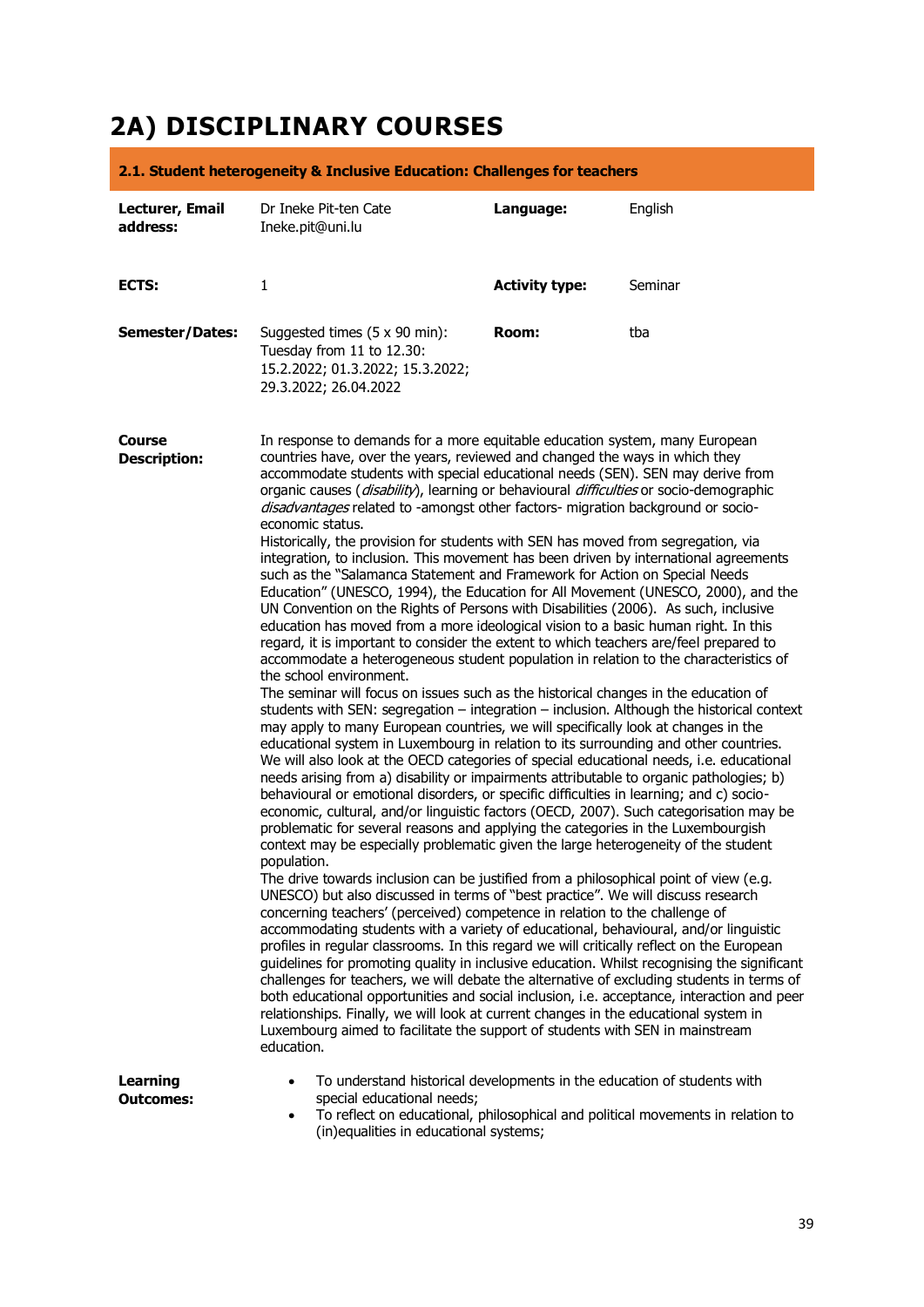# 2A) DISCIPLINARY COURSES

## 2.1. Student heterogeneity & Inclusive Education: Challenges for teachers

| | | | |
|---|---|---|---|
| **Lecturer, Email address:** | Dr Ineke Pit-ten Cate<br>Ineke.pit@uni.lu | **Language:** | English |
| **ECTS:** | 1 | **Activity type:** | Seminar |
| **Semester/Dates:** | Suggested times (5 x 90 min):<br>Tuesday from 11 to 12.30:<br>15.2.2022; 01.3.2022; 15.3.2022;<br>29.3.2022; 26.04.2022 | **Room:** | tba |

**Course Description:**

In response to demands for a more equitable education system, many European countries have, over the years, reviewed and changed the ways in which they accommodate students with special educational needs (SEN). SEN may derive from organic causes (*disability*), learning or behavioural *difficulties* or socio-demographic *disadvantages* related to -amongst other factors- migration background or socio-economic status.

Historically, the provision for students with SEN has moved from segregation, via integration, to inclusion. This movement has been driven by international agreements such as the "Salamanca Statement and Framework for Action on Special Needs Education" (UNESCO, 1994), the Education for All Movement (UNESCO, 2000), and the UN Convention on the Rights of Persons with Disabilities (2006). As such, inclusive education has moved from a more ideological vision to a basic human right. In this regard, it is important to consider the extent to which teachers are/feel prepared to accommodate a heterogeneous student population in relation to the characteristics of the school environment.

The seminar will focus on issues such as the historical changes in the education of students with SEN: segregation – integration – inclusion. Although the historical context may apply to many European countries, we will specifically look at changes in the educational system in Luxembourg in relation to its surrounding and other countries. We will also look at the OECD categories of special educational needs, i.e. educational needs arising from a) disability or impairments attributable to organic pathologies; b) behavioural or emotional disorders, or specific difficulties in learning; and c) socio-economic, cultural, and/or linguistic factors (OECD, 2007). Such categorisation may be problematic for several reasons and applying the categories in the Luxembourgish context may be especially problematic given the large heterogeneity of the student population.

The drive towards inclusion can be justified from a philosophical point of view (e.g. UNESCO) but also discussed in terms of "best practice". We will discuss research concerning teachers' (perceived) competence in relation to the challenge of accommodating students with a variety of educational, behavioural, and/or linguistic profiles in regular classrooms. In this regard we will critically reflect on the European guidelines for promoting quality in inclusive education. Whilst recognising the significant challenges for teachers, we will debate the alternative of excluding students in terms of both educational opportunities and social inclusion, i.e. acceptance, interaction and peer relationships. Finally, we will look at current changes in the educational system in Luxembourg aimed to facilitate the support of students with SEN in mainstream education.

**Learning Outcomes:**

- To understand historical developments in the education of students with special educational needs;
- To reflect on educational, philosophical and political movements in relation to (in)equalities in educational systems;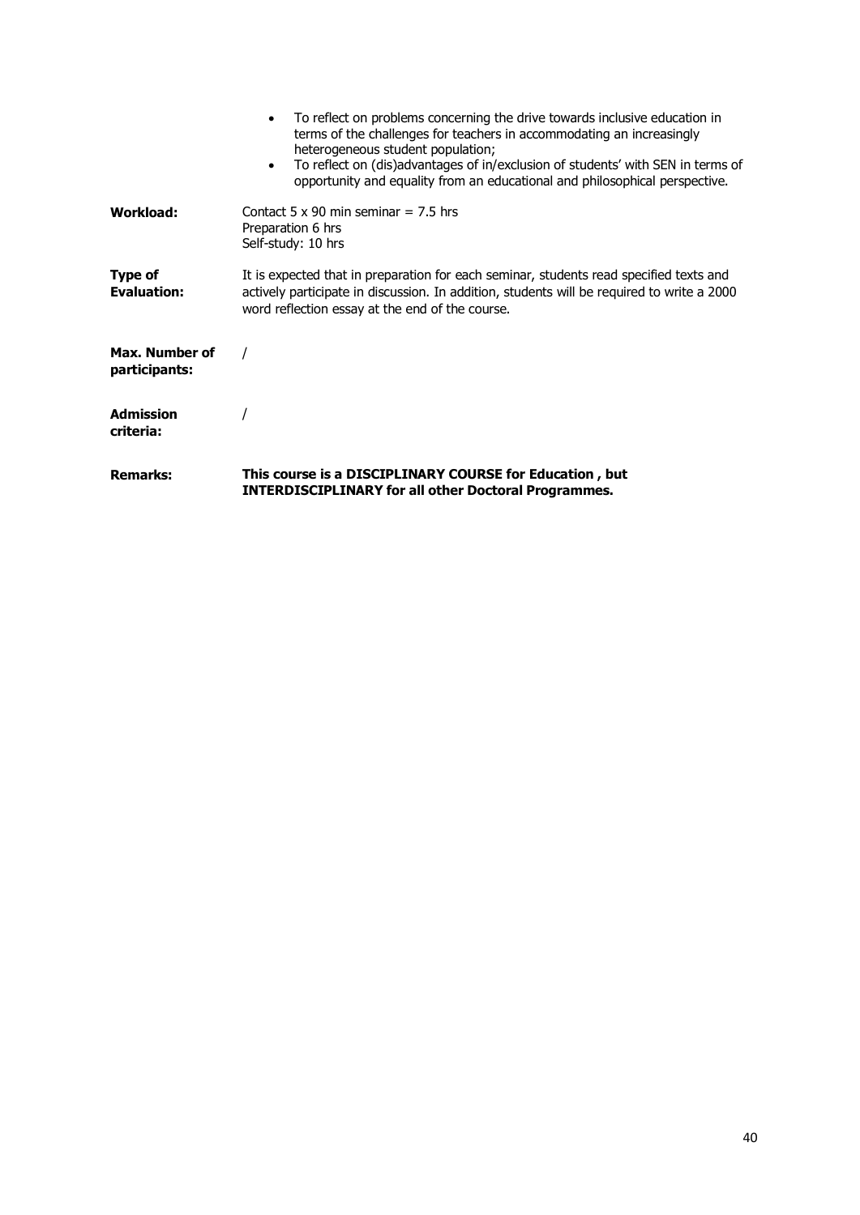- To reflect on problems concerning the drive towards inclusive education in terms of the challenges for teachers in accommodating an increasingly heterogeneous student population;
- To reflect on (dis)advantages of in/exclusion of students' with SEN in terms of opportunity and equality from an educational and philosophical perspective.

| | |
|---|---|
| **Workload:** | Contact 5 x 90 min seminar = 7.5 hrs<br>Preparation 6 hrs<br>Self-study: 10 hrs |
| **Type of Evaluation:** | It is expected that in preparation for each seminar, students read specified texts and actively participate in discussion. In addition, students will be required to write a 2000 word reflection essay at the end of the course. |
| **Max. Number of participants:** | / |
| **Admission criteria:** | / |
| **Remarks:** | **This course is a DISCIPLINARY COURSE for Education , but INTERDISCIPLINARY for all other Doctoral Programmes.** |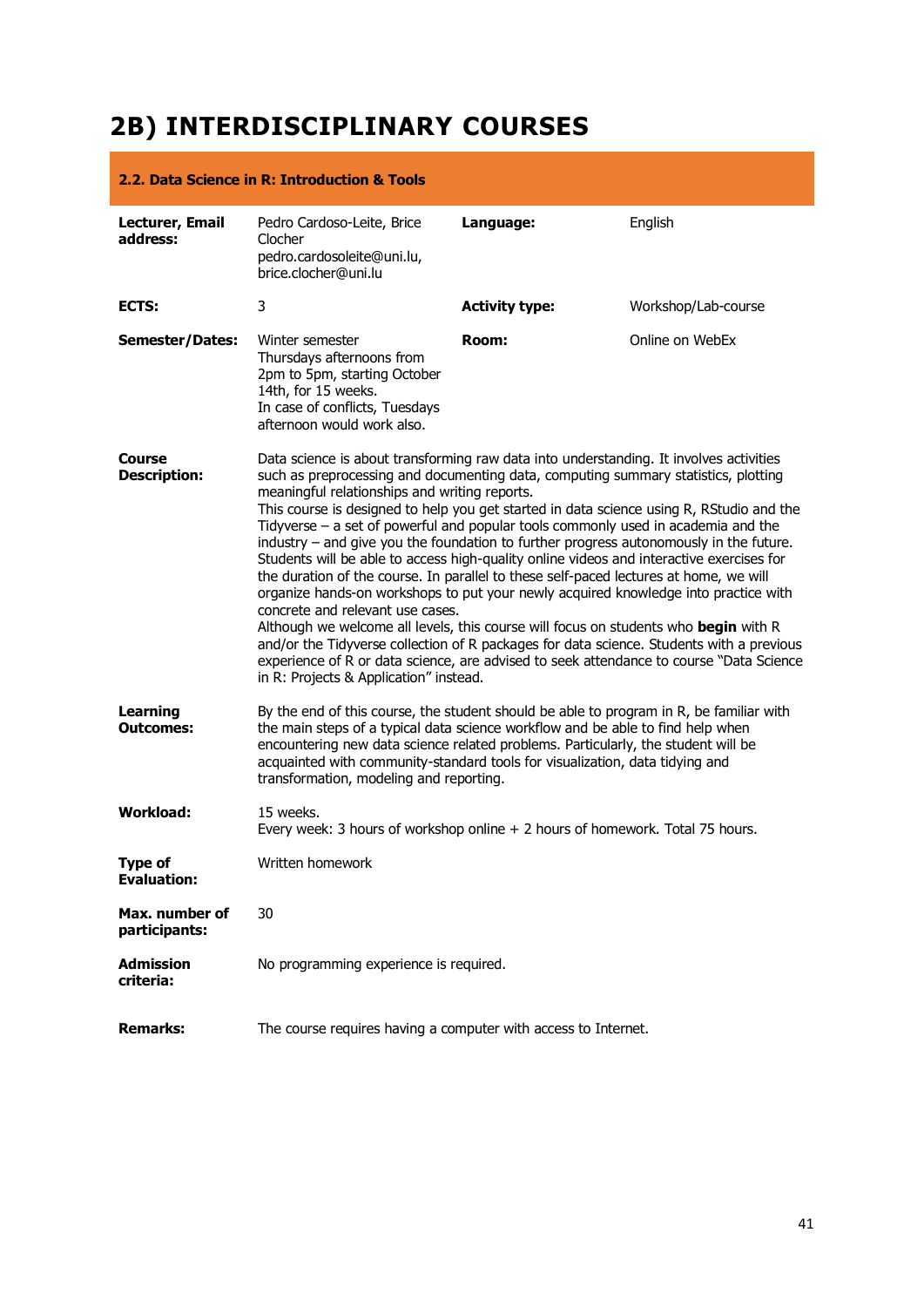# 2B) INTERDISCIPLINARY COURSES

## 2.2. Data Science in R: Introduction & Tools

| | | | |
|---|---|---|---|
| **Lecturer, Email address:** | Pedro Cardoso-Leite, Brice Clocher pedro.cardosoleite@uni.lu, brice.clocher@uni.lu | **Language:** | English |
| **ECTS:** | 3 | **Activity type:** | Workshop/Lab-course |
| **Semester/Dates:** | Winter semester Thursdays afternoons from 2pm to 5pm, starting October 14th, for 15 weeks. In case of conflicts, Tuesdays afternoon would work also. | **Room:** | Online on WebEx |

**Course Description:**

Data science is about transforming raw data into understanding. It involves activities such as preprocessing and documenting data, computing summary statistics, plotting meaningful relationships and writing reports.
This course is designed to help you get started in data science using R, RStudio and the Tidyverse – a set of powerful and popular tools commonly used in academia and the industry – and give you the foundation to further progress autonomously in the future. Students will be able to access high-quality online videos and interactive exercises for the duration of the course. In parallel to these self-paced lectures at home, we will organize hands-on workshops to put your newly acquired knowledge into practice with concrete and relevant use cases.
Although we welcome all levels, this course will focus on students who **begin** with R and/or the Tidyverse collection of R packages for data science. Students with a previous experience of R or data science, are advised to seek attendance to course "Data Science in R: Projects & Application" instead.

**Learning Outcomes:**

By the end of this course, the student should be able to program in R, be familiar with the main steps of a typical data science workflow and be able to find help when encountering new data science related problems. Particularly, the student will be acquainted with community-standard tools for visualization, data tidying and transformation, modeling and reporting.

**Workload:**

15 weeks.
Every week: 3 hours of workshop online + 2 hours of homework. Total 75 hours.

**Type of Evaluation:** Written homework

**Max. number of participants:** 30

**Admission criteria:** No programming experience is required.

**Remarks:** The course requires having a computer with access to Internet.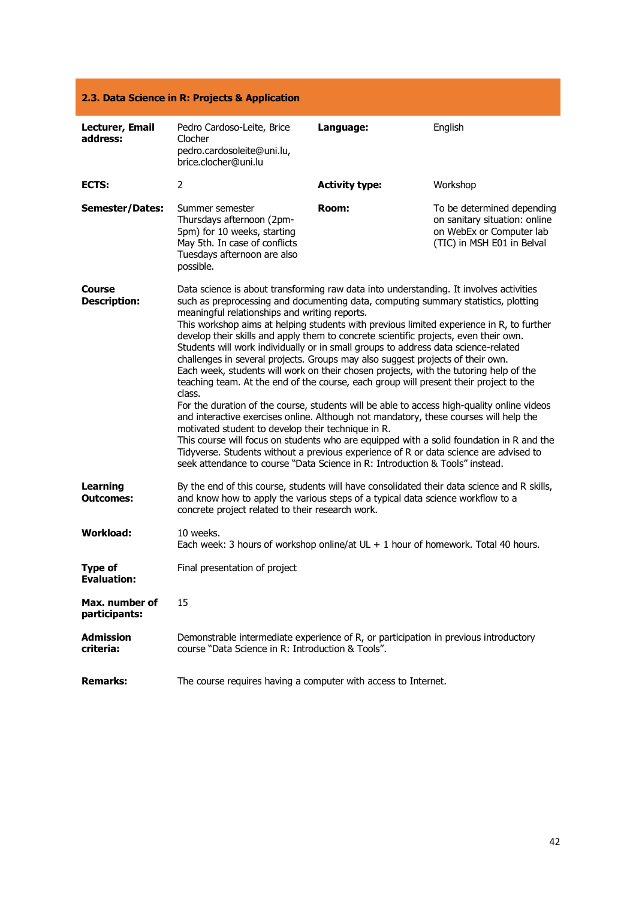## 2.3. Data Science in R: Projects & Application

| | | | |
|---|---|---|---|
| **Lecturer, Email address:** | Pedro Cardoso-Leite, Brice Clocher pedro.cardosoleite@uni.lu, brice.clocher@uni.lu | **Language:** | English |
| **ECTS:** | 2 | **Activity type:** | Workshop |
| **Semester/Dates:** | Summer semester Thursdays afternoon (2pm-5pm) for 10 weeks, starting May 5th. In case of conflicts Tuesdays afternoon are also possible. | **Room:** | To be determined depending on sanitary situation: online on WebEx or Computer lab (TIC) in MSH E01 in Belval |

**Course Description:**

Data science is about transforming raw data into understanding. It involves activities such as preprocessing and documenting data, computing summary statistics, plotting meaningful relationships and writing reports.
This workshop aims at helping students with previous limited experience in R, to further develop their skills and apply them to concrete scientific projects, even their own. Students will work individually or in small groups to address data science-related challenges in several projects. Groups may also suggest projects of their own.
Each week, students will work on their chosen projects, with the tutoring help of the teaching team. At the end of the course, each group will present their project to the class.
For the duration of the course, students will be able to access high-quality online videos and interactive exercises online. Although not mandatory, these courses will help the motivated student to develop their technique in R.
This course will focus on students who are equipped with a solid foundation in R and the Tidyverse. Students without a previous experience of R or data science are advised to seek attendance to course "Data Science in R: Introduction & Tools" instead.

**Learning Outcomes:**

By the end of this course, students will have consolidated their data science and R skills, and know how to apply the various steps of a typical data science workflow to a concrete project related to their research work.

**Workload:**

10 weeks.
Each week: 3 hours of workshop online/at UL + 1 hour of homework. Total 40 hours.

**Type of Evaluation:**

Final presentation of project

**Max. number of participants:**

15

**Admission criteria:**

Demonstrable intermediate experience of R, or participation in previous introductory course "Data Science in R: Introduction & Tools".

**Remarks:**

The course requires having a computer with access to Internet.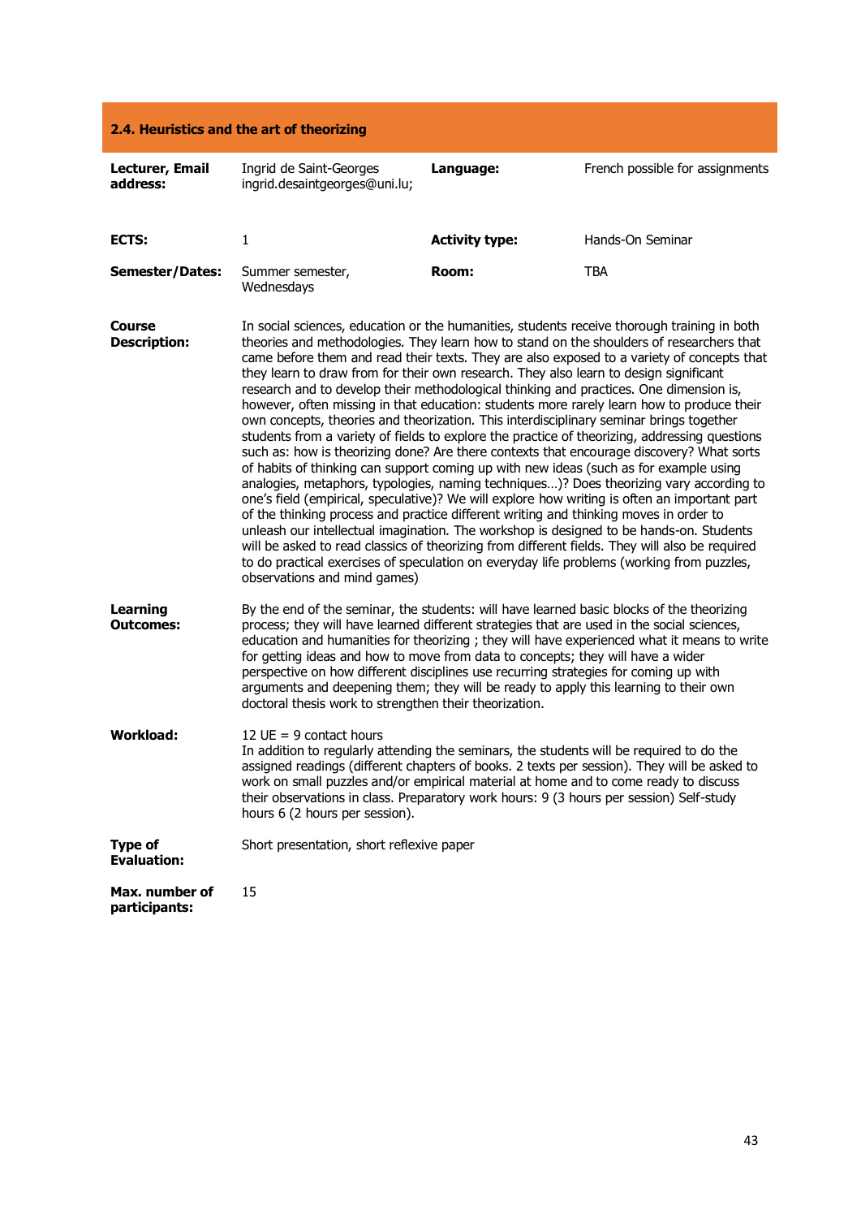## 2.4. Heuristics and the art of theorizing

| | | | |
|---|---|---|---|
| **Lecturer, Email address:** | Ingrid de Saint-Georges ingrid.desaintgeorges@uni.lu; | **Language:** | French possible for assignments |
| **ECTS:** | 1 | **Activity type:** | Hands-On Seminar |
| **Semester/Dates:** | Summer semester, Wednesdays | **Room:** | TBA |

**Course Description:**

In social sciences, education or the humanities, students receive thorough training in both theories and methodologies. They learn how to stand on the shoulders of researchers that came before them and read their texts. They are also exposed to a variety of concepts that they learn to draw from for their own research. They also learn to design significant research and to develop their methodological thinking and practices. One dimension is, however, often missing in that education: students more rarely learn how to produce their own concepts, theories and theorization. This interdisciplinary seminar brings together students from a variety of fields to explore the practice of theorizing, addressing questions such as: how is theorizing done? Are there contexts that encourage discovery? What sorts of habits of thinking can support coming up with new ideas (such as for example using analogies, metaphors, typologies, naming techniques…)? Does theorizing vary according to one's field (empirical, speculative)? We will explore how writing is often an important part of the thinking process and practice different writing and thinking moves in order to unleash our intellectual imagination. The workshop is designed to be hands-on. Students will be asked to read classics of theorizing from different fields. They will also be required to do practical exercises of speculation on everyday life problems (working from puzzles, observations and mind games)

**Learning Outcomes:**

By the end of the seminar, the students: will have learned basic blocks of the theorizing process; they will have learned different strategies that are used in the social sciences, education and humanities for theorizing ; they will have experienced what it means to write for getting ideas and how to move from data to concepts; they will have a wider perspective on how different disciplines use recurring strategies for coming up with arguments and deepening them; they will be ready to apply this learning to their own doctoral thesis work to strengthen their theorization.

**Workload:**

12 UE = 9 contact hours
In addition to regularly attending the seminars, the students will be required to do the assigned readings (different chapters of books. 2 texts per session). They will be asked to work on small puzzles and/or empirical material at home and to come ready to discuss their observations in class. Preparatory work hours: 9 (3 hours per session) Self-study hours 6 (2 hours per session).

**Type of Evaluation:**

Short presentation, short reflexive paper

**Max. number of participants:**

15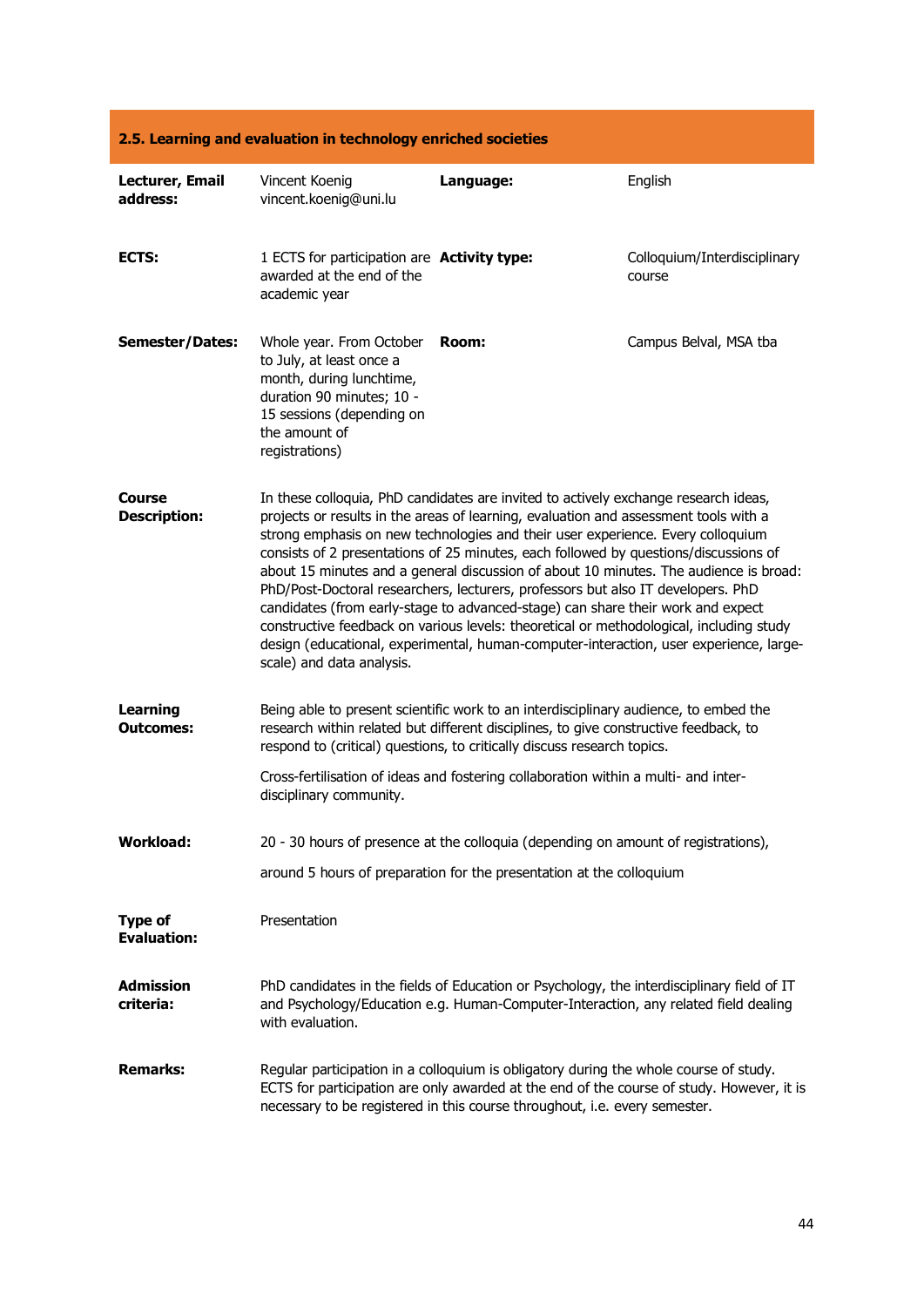## 2.5. Learning and evaluation in technology enriched societies

| | | | |
|---|---|---|---|
| **Lecturer, Email address:** | Vincent Koenig vincent.koenig@uni.lu | **Language:** | English |
| **ECTS:** | 1 ECTS for participation are awarded at the end of the academic year | **Activity type:** | Colloquium/Interdisciplinary course |
| **Semester/Dates:** | Whole year. From October to July, at least once a month, during lunchtime, duration 90 minutes; 10 - 15 sessions (depending on the amount of registrations) | **Room:** | Campus Belval, MSA tba |

**Course Description:**

In these colloquia, PhD candidates are invited to actively exchange research ideas, projects or results in the areas of learning, evaluation and assessment tools with a strong emphasis on new technologies and their user experience. Every colloquium consists of 2 presentations of 25 minutes, each followed by questions/discussions of about 15 minutes and a general discussion of about 10 minutes. The audience is broad: PhD/Post-Doctoral researchers, lecturers, professors but also IT developers. PhD candidates (from early-stage to advanced-stage) can share their work and expect constructive feedback on various levels: theoretical or methodological, including study design (educational, experimental, human-computer-interaction, user experience, large-scale) and data analysis.

**Learning Outcomes:**

Being able to present scientific work to an interdisciplinary audience, to embed the research within related but different disciplines, to give constructive feedback, to respond to (critical) questions, to critically discuss research topics.

Cross-fertilisation of ideas and fostering collaboration within a multi- and inter-disciplinary community.

**Workload:**

20 - 30 hours of presence at the colloquia (depending on amount of registrations),

around 5 hours of preparation for the presentation at the colloquium

**Type of Evaluation:**

Presentation

**Admission criteria:**

PhD candidates in the fields of Education or Psychology, the interdisciplinary field of IT and Psychology/Education e.g. Human-Computer-Interaction, any related field dealing with evaluation.

**Remarks:**

Regular participation in a colloquium is obligatory during the whole course of study. ECTS for participation are only awarded at the end of the course of study. However, it is necessary to be registered in this course throughout, i.e. every semester.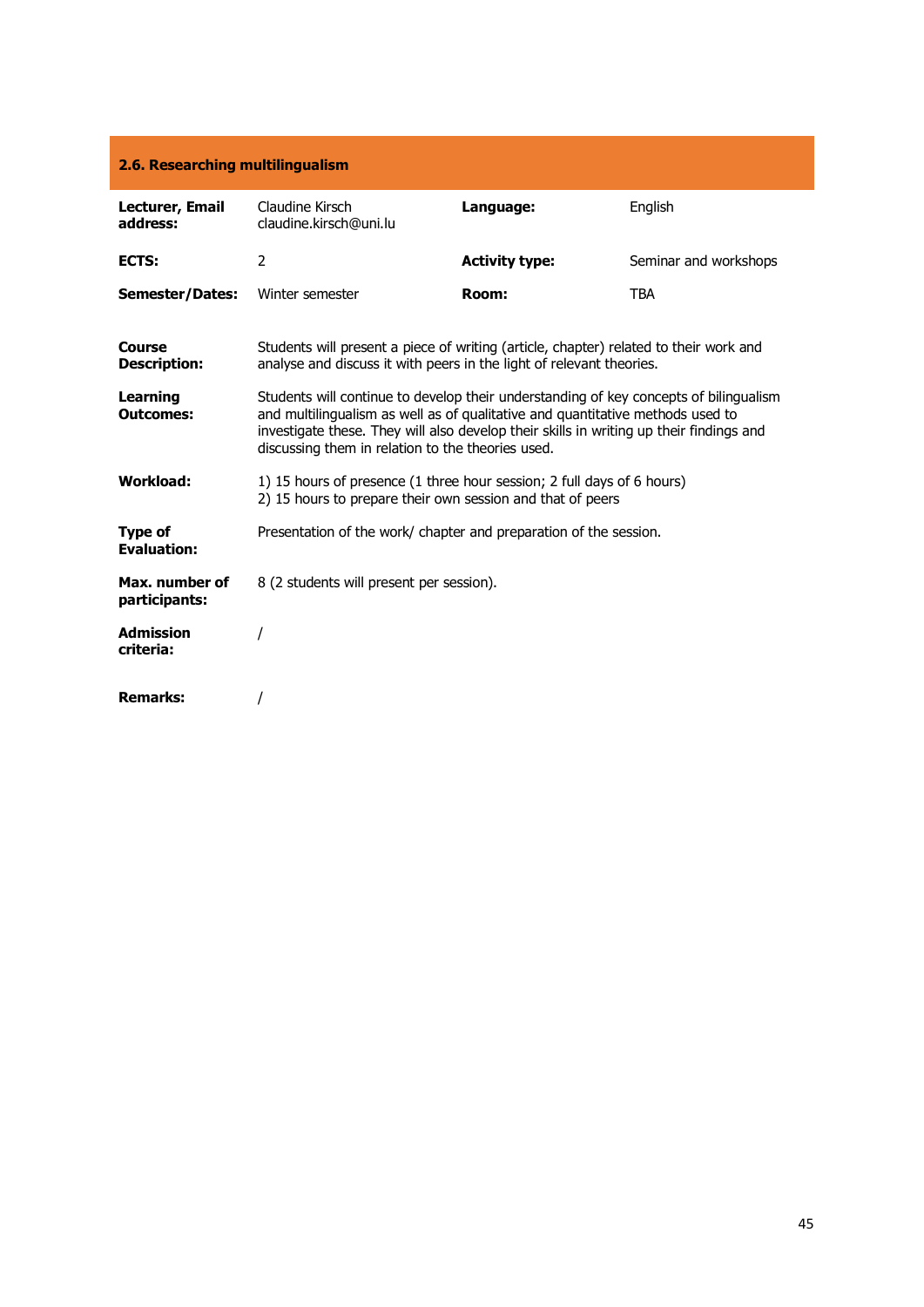## 2.6. Researching multilingualism

| | | | |
|---|---|---|---|
| **Lecturer, Email address:** | Claudine Kirsch claudine.kirsch@uni.lu | **Language:** | English |
| **ECTS:** | 2 | **Activity type:** | Seminar and workshops |
| **Semester/Dates:** | Winter semester | **Room:** | TBA |

| | |
|---|---|
| **Course Description:** | Students will present a piece of writing (article, chapter) related to their work and analyse and discuss it with peers in the light of relevant theories. |
| **Learning Outcomes:** | Students will continue to develop their understanding of key concepts of bilingualism and multilingualism as well as of qualitative and quantitative methods used to investigate these. They will also develop their skills in writing up their findings and discussing them in relation to the theories used. |
| **Workload:** | 1) 15 hours of presence (1 three hour session; 2 full days of 6 hours)<br>2) 15 hours to prepare their own session and that of peers |
| **Type of Evaluation:** | Presentation of the work/ chapter and preparation of the session. |
| **Max. number of participants:** | 8 (2 students will present per session). |
| **Admission criteria:** | / |
| **Remarks:** | / |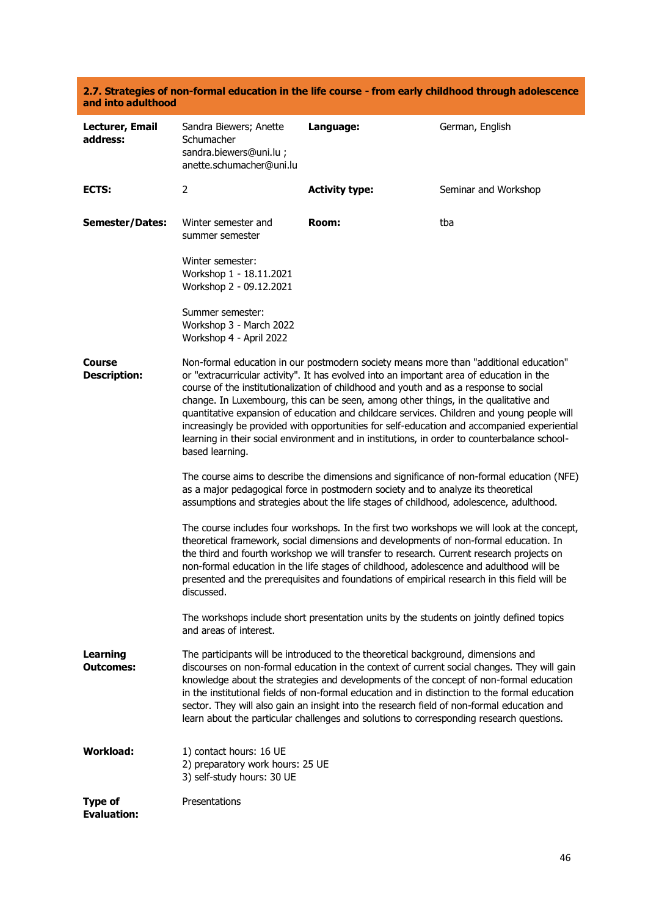## 2.7. Strategies of non-formal education in the life course - from early childhood through adolescence and into adulthood

| | | | |
|---|---|---|---|
| **Lecturer, Email address:** | Sandra Biewers; Anette Schumacher sandra.biewers@uni.lu ; anette.schumacher@uni.lu | **Language:** | German, English |
| **ECTS:** | 2 | **Activity type:** | Seminar and Workshop |
| **Semester/Dates:** | Winter semester and summer semester<br><br>Winter semester:<br>Workshop 1 - 18.11.2021<br>Workshop 2 - 09.12.2021<br><br>Summer semester:<br>Workshop 3 - March 2022<br>Workshop 4 - April 2022 | **Room:** | tba |

**Course Description:**

Non-formal education in our postmodern society means more than "additional education" or "extracurricular activity". It has evolved into an important area of education in the course of the institutionalization of childhood and youth and as a response to social change. In Luxembourg, this can be seen, among other things, in the qualitative and quantitative expansion of education and childcare services. Children and young people will increasingly be provided with opportunities for self-education and accompanied experiential learning in their social environment and in institutions, in order to counterbalance school-based learning.

The course aims to describe the dimensions and significance of non-formal education (NFE) as a major pedagogical force in postmodern society and to analyze its theoretical assumptions and strategies about the life stages of childhood, adolescence, adulthood.

The course includes four workshops. In the first two workshops we will look at the concept, theoretical framework, social dimensions and developments of non-formal education. In the third and fourth workshop we will transfer to research. Current research projects on non-formal education in the life stages of childhood, adolescence and adulthood will be presented and the prerequisites and foundations of empirical research in this field will be discussed.

The workshops include short presentation units by the students on jointly defined topics and areas of interest.

**Learning Outcomes:**

The participants will be introduced to the theoretical background, dimensions and discourses on non-formal education in the context of current social changes. They will gain knowledge about the strategies and developments of the concept of non-formal education in the institutional fields of non-formal education and in distinction to the formal education sector. They will also gain an insight into the research field of non-formal education and learn about the particular challenges and solutions to corresponding research questions.

**Workload:**

1) contact hours: 16 UE
2) preparatory work hours: 25 UE
3) self-study hours: 30 UE

**Type of Evaluation:** Presentations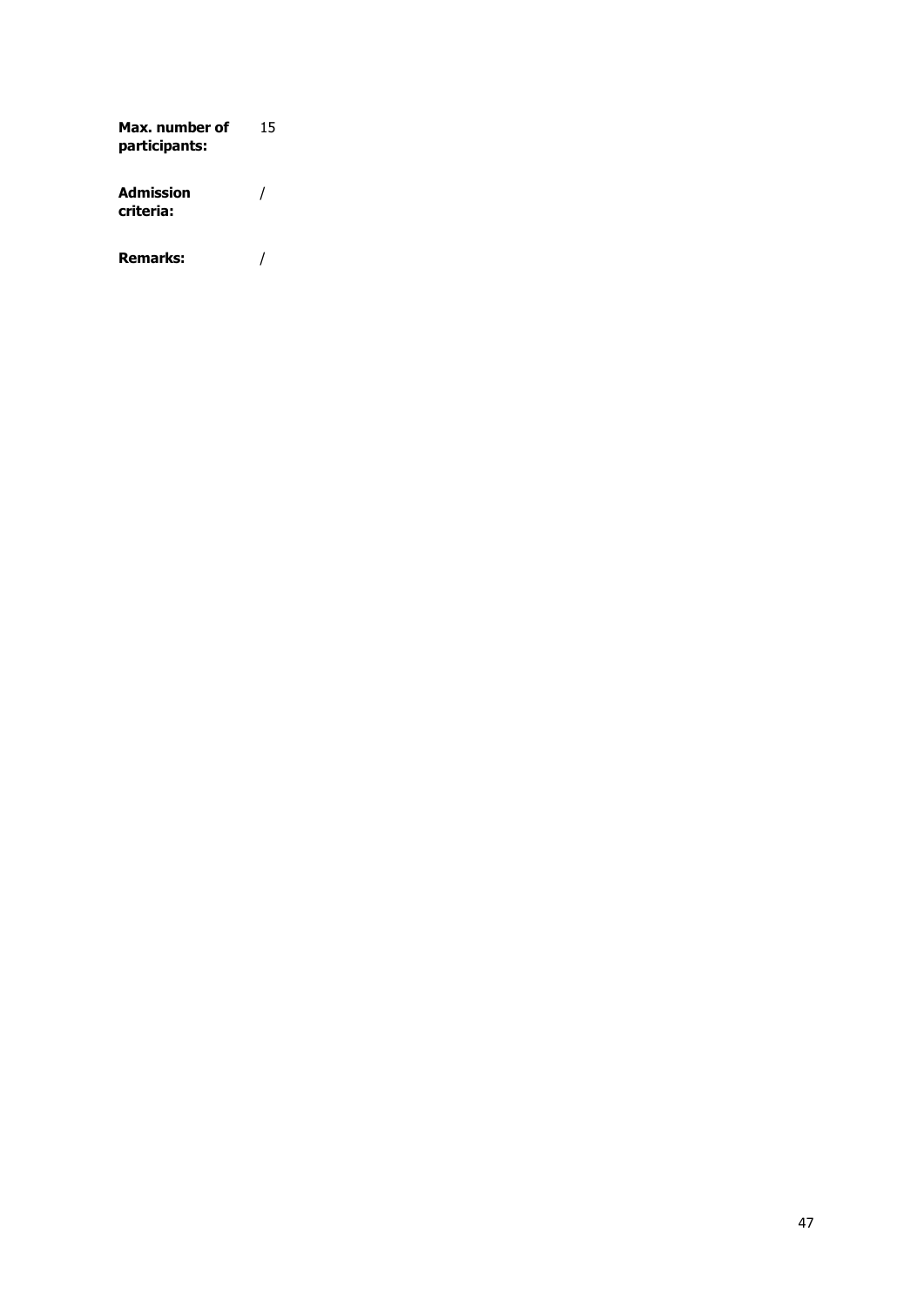**Max. number of participants:** 15

**Admission criteria:** /

**Remarks:** /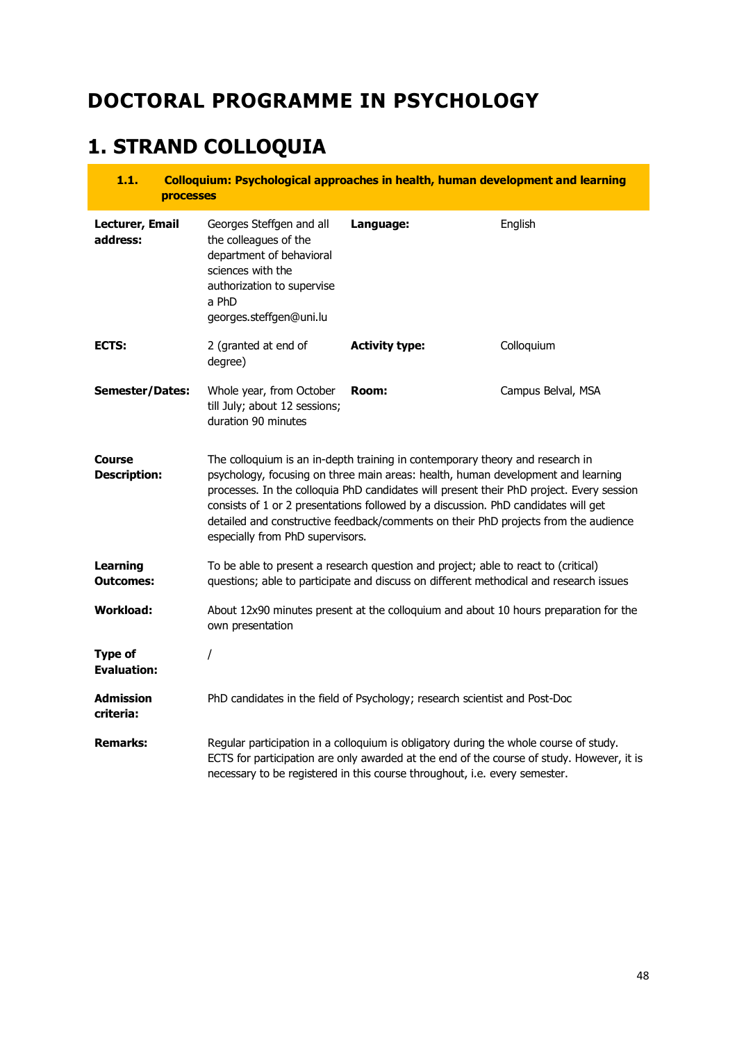# DOCTORAL PROGRAMME IN PSYCHOLOGY

# 1. STRAND COLLOQUIA

### 1.1. Colloquium: Psychological approaches in health, human development and learning processes

| | | | |
|---|---|---|---|
| **Lecturer, Email address:** | Georges Steffgen and all the colleagues of the department of behavioral sciences with the authorization to supervise a PhD georges.steffgen@uni.lu | **Language:** | English |
| **ECTS:** | 2 (granted at end of degree) | **Activity type:** | Colloquium |
| **Semester/Dates:** | Whole year, from October till July; about 12 sessions; duration 90 minutes | **Room:** | Campus Belval, MSA |

**Course Description:** The colloquium is an in-depth training in contemporary theory and research in psychology, focusing on three main areas: health, human development and learning processes. In the colloquia PhD candidates will present their PhD project. Every session consists of 1 or 2 presentations followed by a discussion. PhD candidates will get detailed and constructive feedback/comments on their PhD projects from the audience especially from PhD supervisors.

**Learning Outcomes:** To be able to present a research question and project; able to react to (critical) questions; able to participate and discuss on different methodical and research issues

**Workload:** About 12x90 minutes present at the colloquium and about 10 hours preparation for the own presentation

**Type of Evaluation:** /

**Admission criteria:** PhD candidates in the field of Psychology; research scientist and Post-Doc

**Remarks:** Regular participation in a colloquium is obligatory during the whole course of study. ECTS for participation are only awarded at the end of the course of study. However, it is necessary to be registered in this course throughout, i.e. every semester.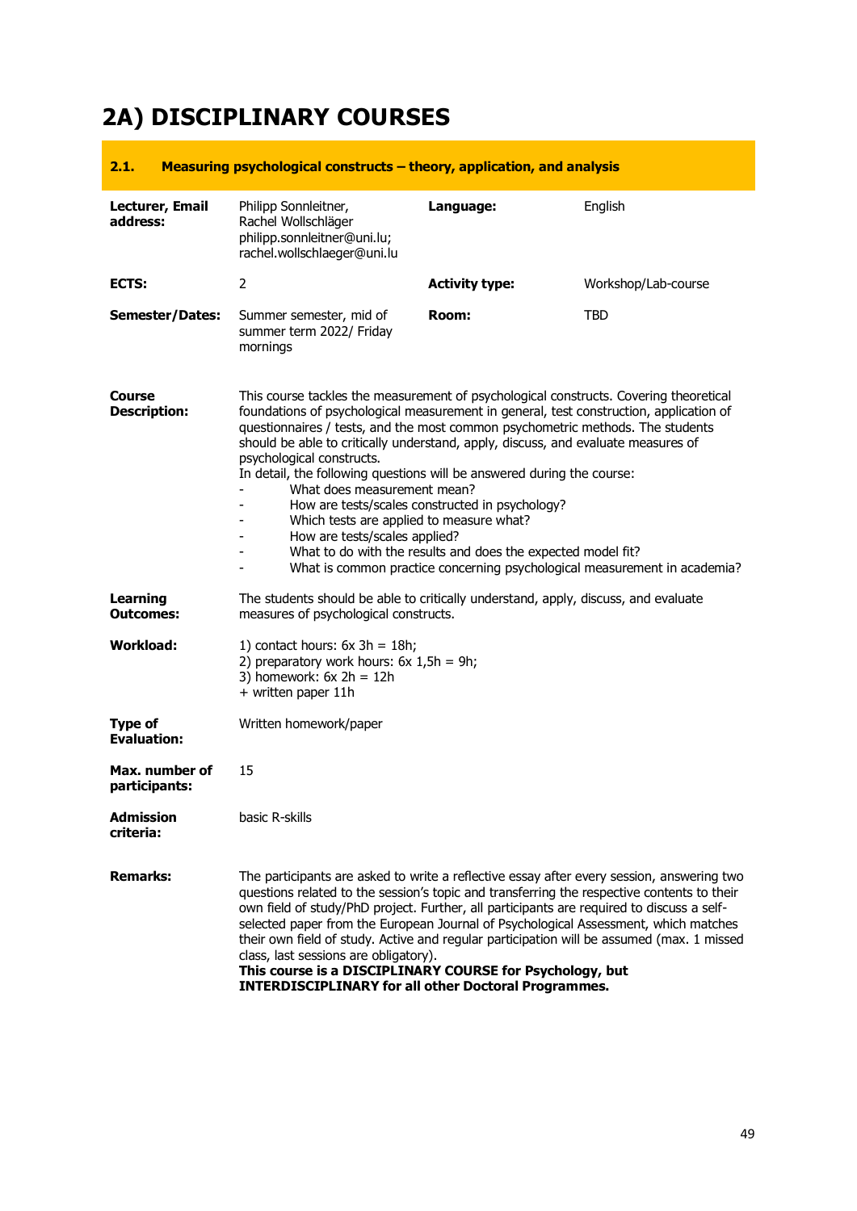# 2A) DISCIPLINARY COURSES

## 2.1. Measuring psychological constructs – theory, application, and analysis

| **Lecturer, Email address:** | Philipp Sonnleitner, Rachel Wollschläger philipp.sonnleitner@uni.lu; rachel.wollschlaeger@uni.lu | **Language:** | English |
|---|---|---|---|
| **ECTS:** | 2 | **Activity type:** | Workshop/Lab-course |
| **Semester/Dates:** | Summer semester, mid of summer term 2022/ Friday mornings | **Room:** | TBD |

**Course Description:**

This course tackles the measurement of psychological constructs. Covering theoretical foundations of psychological measurement in general, test construction, application of questionnaires / tests, and the most common psychometric methods. The students should be able to critically understand, apply, discuss, and evaluate measures of psychological constructs.

In detail, the following questions will be answered during the course:

- What does measurement mean?
- How are tests/scales constructed in psychology?
- Which tests are applied to measure what?
- How are tests/scales applied?
- What to do with the results and does the expected model fit?
- What is common practice concerning psychological measurement in academia?

**Learning Outcomes:**

The students should be able to critically understand, apply, discuss, and evaluate measures of psychological constructs.

**Workload:**

1) contact hours: 6x 3h = 18h;
2) preparatory work hours: 6x 1,5h = 9h;
3) homework: 6x 2h = 12h
+ written paper 11h

**Type of Evaluation:**

Written homework/paper

**Max. number of participants:**

15

**Admission criteria:**

basic R-skills

**Remarks:**

The participants are asked to write a reflective essay after every session, answering two questions related to the session's topic and transferring the respective contents to their own field of study/PhD project. Further, all participants are required to discuss a self-selected paper from the European Journal of Psychological Assessment, which matches their own field of study. Active and regular participation will be assumed (max. 1 missed class, last sessions are obligatory).

**This course is a DISCIPLINARY COURSE for Psychology, but INTERDISCIPLINARY for all other Doctoral Programmes.**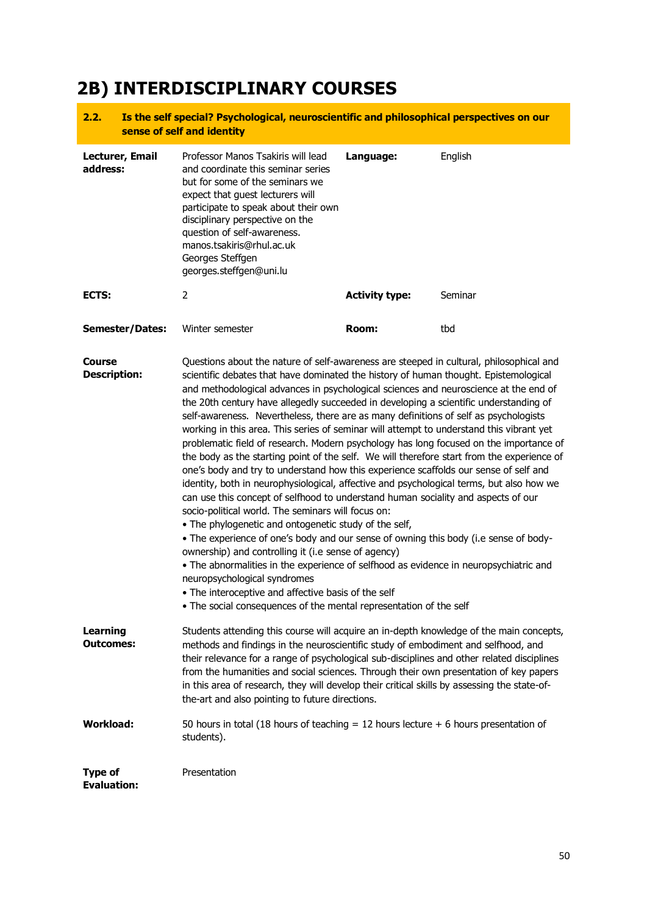# 2B) INTERDISCIPLINARY COURSES

## 2.2. Is the self special? Psychological, neuroscientific and philosophical perspectives on our sense of self and identity

| **Lecturer, Email address:** | Professor Manos Tsakiris will lead and coordinate this seminar series but for some of the seminars we expect that guest lecturers will participate to speak about their own disciplinary perspective on the question of self-awareness. manos.tsakiris@rhul.ac.uk Georges Steffgen georges.steffgen@uni.lu | **Language:** | English |
|---|---|---|---|
| **ECTS:** | 2 | **Activity type:** | Seminar |
| **Semester/Dates:** | Winter semester | **Room:** | tbd |

**Course Description:**

Questions about the nature of self-awareness are steeped in cultural, philosophical and scientific debates that have dominated the history of human thought. Epistemological and methodological advances in psychological sciences and neuroscience at the end of the 20th century have allegedly succeeded in developing a scientific understanding of self-awareness. Nevertheless, there are as many definitions of self as psychologists working in this area. This series of seminar will attempt to understand this vibrant yet problematic field of research. Modern psychology has long focused on the importance of the body as the starting point of the self. We will therefore start from the experience of one's body and try to understand how this experience scaffolds our sense of self and identity, both in neurophysiological, affective and psychological terms, but also how we can use this concept of selfhood to understand human sociality and aspects of our socio-political world. The seminars will focus on:

- The phylogenetic and ontogenetic study of the self,
- The experience of one's body and our sense of owning this body (i.e sense of body-ownership) and controlling it (i.e sense of agency)
- The abnormalities in the experience of selfhood as evidence in neuropsychiatric and neuropsychological syndromes
- The interoceptive and affective basis of the self
- The social consequences of the mental representation of the self

**Learning Outcomes:**

Students attending this course will acquire an in-depth knowledge of the main concepts, methods and findings in the neuroscientific study of embodiment and selfhood, and their relevance for a range of psychological sub-disciplines and other related disciplines from the humanities and social sciences. Through their own presentation of key papers in this area of research, they will develop their critical skills by assessing the state-of-the-art and also pointing to future directions.

**Workload:**

50 hours in total (18 hours of teaching = 12 hours lecture + 6 hours presentation of students).

**Type of Evaluation:**

Presentation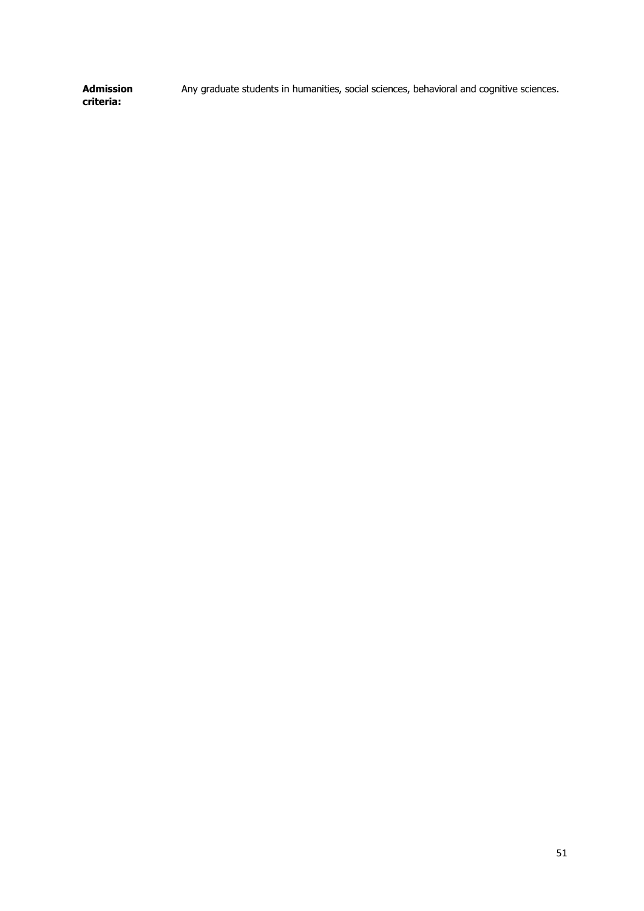| | |
|---|---|
| **Admission criteria:** | Any graduate students in humanities, social sciences, behavioral and cognitive sciences. |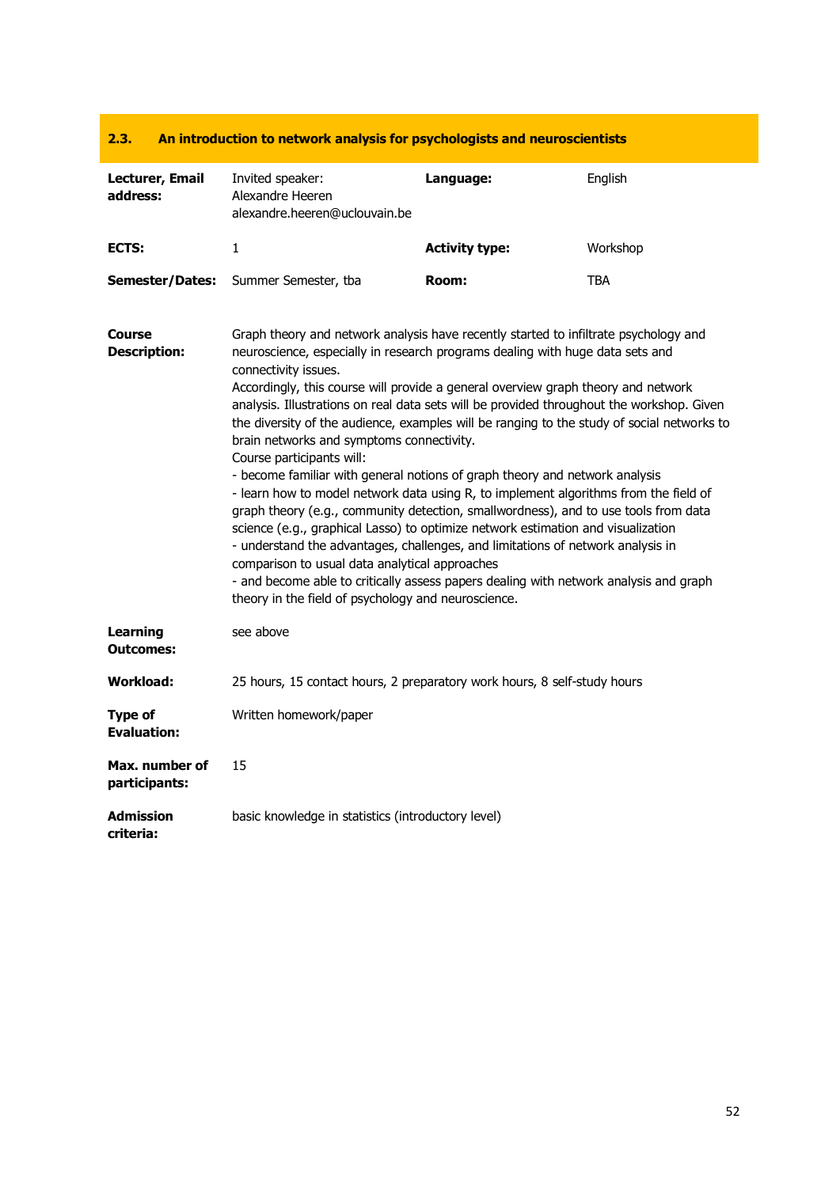## 2.3. An introduction to network analysis for psychologists and neuroscientists

| | | | |
|---|---|---|---|
| **Lecturer, Email address:** | Invited speaker: Alexandre Heeren alexandre.heeren@uclouvain.be | **Language:** | English |
| **ECTS:** | 1 | **Activity type:** | Workshop |
| **Semester/Dates:** | Summer Semester, tba | **Room:** | TBA |

**Course Description:**

Graph theory and network analysis have recently started to infiltrate psychology and neuroscience, especially in research programs dealing with huge data sets and connectivity issues.
Accordingly, this course will provide a general overview graph theory and network analysis. Illustrations on real data sets will be provided throughout the workshop. Given the diversity of the audience, examples will be ranging to the study of social networks to brain networks and symptoms connectivity.
Course participants will:
- become familiar with general notions of graph theory and network analysis
- learn how to model network data using R, to implement algorithms from the field of graph theory (e.g., community detection, smallwordness), and to use tools from data science (e.g., graphical Lasso) to optimize network estimation and visualization
- understand the advantages, challenges, and limitations of network analysis in comparison to usual data analytical approaches
- and become able to critically assess papers dealing with network analysis and graph theory in the field of psychology and neuroscience.

**Learning Outcomes:** see above

**Workload:** 25 hours, 15 contact hours, 2 preparatory work hours, 8 self-study hours

**Type of Evaluation:** Written homework/paper

**Max. number of participants:** 15

**Admission criteria:** basic knowledge in statistics (introductory level)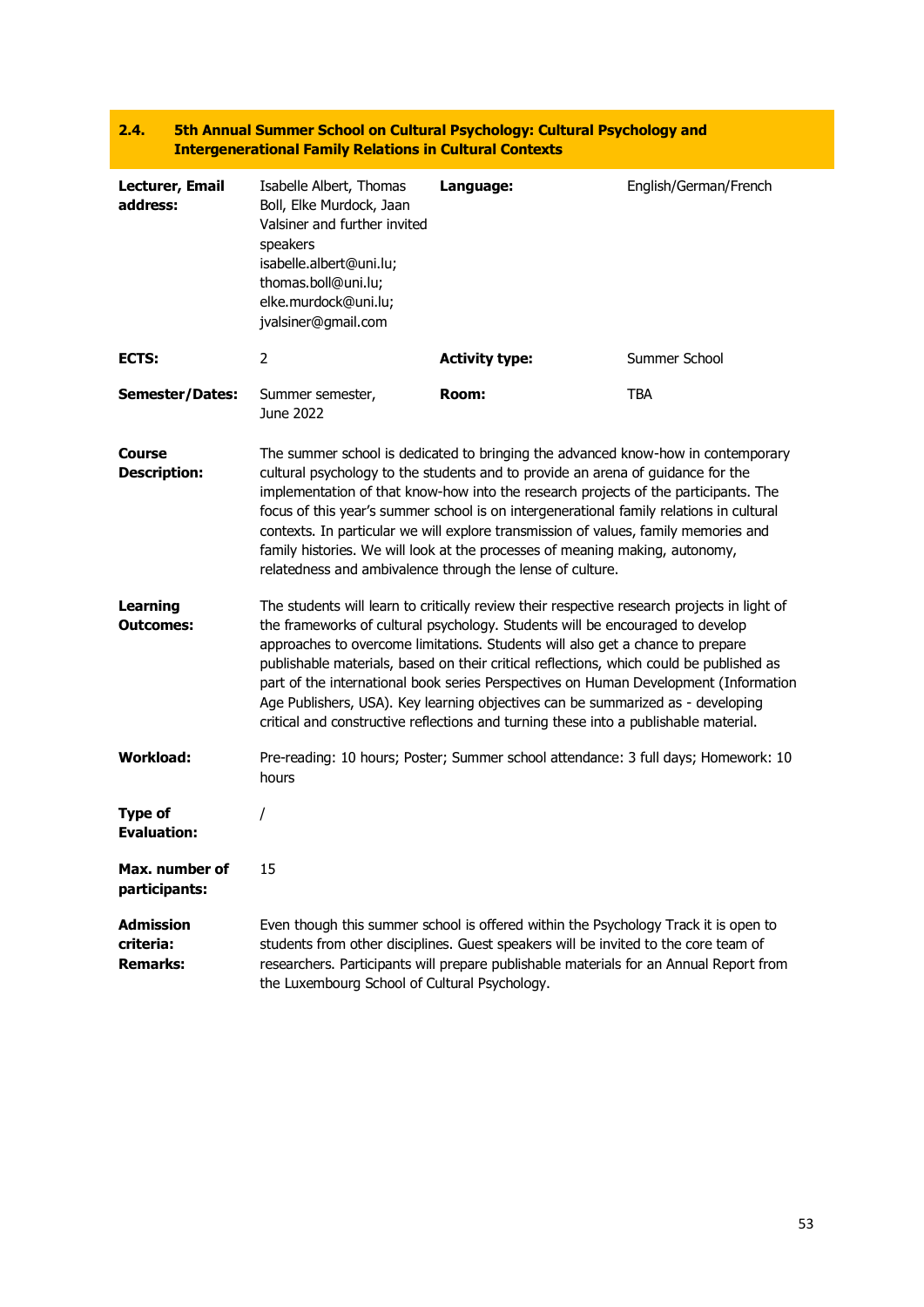## 2.4. 5th Annual Summer School on Cultural Psychology: Cultural Psychology and Intergenerational Family Relations in Cultural Contexts

| | | | |
|---|---|---|---|
| **Lecturer, Email address:** | Isabelle Albert, Thomas Boll, Elke Murdock, Jaan Valsiner and further invited speakers isabelle.albert@uni.lu; thomas.boll@uni.lu; elke.murdock@uni.lu; jvalsiner@gmail.com | **Language:** | English/German/French |
| **ECTS:** | 2 | **Activity type:** | Summer School |
| **Semester/Dates:** | Summer semester, June 2022 | **Room:** | TBA |
| **Course Description:** | The summer school is dedicated to bringing the advanced know-how in contemporary cultural psychology to the students and to provide an arena of guidance for the implementation of that know-how into the research projects of the participants. The focus of this year's summer school is on intergenerational family relations in cultural contexts. In particular we will explore transmission of values, family memories and family histories. We will look at the processes of meaning making, autonomy, relatedness and ambivalence through the lense of culture. | | |
| **Learning Outcomes:** | The students will learn to critically review their respective research projects in light of the frameworks of cultural psychology. Students will be encouraged to develop approaches to overcome limitations. Students will also get a chance to prepare publishable materials, based on their critical reflections, which could be published as part of the international book series Perspectives on Human Development (Information Age Publishers, USA). Key learning objectives can be summarized as - developing critical and constructive reflections and turning these into a publishable material. | | |
| **Workload:** | Pre-reading: 10 hours; Poster; Summer school attendance: 3 full days; Homework: 10 hours | | |
| **Type of Evaluation:** | / | | |
| **Max. number of participants:** | 15 | | |
| **Admission criteria: Remarks:** | Even though this summer school is offered within the Psychology Track it is open to students from other disciplines. Guest speakers will be invited to the core team of researchers. Participants will prepare publishable materials for an Annual Report from the Luxembourg School of Cultural Psychology. | | |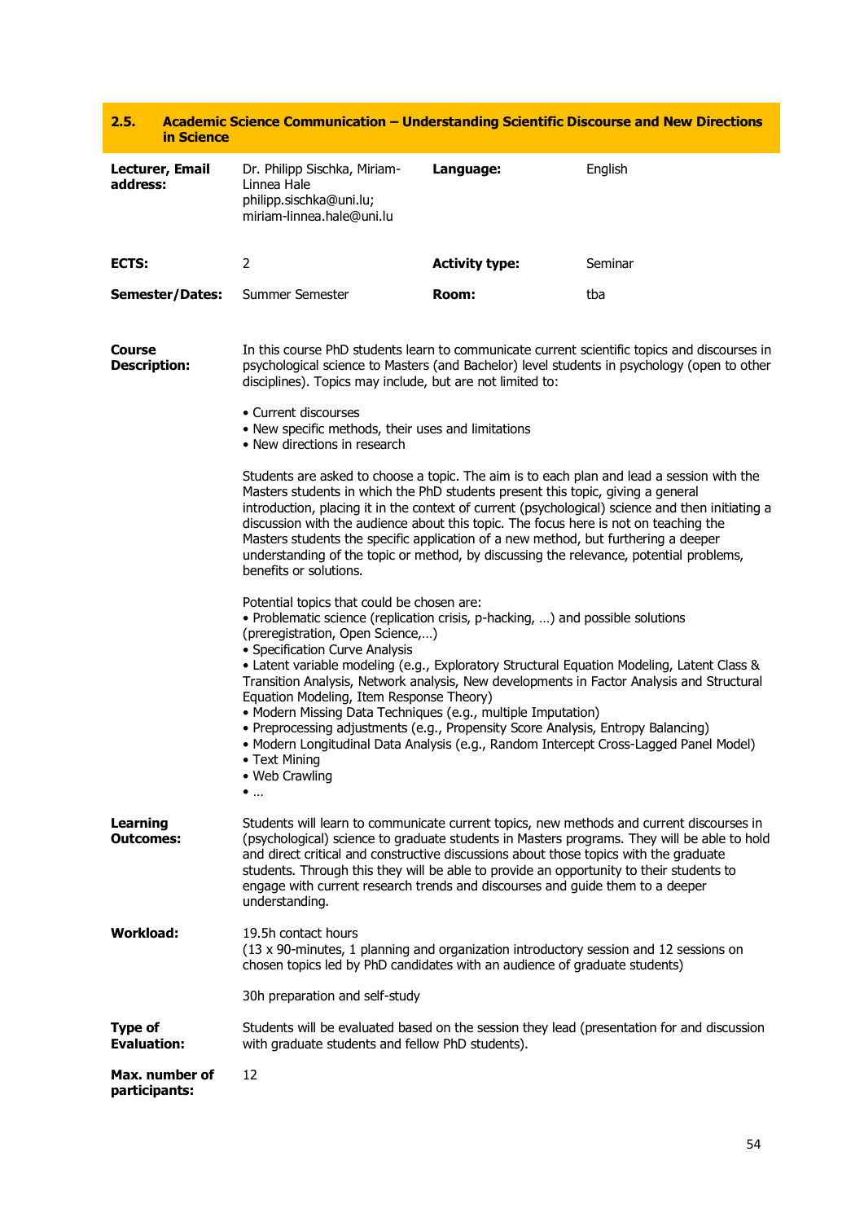## 2.5. Academic Science Communication – Understanding Scientific Discourse and New Directions in Science

| | | | |
|---|---|---|---|
| **Lecturer, Email address:** | Dr. Philipp Sischka, Miriam-Linnea Hale philipp.sischka@uni.lu; miriam-linnea.hale@uni.lu | **Language:** | English |
| **ECTS:** | 2 | **Activity type:** | Seminar |
| **Semester/Dates:** | Summer Semester | **Room:** | tba |

**Course Description:**

In this course PhD students learn to communicate current scientific topics and discourses in psychological science to Masters (and Bachelor) level students in psychology (open to other disciplines). Topics may include, but are not limited to:

- Current discourses
- New specific methods, their uses and limitations
- New directions in research

Students are asked to choose a topic. The aim is to each plan and lead a session with the Masters students in which the PhD students present this topic, giving a general introduction, placing it in the context of current (psychological) science and then initiating a discussion with the audience about this topic. The focus here is not on teaching the Masters students the specific application of a new method, but furthering a deeper understanding of the topic or method, by discussing the relevance, potential problems, benefits or solutions.

Potential topics that could be chosen are:
- Problematic science (replication crisis, p-hacking, …) and possible solutions (preregistration, Open Science,…)
- Specification Curve Analysis
- Latent variable modeling (e.g., Exploratory Structural Equation Modeling, Latent Class & Transition Analysis, Network analysis, New developments in Factor Analysis and Structural Equation Modeling, Item Response Theory)
- Modern Missing Data Techniques (e.g., multiple Imputation)
- Preprocessing adjustments (e.g., Propensity Score Analysis, Entropy Balancing)
- Modern Longitudinal Data Analysis (e.g., Random Intercept Cross-Lagged Panel Model)
- Text Mining
- Web Crawling
- …

**Learning Outcomes:**

Students will learn to communicate current topics, new methods and current discourses in (psychological) science to graduate students in Masters programs. They will be able to hold and direct critical and constructive discussions about those topics with the graduate students. Through this they will be able to provide an opportunity to their students to engage with current research trends and discourses and guide them to a deeper understanding.

**Workload:**

19.5h contact hours
(13 x 90-minutes, 1 planning and organization introductory session and 12 sessions on chosen topics led by PhD candidates with an audience of graduate students)

30h preparation and self-study

**Type of Evaluation:**

Students will be evaluated based on the session they lead (presentation for and discussion with graduate students and fellow PhD students).

**Max. number of participants:**

12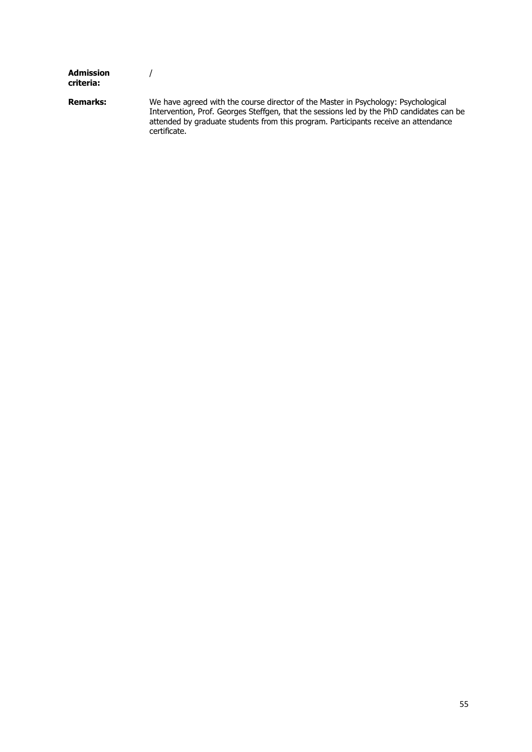| | |
|---|---|
| **Admission criteria:** | / |
| **Remarks:** | We have agreed with the course director of the Master in Psychology: Psychological Intervention, Prof. Georges Steffgen, that the sessions led by the PhD candidates can be attended by graduate students from this program. Participants receive an attendance certificate. |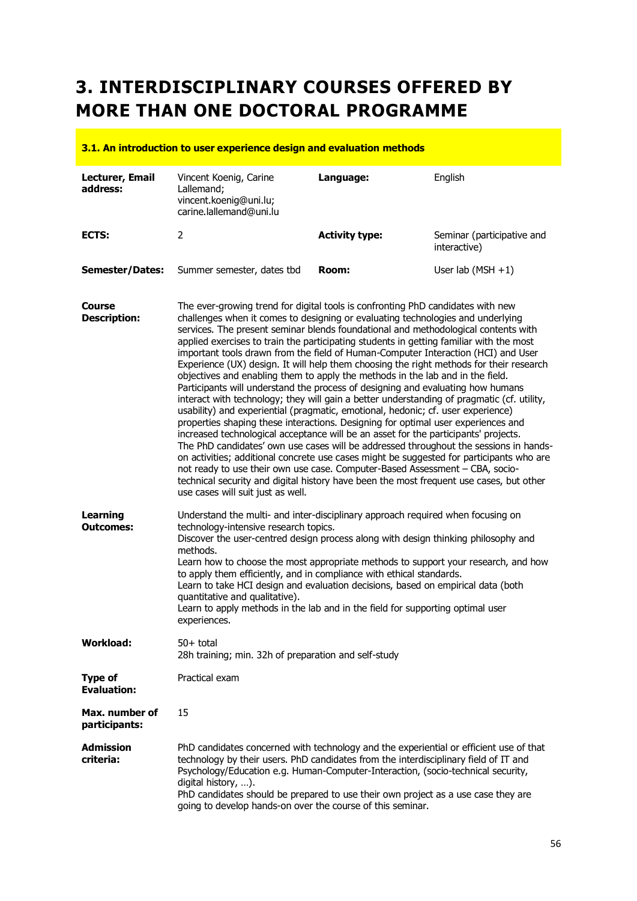# 3. INTERDISCIPLINARY COURSES OFFERED BY MORE THAN ONE DOCTORAL PROGRAMME

## 3.1. An introduction to user experience design and evaluation methods

| | | | |
|---|---|---|---|
| **Lecturer, Email address:** | Vincent Koenig, Carine Lallemand; vincent.koenig@uni.lu; carine.lallemand@uni.lu | **Language:** | English |
| **ECTS:** | 2 | **Activity type:** | Seminar (participative and interactive) |
| **Semester/Dates:** | Summer semester, dates tbd | **Room:** | User lab (MSH +1) |

**Course Description:**

The ever-growing trend for digital tools is confronting PhD candidates with new challenges when it comes to designing or evaluating technologies and underlying services. The present seminar blends foundational and methodological contents with applied exercises to train the participating students in getting familiar with the most important tools drawn from the field of Human-Computer Interaction (HCI) and User Experience (UX) design. It will help them choosing the right methods for their research objectives and enabling them to apply the methods in the lab and in the field. Participants will understand the process of designing and evaluating how humans interact with technology; they will gain a better understanding of pragmatic (cf. utility, usability) and experiential (pragmatic, emotional, hedonic; cf. user experience) properties shaping these interactions. Designing for optimal user experiences and increased technological acceptance will be an asset for the participants' projects. The PhD candidates' own use cases will be addressed throughout the sessions in hands-on activities; additional concrete use cases might be suggested for participants who are not ready to use their own use case. Computer-Based Assessment – CBA, socio-technical security and digital history have been the most frequent use cases, but other use cases will suit just as well.

**Learning Outcomes:**

Understand the multi- and inter-disciplinary approach required when focusing on technology-intensive research topics.
Discover the user-centred design process along with design thinking philosophy and methods.
Learn how to choose the most appropriate methods to support your research, and how to apply them efficiently, and in compliance with ethical standards.
Learn to take HCI design and evaluation decisions, based on empirical data (both quantitative and qualitative).
Learn to apply methods in the lab and in the field for supporting optimal user experiences.

**Workload:**

50+ total
28h training; min. 32h of preparation and self-study

**Type of Evaluation:**

Practical exam

**Max. number of participants:**

15

**Admission criteria:**

PhD candidates concerned with technology and the experiential or efficient use of that technology by their users. PhD candidates from the interdisciplinary field of IT and Psychology/Education e.g. Human-Computer-Interaction, (socio-technical security, digital history, …).
PhD candidates should be prepared to use their own project as a use case they are going to develop hands-on over the course of this seminar.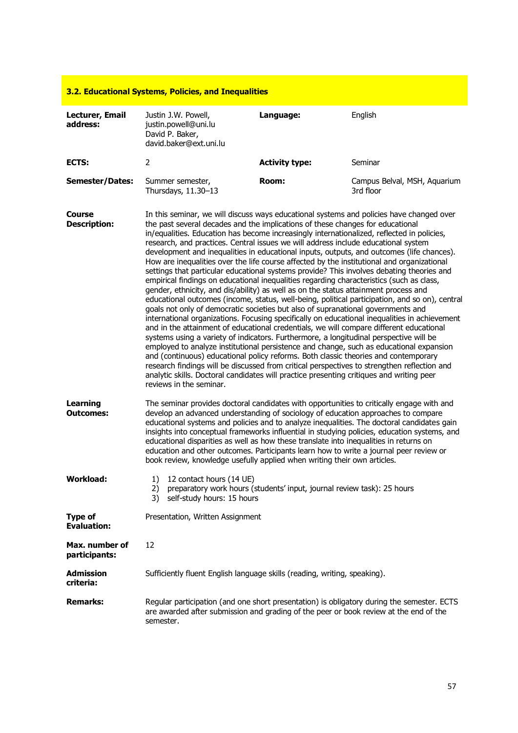## 3.2. Educational Systems, Policies, and Inequalities

| | | | |
|---|---|---|---|
| **Lecturer, Email address:** | Justin J.W. Powell, justin.powell@uni.lu David P. Baker, david.baker@ext.uni.lu | **Language:** | English |
| **ECTS:** | 2 | **Activity type:** | Seminar |
| **Semester/Dates:** | Summer semester, Thursdays, 11.30–13 | **Room:** | Campus Belval, MSH, Aquarium 3rd floor |

**Course Description:**

In this seminar, we will discuss ways educational systems and policies have changed over the past several decades and the implications of these changes for educational in/equalities. Education has become increasingly internationalized, reflected in policies, research, and practices. Central issues we will address include educational system development and inequalities in educational inputs, outputs, and outcomes (life chances). How are inequalities over the life course affected by the institutional and organizational settings that particular educational systems provide? This involves debating theories and empirical findings on educational inequalities regarding characteristics (such as class, gender, ethnicity, and dis/ability) as well as on the status attainment process and educational outcomes (income, status, well-being, political participation, and so on), central goals not only of democratic societies but also of supranational governments and international organizations. Focusing specifically on educational inequalities in achievement and in the attainment of educational credentials, we will compare different educational systems using a variety of indicators. Furthermore, a longitudinal perspective will be employed to analyze institutional persistence and change, such as educational expansion and (continuous) educational policy reforms. Both classic theories and contemporary research findings will be discussed from critical perspectives to strengthen reflection and analytic skills. Doctoral candidates will practice presenting critiques and writing peer reviews in the seminar.

**Learning Outcomes:**

The seminar provides doctoral candidates with opportunities to critically engage with and develop an advanced understanding of sociology of education approaches to compare educational systems and policies and to analyze inequalities. The doctoral candidates gain insights into conceptual frameworks influential in studying policies, education systems, and educational disparities as well as how these translate into inequalities in returns on education and other outcomes. Participants learn how to write a journal peer review or book review, knowledge usefully applied when writing their own articles.

**Workload:**

1) 12 contact hours (14 UE)
2) preparatory work hours (students' input, journal review task): 25 hours
3) self-study hours: 15 hours

**Type of Evaluation:** Presentation, Written Assignment

**Max. number of participants:** 12

**Admission criteria:** Sufficiently fluent English language skills (reading, writing, speaking).

**Remarks:** Regular participation (and one short presentation) is obligatory during the semester. ECTS are awarded after submission and grading of the peer or book review at the end of the semester.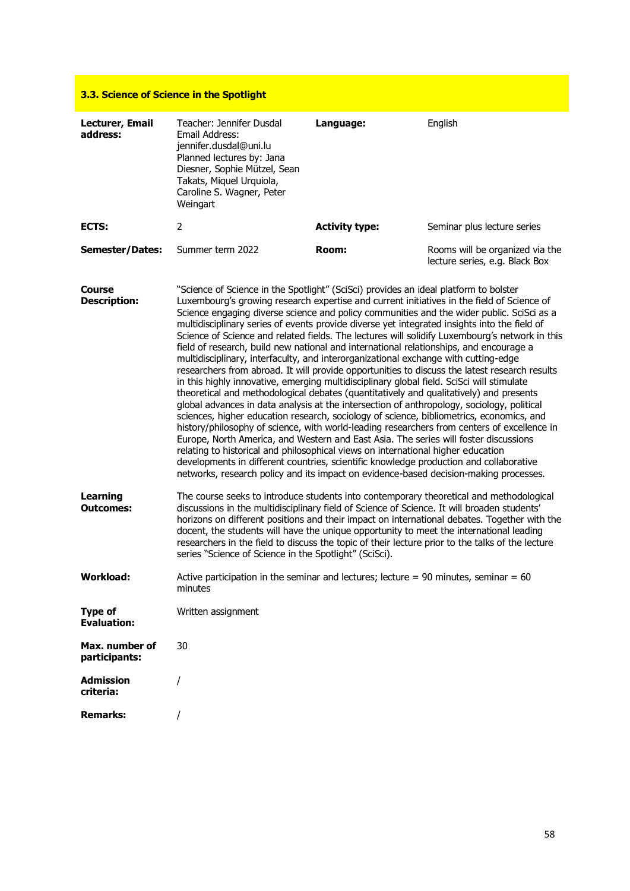## 3.3. Science of Science in the Spotlight

| | | | |
|---|---|---|---|
| **Lecturer, Email address:** | Teacher: Jennifer Dusdal<br>Email Address: jennifer.dusdal@uni.lu<br>Planned lectures by: Jana Diesner, Sophie Mützel, Sean Takats, Miquel Urquiola, Caroline S. Wagner, Peter Weingart | **Language:** | English |
| **ECTS:** | 2 | **Activity type:** | Seminar plus lecture series |
| **Semester/Dates:** | Summer term 2022 | **Room:** | Rooms will be organized via the lecture series, e.g. Black Box |

| | |
|---|---|
| **Course Description:** | "Science of Science in the Spotlight" (SciSci) provides an ideal platform to bolster Luxembourg's growing research expertise and current initiatives in the field of Science of Science engaging diverse science and policy communities and the wider public. SciSci as a multidisciplinary series of events provide diverse yet integrated insights into the field of Science of Science and related fields. The lectures will solidify Luxembourg's network in this field of research, build new national and international relationships, and encourage a multidisciplinary, interfaculty, and interorganizational exchange with cutting-edge researchers from abroad. It will provide opportunities to discuss the latest research results in this highly innovative, emerging multidisciplinary global field. SciSci will stimulate theoretical and methodological debates (quantitatively and qualitatively) and presents global advances in data analysis at the intersection of anthropology, sociology, political sciences, higher education research, sociology of science, bibliometrics, economics, and history/philosophy of science, with world-leading researchers from centers of excellence in Europe, North America, and Western and East Asia. The series will foster discussions relating to historical and philosophical views on international higher education developments in different countries, scientific knowledge production and collaborative networks, research policy and its impact on evidence-based decision-making processes. |
| **Learning Outcomes:** | The course seeks to introduce students into contemporary theoretical and methodological discussions in the multidisciplinary field of Science of Science. It will broaden students' horizons on different positions and their impact on international debates. Together with the docent, the students will have the unique opportunity to meet the international leading researchers in the field to discuss the topic of their lecture prior to the talks of the lecture series "Science of Science in the Spotlight" (SciSci). |
| **Workload:** | Active participation in the seminar and lectures; lecture = 90 minutes, seminar = 60 minutes |
| **Type of Evaluation:** | Written assignment |
| **Max. number of participants:** | 30 |
| **Admission criteria:** | / |
| **Remarks:** | / |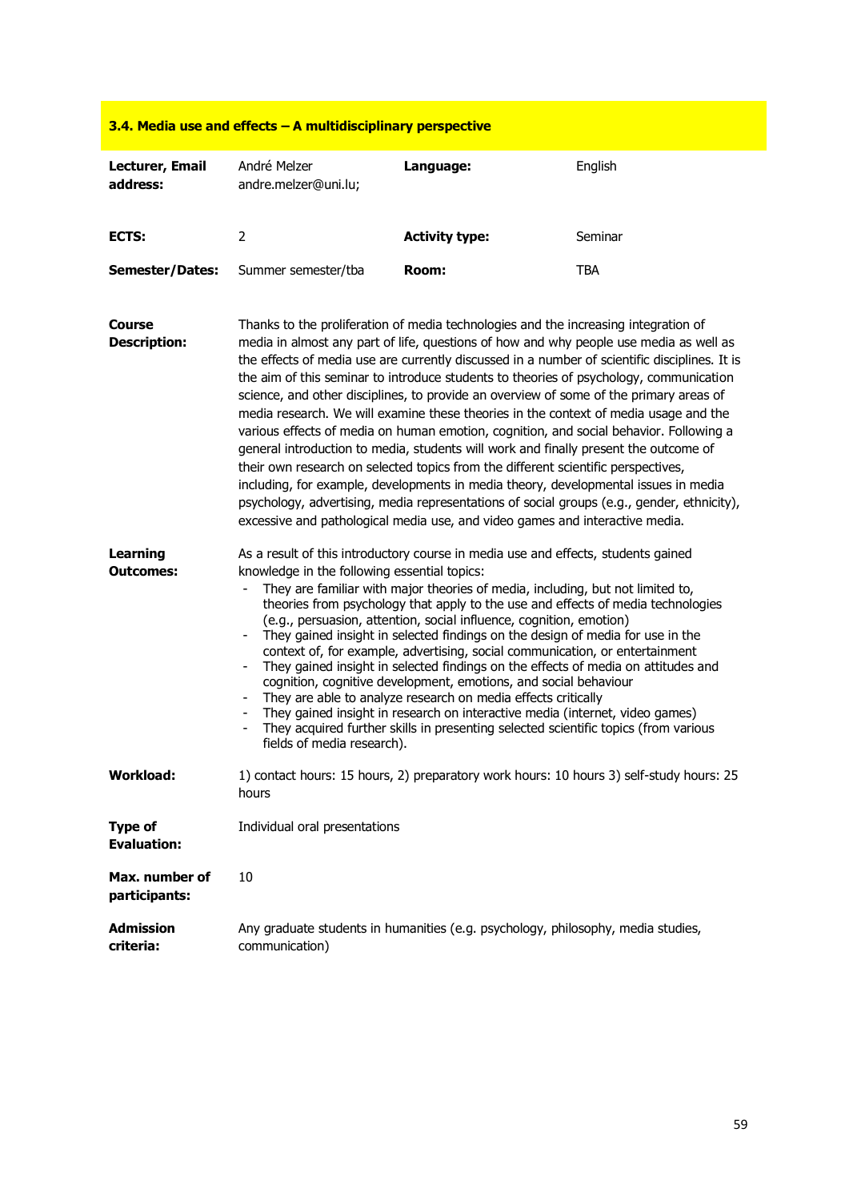## 3.4. Media use and effects – A multidisciplinary perspective

| | | | |
|---|---|---|---|
| **Lecturer, Email address:** | André Melzer andre.melzer@uni.lu; | **Language:** | English |
| **ECTS:** | 2 | **Activity type:** | Seminar |
| **Semester/Dates:** | Summer semester/tba | **Room:** | TBA |

**Course Description:**

Thanks to the proliferation of media technologies and the increasing integration of media in almost any part of life, questions of how and why people use media as well as the effects of media use are currently discussed in a number of scientific disciplines. It is the aim of this seminar to introduce students to theories of psychology, communication science, and other disciplines, to provide an overview of some of the primary areas of media research. We will examine these theories in the context of media usage and the various effects of media on human emotion, cognition, and social behavior. Following a general introduction to media, students will work and finally present the outcome of their own research on selected topics from the different scientific perspectives, including, for example, developments in media theory, developmental issues in media psychology, advertising, media representations of social groups (e.g., gender, ethnicity), excessive and pathological media use, and video games and interactive media.

**Learning Outcomes:**

As a result of this introductory course in media use and effects, students gained knowledge in the following essential topics:

- They are familiar with major theories of media, including, but not limited to, theories from psychology that apply to the use and effects of media technologies (e.g., persuasion, attention, social influence, cognition, emotion)
- They gained insight in selected findings on the design of media for use in the context of, for example, advertising, social communication, or entertainment
- They gained insight in selected findings on the effects of media on attitudes and cognition, cognitive development, emotions, and social behaviour
- They are able to analyze research on media effects critically
- They gained insight in research on interactive media (internet, video games)
- They acquired further skills in presenting selected scientific topics (from various fields of media research).

**Workload:** 1) contact hours: 15 hours, 2) preparatory work hours: 10 hours 3) self-study hours: 25 hours

**Type of Evaluation:** Individual oral presentations

**Max. number of participants:** 10

**Admission criteria:** Any graduate students in humanities (e.g. psychology, philosophy, media studies, communication)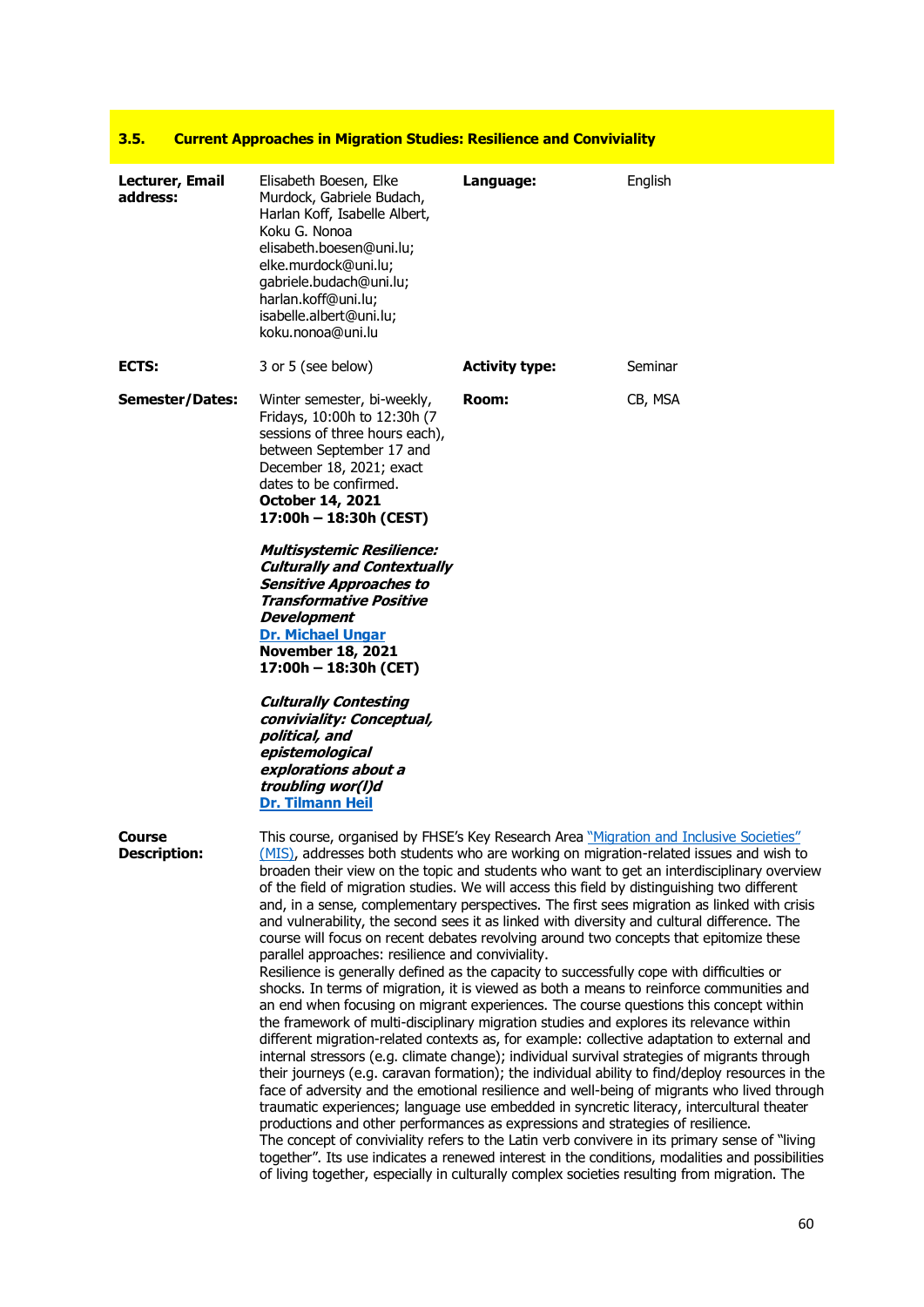## 3.5. Current Approaches in Migration Studies: Resilience and Conviviality

| | | | |
|---|---|---|---|
| **Lecturer, Email address:** | Elisabeth Boesen, Elke Murdock, Gabriele Budach, Harlan Koff, Isabelle Albert, Koku G. Nonoa elisabeth.boesen@uni.lu; elke.murdock@uni.lu; gabriele.budach@uni.lu; harlan.koff@uni.lu; isabelle.albert@uni.lu; koku.nonoa@uni.lu | **Language:** | English |
| **ECTS:** | 3 or 5 (see below) | **Activity type:** | Seminar |
| **Semester/Dates:** | Winter semester, bi-weekly, Fridays, 10:00h to 12:30h (7 sessions of three hours each), between September 17 and December 18, 2021; exact dates to be confirmed. **October 14, 2021 17:00h – 18:30h (CEST)** ***Multisystemic Resilience: Culturally and Contextually Sensitive Approaches to Transformative Positive Development*** **Dr. Michael Ungar** **November 18, 2021 17:00h – 18:30h (CET)** ***Culturally Contesting conviviality: Conceptual, political, and epistemological explorations about a troubling wor(l)d*** **Dr. Tilmann Heil** | **Room:** | CB, MSA |

**Course Description:**

This course, organised by FHSE's Key Research Area "Migration and Inclusive Societies" (MIS), addresses both students who are working on migration-related issues and wish to broaden their view on the topic and students who want to get an interdisciplinary overview of the field of migration studies. We will access this field by distinguishing two different and, in a sense, complementary perspectives. The first sees migration as linked with crisis and vulnerability, the second sees it as linked with diversity and cultural difference. The course will focus on recent debates revolving around two concepts that epitomize these parallel approaches: resilience and conviviality.

Resilience is generally defined as the capacity to successfully cope with difficulties or shocks. In terms of migration, it is viewed as both a means to reinforce communities and an end when focusing on migrant experiences. The course questions this concept within the framework of multi-disciplinary migration studies and explores its relevance within different migration-related contexts as, for example: collective adaptation to external and internal stressors (e.g. climate change); individual survival strategies of migrants through their journeys (e.g. caravan formation); the individual ability to find/deploy resources in the face of adversity and the emotional resilience and well-being of migrants who lived through traumatic experiences; language use embedded in syncretic literacy, intercultural theater productions and other performances as expressions and strategies of resilience.

The concept of conviviality refers to the Latin verb convivere in its primary sense of "living together". Its use indicates a renewed interest in the conditions, modalities and possibilities of living together, especially in culturally complex societies resulting from migration. The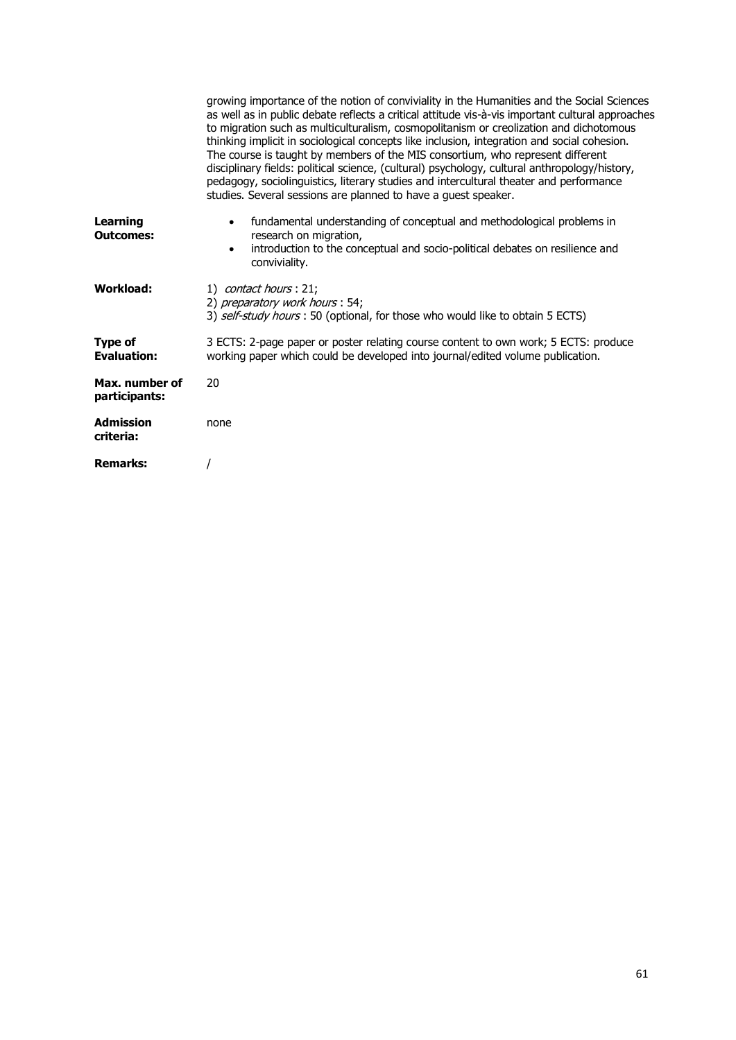growing importance of the notion of conviviality in the Humanities and the Social Sciences as well as in public debate reflects a critical attitude vis-à-vis important cultural approaches to migration such as multiculturalism, cosmopolitanism or creolization and dichotomous thinking implicit in sociological concepts like inclusion, integration and social cohesion. The course is taught by members of the MIS consortium, who represent different disciplinary fields: political science, (cultural) psychology, cultural anthropology/history, pedagogy, sociolinguistics, literary studies and intercultural theater and performance studies. Several sessions are planned to have a guest speaker.

| | |
|---|---|
| **Learning Outcomes:** | • fundamental understanding of conceptual and methodological problems in research on migration,<br>• introduction to the conceptual and socio-political debates on resilience and conviviality. |
| **Workload:** | 1) *contact hours* : 21;<br>2) *preparatory work hours* : 54;<br>3) *self-study hours* : 50 (optional, for those who would like to obtain 5 ECTS) |
| **Type of Evaluation:** | 3 ECTS: 2-page paper or poster relating course content to own work; 5 ECTS: produce working paper which could be developed into journal/edited volume publication. |
| **Max. number of participants:** | 20 |
| **Admission criteria:** | none |
| **Remarks:** | / |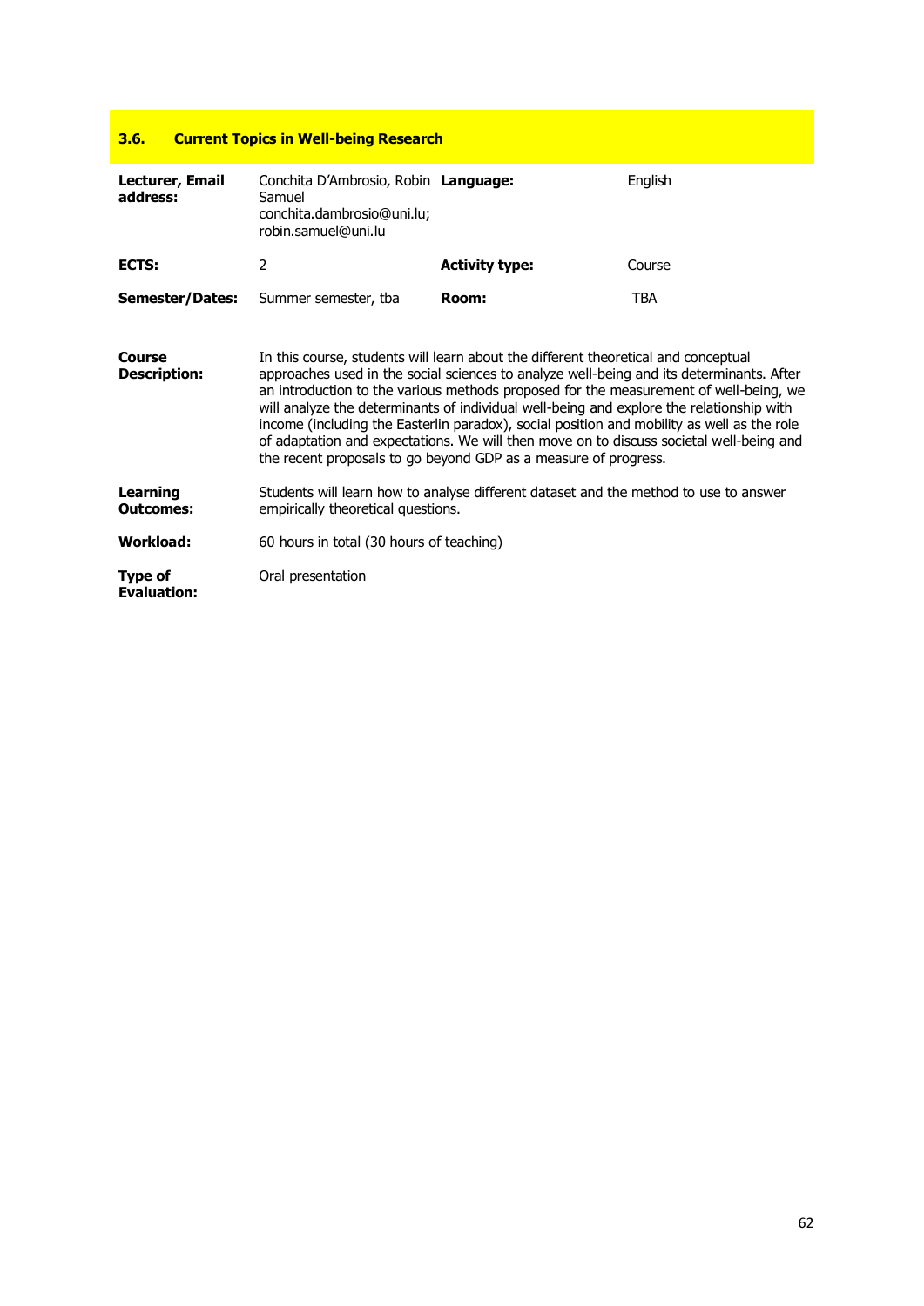### 3.6. Current Topics in Well-being Research

| | | | |
|---|---|---|---|
| **Lecturer, Email address:** | Conchita D'Ambrosio, Robin Samuel conchita.dambrosio@uni.lu; robin.samuel@uni.lu | **Language:** | English |
| **ECTS:** | 2 | **Activity type:** | Course |
| **Semester/Dates:** | Summer semester, tba | **Room:** | TBA |

| | |
|---|---|
| **Course Description:** | In this course, students will learn about the different theoretical and conceptual approaches used in the social sciences to analyze well-being and its determinants. After an introduction to the various methods proposed for the measurement of well-being, we will analyze the determinants of individual well-being and explore the relationship with income (including the Easterlin paradox), social position and mobility as well as the role of adaptation and expectations. We will then move on to discuss societal well-being and the recent proposals to go beyond GDP as a measure of progress. |
| **Learning Outcomes:** | Students will learn how to analyse different dataset and the method to use to answer empirically theoretical questions. |
| **Workload:** | 60 hours in total (30 hours of teaching) |
| **Type of Evaluation:** | Oral presentation |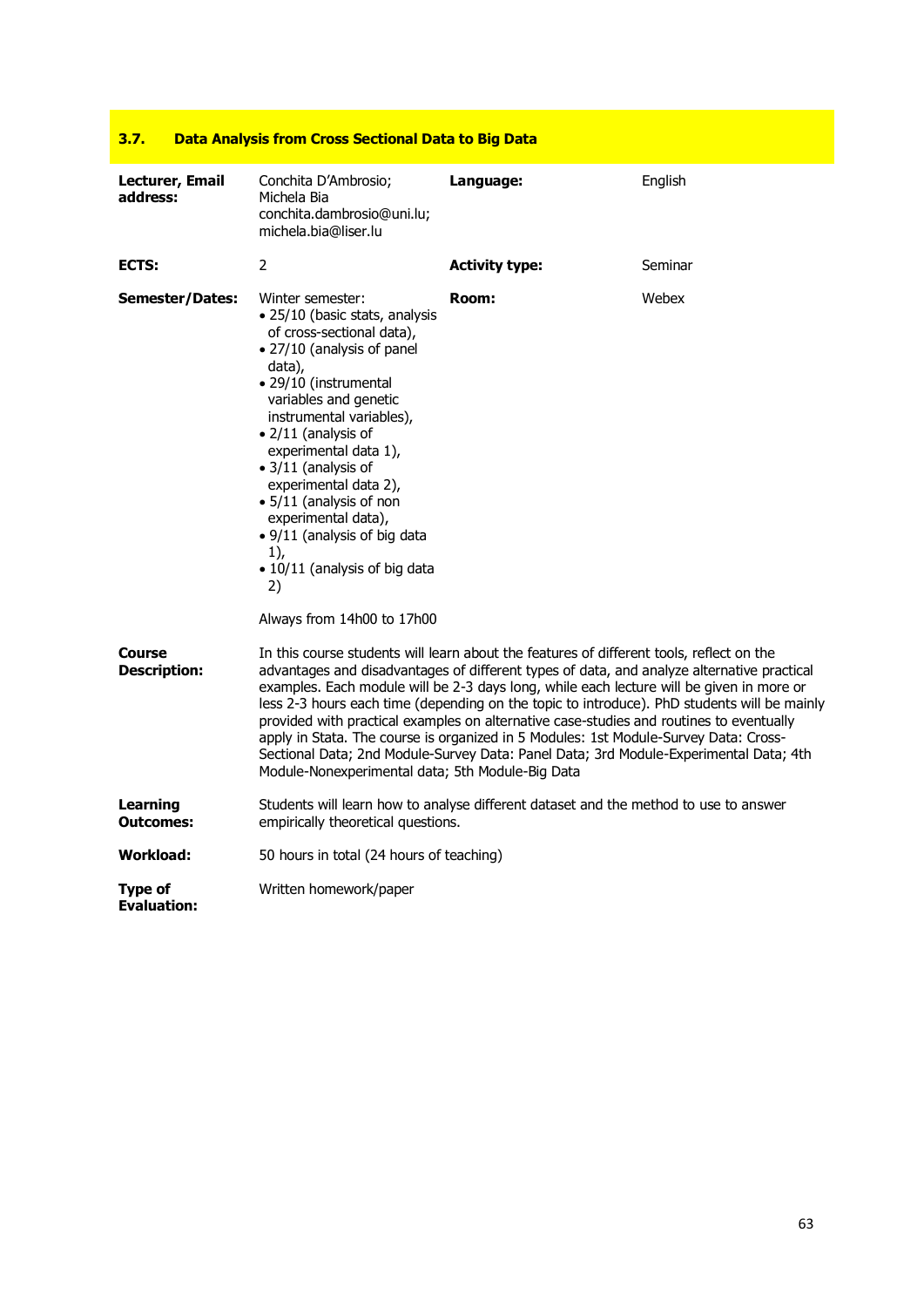## 3.7. Data Analysis from Cross Sectional Data to Big Data

| | | | |
|---|---|---|---|
| **Lecturer, Email address:** | Conchita D'Ambrosio; Michela Bia conchita.dambrosio@uni.lu; michela.bia@liser.lu | **Language:** | English |
| **ECTS:** | 2 | **Activity type:** | Seminar |
| **Semester/Dates:** | Winter semester: • 25/10 (basic stats, analysis of cross-sectional data), • 27/10 (analysis of panel data), • 29/10 (instrumental variables and genetic instrumental variables), • 2/11 (analysis of experimental data 1), • 3/11 (analysis of experimental data 2), • 5/11 (analysis of non experimental data), • 9/11 (analysis of big data 1), • 10/11 (analysis of big data 2) Always from 14h00 to 17h00 | **Room:** | Webex |

**Course Description:** In this course students will learn about the features of different tools, reflect on the advantages and disadvantages of different types of data, and analyze alternative practical examples. Each module will be 2-3 days long, while each lecture will be given in more or less 2-3 hours each time (depending on the topic to introduce). PhD students will be mainly provided with practical examples on alternative case-studies and routines to eventually apply in Stata. The course is organized in 5 Modules: 1st Module-Survey Data: Cross-Sectional Data; 2nd Module-Survey Data: Panel Data; 3rd Module-Experimental Data; 4th Module-Nonexperimental data; 5th Module-Big Data

**Learning Outcomes:** Students will learn how to analyse different dataset and the method to use to answer empirically theoretical questions.

**Workload:** 50 hours in total (24 hours of teaching)

**Type of Evaluation:** Written homework/paper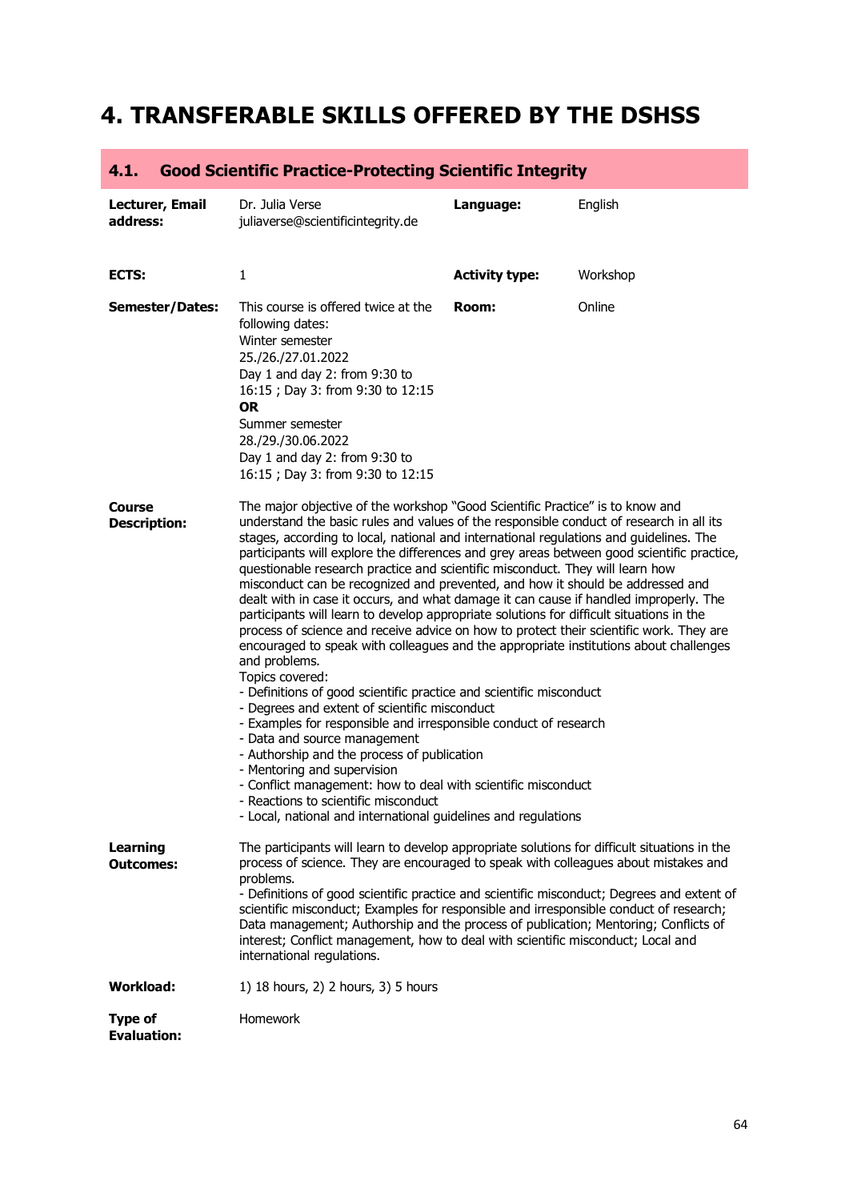# 4. TRANSFERABLE SKILLS OFFERED BY THE DSHSS

## 4.1. Good Scientific Practice-Protecting Scientific Integrity

| | | | |
|---|---|---|---|
| **Lecturer, Email address:** | Dr. Julia Verse<br>juliaverse@scientificintegrity.de | **Language:** | English |
| **ECTS:** | 1 | **Activity type:** | Workshop |
| **Semester/Dates:** | This course is offered twice at the following dates:<br>Winter semester<br>25./26./27.01.2022<br>Day 1 and day 2: from 9:30 to 16:15 ; Day 3: from 9:30 to 12:15<br>**OR**<br>Summer semester<br>28./29./30.06.2022<br>Day 1 and day 2: from 9:30 to 16:15 ; Day 3: from 9:30 to 12:15 | **Room:** | Online |

**Course Description:**

The major objective of the workshop "Good Scientific Practice" is to know and understand the basic rules and values of the responsible conduct of research in all its stages, according to local, national and international regulations and guidelines. The participants will explore the differences and grey areas between good scientific practice, questionable research practice and scientific misconduct. They will learn how misconduct can be recognized and prevented, and how it should be addressed and dealt with in case it occurs, and what damage it can cause if handled improperly. The participants will learn to develop appropriate solutions for difficult situations in the process of science and receive advice on how to protect their scientific work. They are encouraged to speak with colleagues and the appropriate institutions about challenges and problems.

Topics covered:
- Definitions of good scientific practice and scientific misconduct
- Degrees and extent of scientific misconduct
- Examples for responsible and irresponsible conduct of research
- Data and source management
- Authorship and the process of publication
- Mentoring and supervision
- Conflict management: how to deal with scientific misconduct
- Reactions to scientific misconduct
- Local, national and international guidelines and regulations

**Learning Outcomes:**

The participants will learn to develop appropriate solutions for difficult situations in the process of science. They are encouraged to speak with colleagues about mistakes and problems.
- Definitions of good scientific practice and scientific misconduct; Degrees and extent of scientific misconduct; Examples for responsible and irresponsible conduct of research; Data management; Authorship and the process of publication; Mentoring; Conflicts of interest; Conflict management, how to deal with scientific misconduct; Local and international regulations.

**Workload:** 1) 18 hours, 2) 2 hours, 3) 5 hours

**Type of Evaluation:** Homework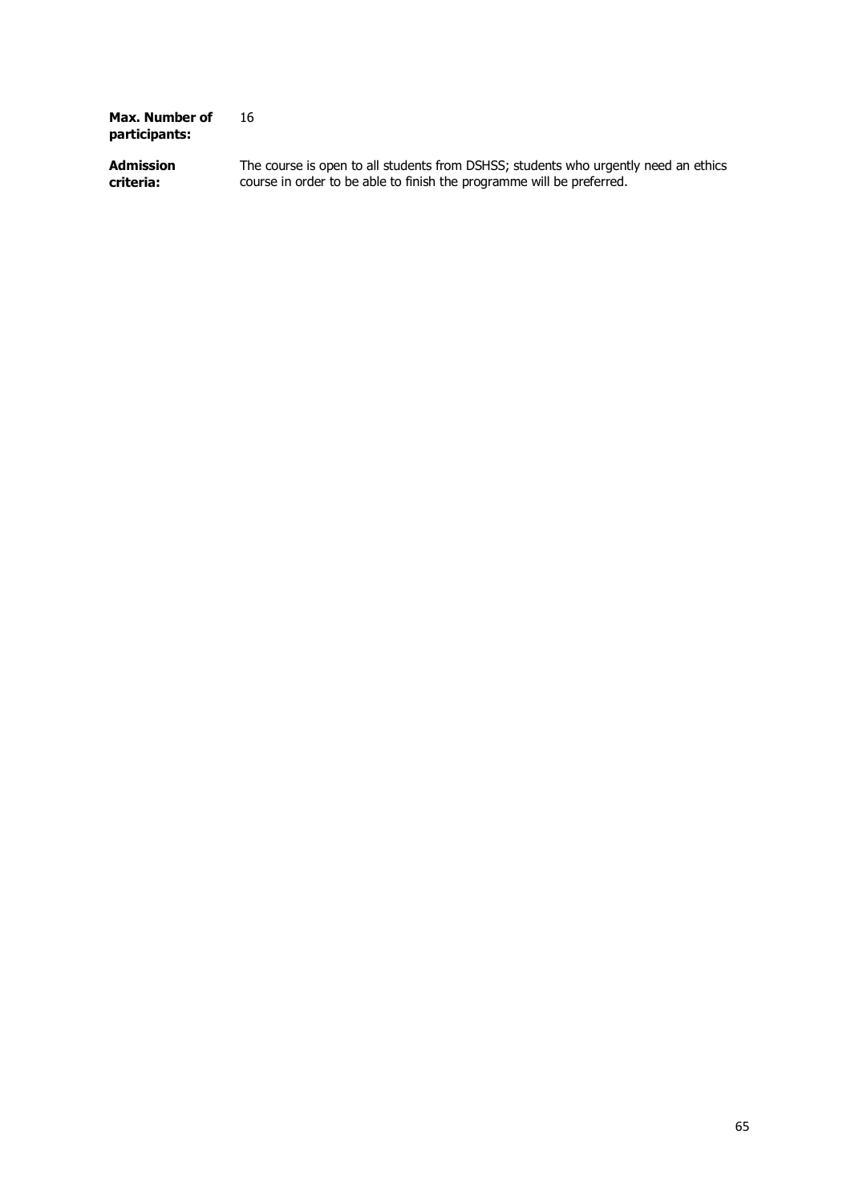| | |
|---|---|
| **Max. Number of participants:** | 16 |
| **Admission criteria:** | The course is open to all students from DSHSS; students who urgently need an ethics course in order to be able to finish the programme will be preferred. |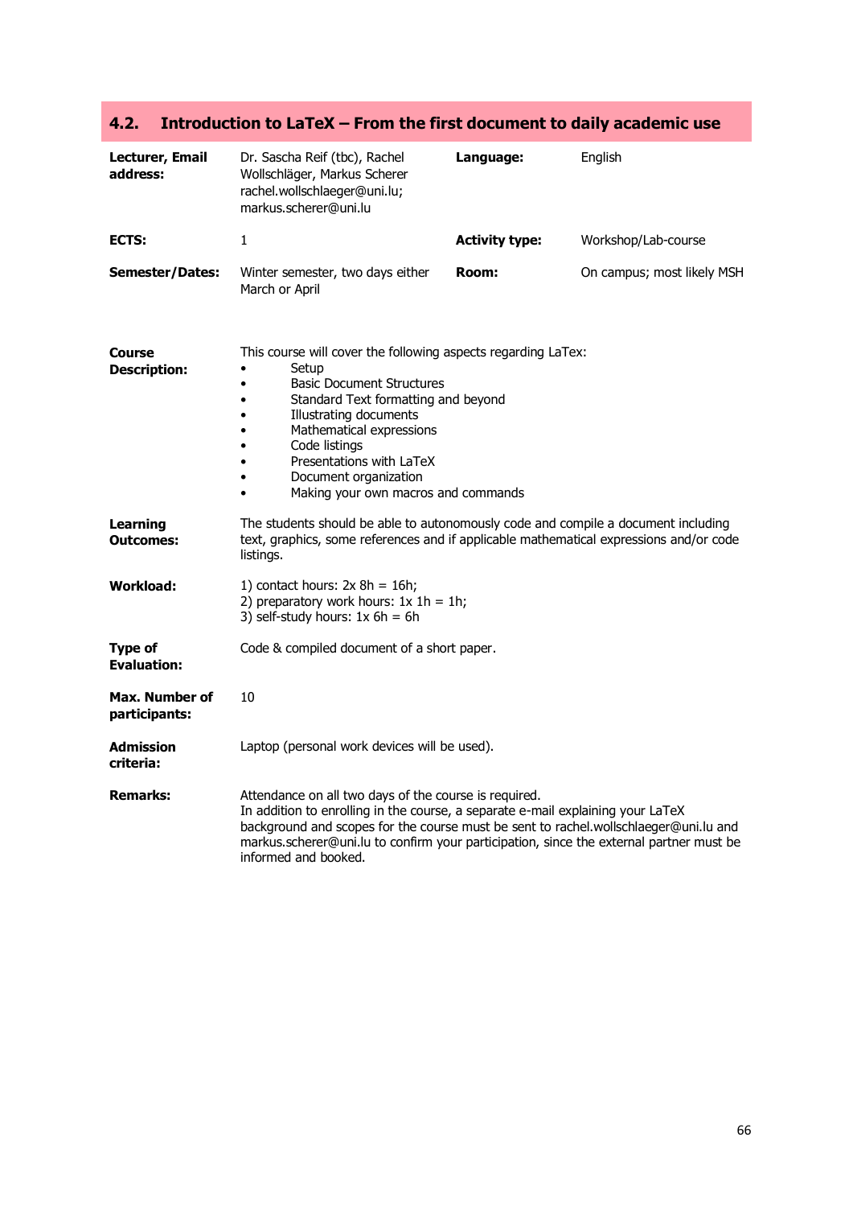## 4.2. Introduction to LaTeX – From the first document to daily academic use

| | | | |
|---|---|---|---|
| **Lecturer, Email address:** | Dr. Sascha Reif (tbc), Rachel Wollschläger, Markus Scherer rachel.wollschlaeger@uni.lu; markus.scherer@uni.lu | **Language:** | English |
| **ECTS:** | 1 | **Activity type:** | Workshop/Lab-course |
| **Semester/Dates:** | Winter semester, two days either March or April | **Room:** | On campus; most likely MSH |

**Course Description:**

This course will cover the following aspects regarding LaTex:

- Setup
- Basic Document Structures
- Standard Text formatting and beyond
- Illustrating documents
- Mathematical expressions
- Code listings
- Presentations with LaTeX
- Document organization
- Making your own macros and commands

**Learning Outcomes:**

The students should be able to autonomously code and compile a document including text, graphics, some references and if applicable mathematical expressions and/or code listings.

**Workload:**

1) contact hours: 2x 8h = 16h;
2) preparatory work hours: 1x 1h = 1h;
3) self-study hours: 1x 6h = 6h

**Type of Evaluation:**

Code & compiled document of a short paper.

**Max. Number of participants:**

10

**Admission criteria:**

Laptop (personal work devices will be used).

**Remarks:**

Attendance on all two days of the course is required.
In addition to enrolling in the course, a separate e-mail explaining your LaTeX background and scopes for the course must be sent to rachel.wollschlaeger@uni.lu and markus.scherer@uni.lu to confirm your participation, since the external partner must be informed and booked.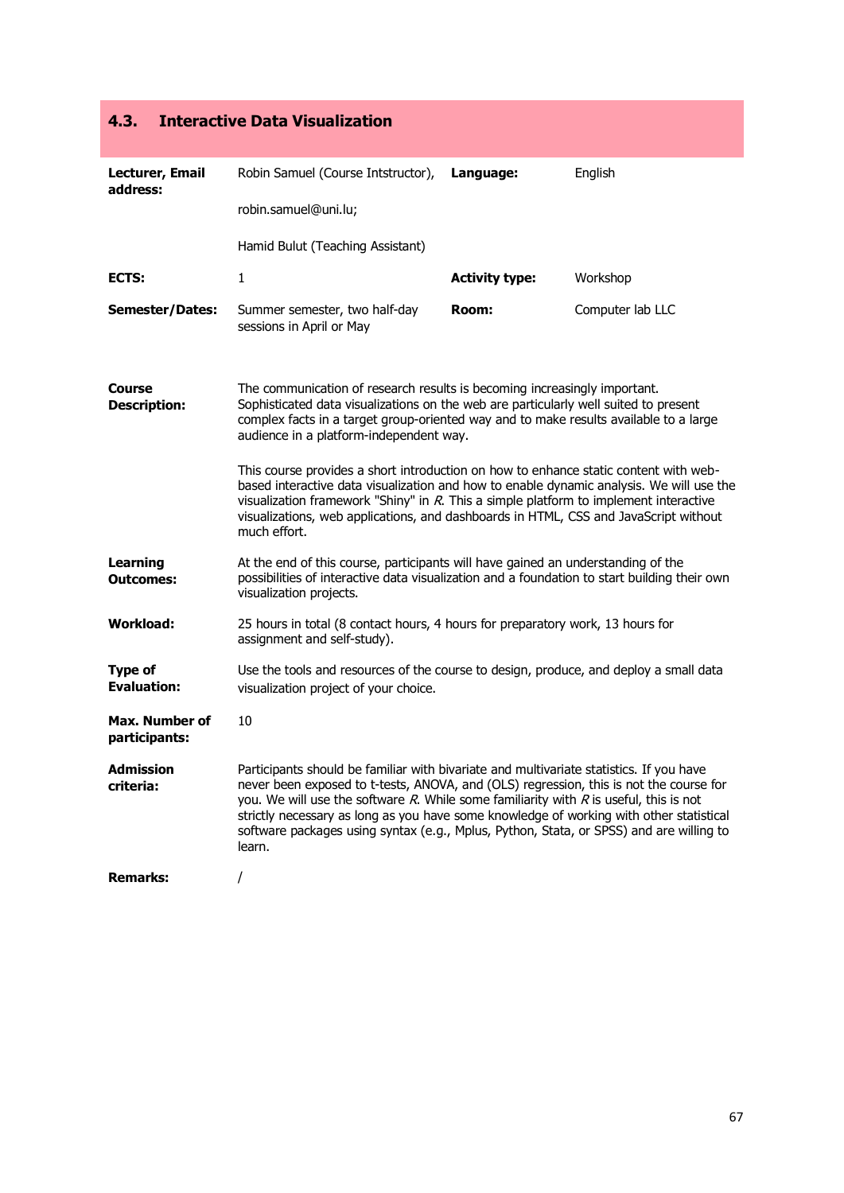## 4.3. Interactive Data Visualization

| | | | |
|---|---|---|---|
| **Lecturer, Email address:** | Robin Samuel (Course Intstructor), robin.samuel@uni.lu; Hamid Bulut (Teaching Assistant) | **Language:** | English |
| **ECTS:** | 1 | **Activity type:** | Workshop |
| **Semester/Dates:** | Summer semester, two half-day sessions in April or May | **Room:** | Computer lab LLC |

**Course Description:**

The communication of research results is becoming increasingly important. Sophisticated data visualizations on the web are particularly well suited to present complex facts in a target group-oriented way and to make results available to a large audience in a platform-independent way.

This course provides a short introduction on how to enhance static content with web-based interactive data visualization and how to enable dynamic analysis. We will use the visualization framework "Shiny" in *R*. This a simple platform to implement interactive visualizations, web applications, and dashboards in HTML, CSS and JavaScript without much effort.

**Learning Outcomes:**

At the end of this course, participants will have gained an understanding of the possibilities of interactive data visualization and a foundation to start building their own visualization projects.

**Workload:**

25 hours in total (8 contact hours, 4 hours for preparatory work, 13 hours for assignment and self-study).

**Type of Evaluation:**

Use the tools and resources of the course to design, produce, and deploy a small data visualization project of your choice.

**Max. Number of participants:**

10

**Admission criteria:**

Participants should be familiar with bivariate and multivariate statistics. If you have never been exposed to t-tests, ANOVA, and (OLS) regression, this is not the course for you. We will use the software *R*. While some familiarity with *R* is useful, this is not strictly necessary as long as you have some knowledge of working with other statistical software packages using syntax (e.g., Mplus, Python, Stata, or SPSS) and are willing to learn.

**Remarks:**

/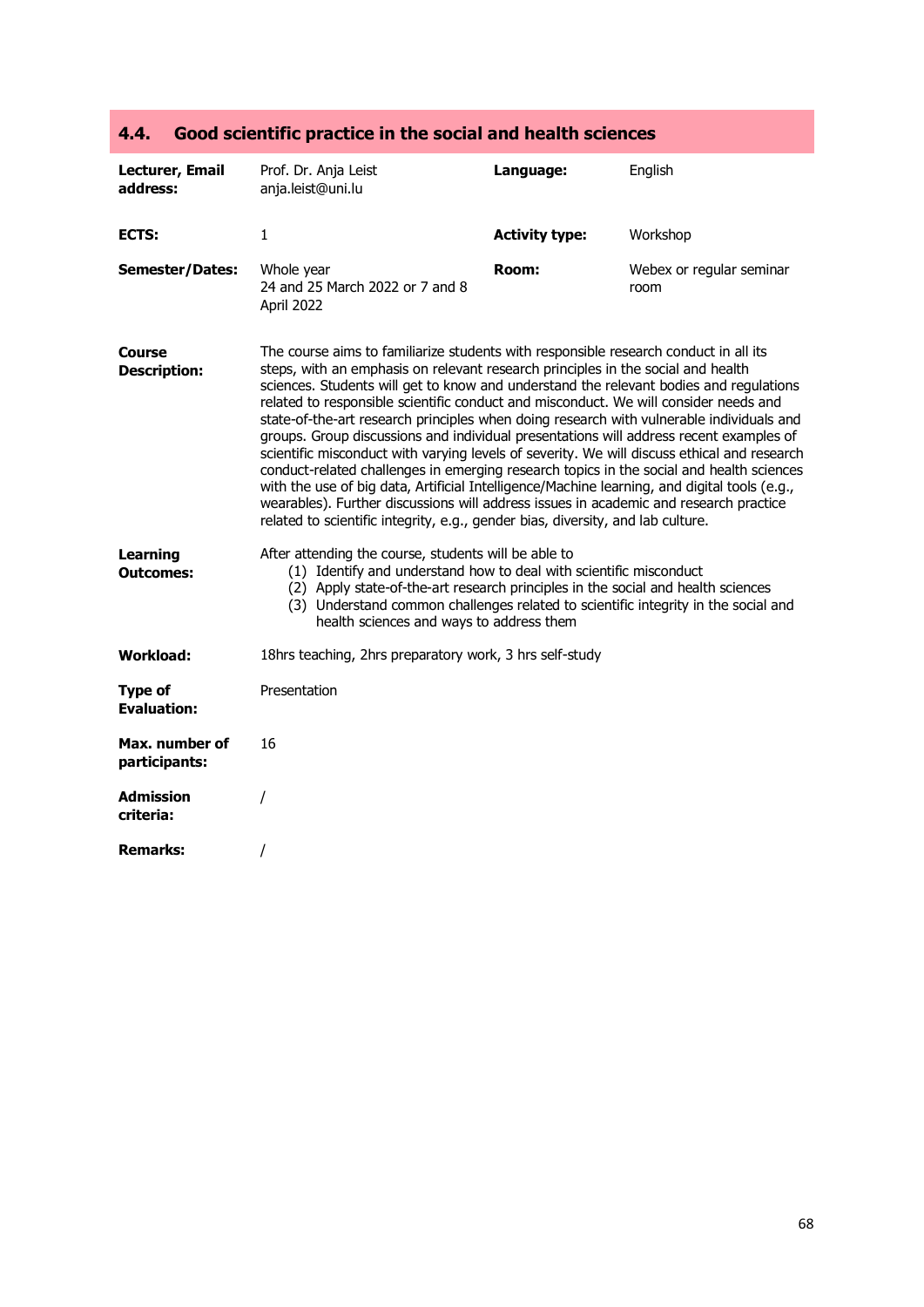## 4.4. Good scientific practice in the social and health sciences

| | | | |
|---|---|---|---|
| **Lecturer, Email address:** | Prof. Dr. Anja Leist<br>anja.leist@uni.lu | **Language:** | English |
| **ECTS:** | 1 | **Activity type:** | Workshop |
| **Semester/Dates:** | Whole year<br>24 and 25 March 2022 or 7 and 8 April 2022 | **Room:** | Webex or regular seminar room |

**Course Description:**

The course aims to familiarize students with responsible research conduct in all its steps, with an emphasis on relevant research principles in the social and health sciences. Students will get to know and understand the relevant bodies and regulations related to responsible scientific conduct and misconduct. We will consider needs and state-of-the-art research principles when doing research with vulnerable individuals and groups. Group discussions and individual presentations will address recent examples of scientific misconduct with varying levels of severity. We will discuss ethical and research conduct-related challenges in emerging research topics in the social and health sciences with the use of big data, Artificial Intelligence/Machine learning, and digital tools (e.g., wearables). Further discussions will address issues in academic and research practice related to scientific integrity, e.g., gender bias, diversity, and lab culture.

**Learning Outcomes:**

After attending the course, students will be able to

1. Identify and understand how to deal with scientific misconduct
2. Apply state-of-the-art research principles in the social and health sciences
3. Understand common challenges related to scientific integrity in the social and health sciences and ways to address them

**Workload:** 18hrs teaching, 2hrs preparatory work, 3 hrs self-study

**Type of Evaluation:** Presentation

**Max. number of participants:** 16

**Admission criteria:** /

**Remarks:** /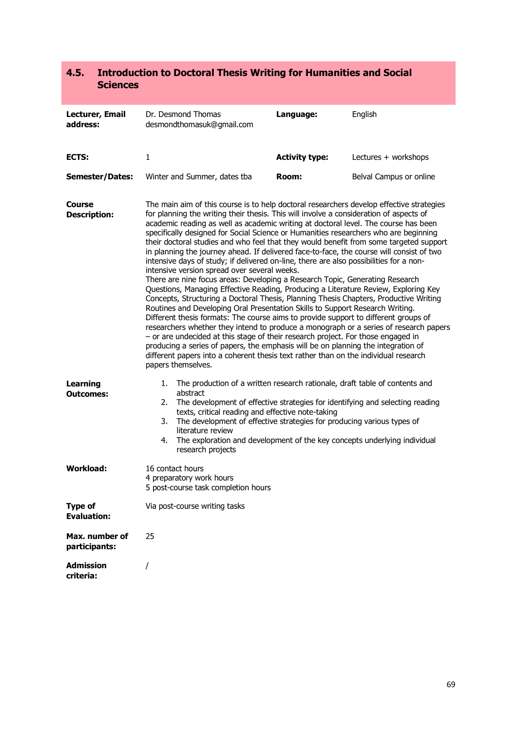## 4.5. Introduction to Doctoral Thesis Writing for Humanities and Social Sciences

| **Lecturer, Email address:** | Dr. Desmond Thomas desmondthomasuk@gmail.com | **Language:** | English |
|---|---|---|---|
| **ECTS:** | 1 | **Activity type:** | Lectures + workshops |
| **Semester/Dates:** | Winter and Summer, dates tba | **Room:** | Belval Campus or online |

**Course Description:**

The main aim of this course is to help doctoral researchers develop effective strategies for planning the writing their thesis. This will involve a consideration of aspects of academic reading as well as academic writing at doctoral level. The course has been specifically designed for Social Science or Humanities researchers who are beginning their doctoral studies and who feel that they would benefit from some targeted support in planning the journey ahead. If delivered face-to-face, the course will consist of two intensive days of study; if delivered on-line, there are also possibilities for a non-intensive version spread over several weeks.
There are nine focus areas: Developing a Research Topic, Generating Research Questions, Managing Effective Reading, Producing a Literature Review, Exploring Key Concepts, Structuring a Doctoral Thesis, Planning Thesis Chapters, Productive Writing Routines and Developing Oral Presentation Skills to Support Research Writing.
Different thesis formats: The course aims to provide support to different groups of researchers whether they intend to produce a monograph or a series of research papers – or are undecided at this stage of their research project. For those engaged in producing a series of papers, the emphasis will be on planning the integration of different papers into a coherent thesis text rather than on the individual research papers themselves.

**Learning Outcomes:**

1. The production of a written research rationale, draft table of contents and abstract
2. The development of effective strategies for identifying and selecting reading texts, critical reading and effective note-taking
3. The development of effective strategies for producing various types of literature review
4. The exploration and development of the key concepts underlying individual research projects

**Workload:**

16 contact hours
4 preparatory work hours
5 post-course task completion hours

**Type of Evaluation:** Via post-course writing tasks

**Max. number of participants:** 25

**Admission criteria:** /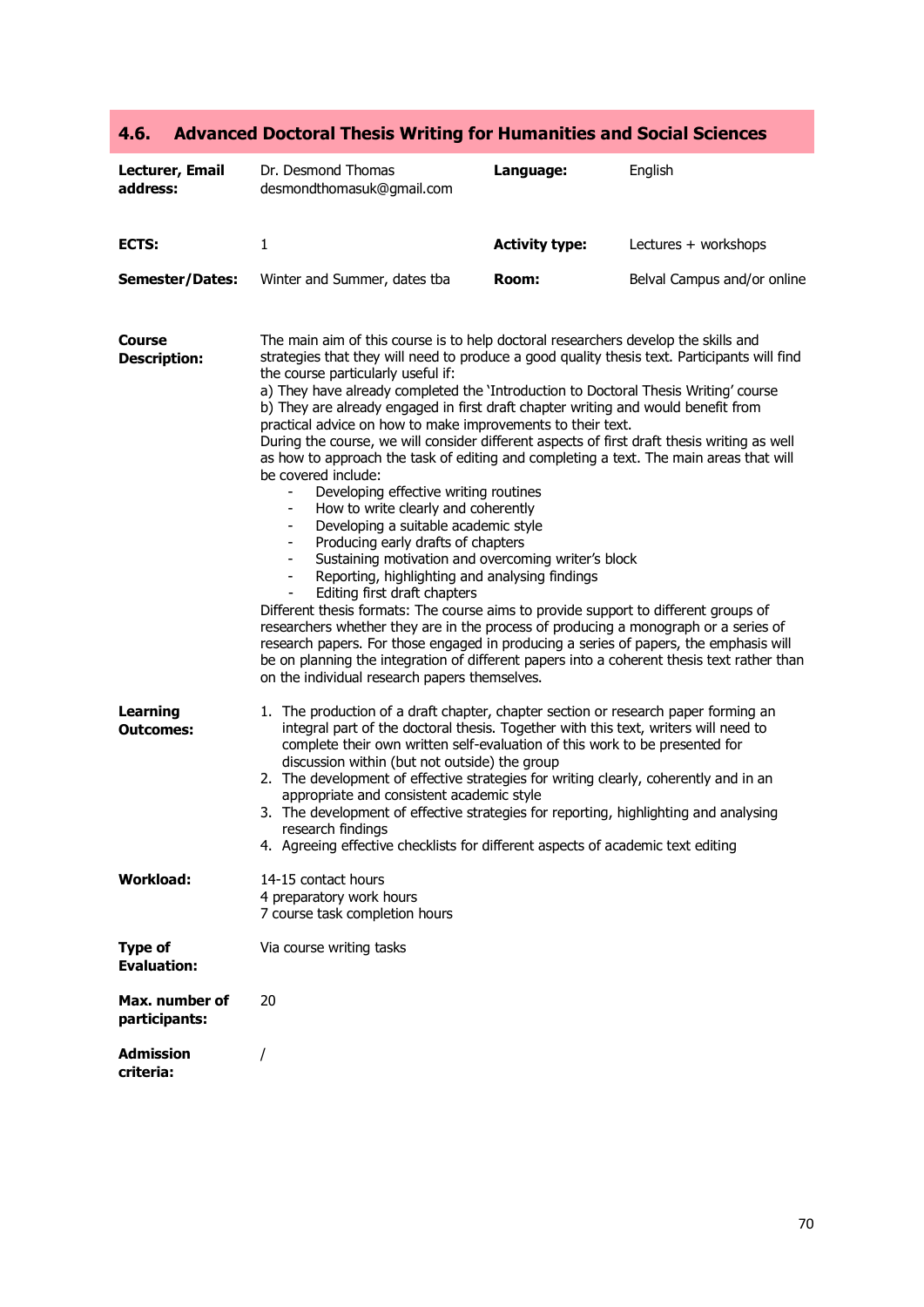## 4.6. Advanced Doctoral Thesis Writing for Humanities and Social Sciences

| | | | |
|---|---|---|---|
| **Lecturer, Email address:** | Dr. Desmond Thomas desmondthomasuk@gmail.com | **Language:** | English |
| **ECTS:** | 1 | **Activity type:** | Lectures + workshops |
| **Semester/Dates:** | Winter and Summer, dates tba | **Room:** | Belval Campus and/or online |

**Course Description:**

The main aim of this course is to help doctoral researchers develop the skills and strategies that they will need to produce a good quality thesis text. Participants will find the course particularly useful if:

a) They have already completed the 'Introduction to Doctoral Thesis Writing' course

b) They are already engaged in first draft chapter writing and would benefit from practical advice on how to make improvements to their text.

During the course, we will consider different aspects of first draft thesis writing as well as how to approach the task of editing and completing a text. The main areas that will be covered include:

- Developing effective writing routines
- How to write clearly and coherently
- Developing a suitable academic style
- Producing early drafts of chapters
- Sustaining motivation and overcoming writer's block
- Reporting, highlighting and analysing findings
- Editing first draft chapters

Different thesis formats: The course aims to provide support to different groups of researchers whether they are in the process of producing a monograph or a series of research papers. For those engaged in producing a series of papers, the emphasis will be on planning the integration of different papers into a coherent thesis text rather than on the individual research papers themselves.

**Learning Outcomes:**

1. The production of a draft chapter, chapter section or research paper forming an integral part of the doctoral thesis. Together with this text, writers will need to complete their own written self-evaluation of this work to be presented for discussion within (but not outside) the group
2. The development of effective strategies for writing clearly, coherently and in an appropriate and consistent academic style
3. The development of effective strategies for reporting, highlighting and analysing research findings
4. Agreeing effective checklists for different aspects of academic text editing

**Workload:**

14-15 contact hours
4 preparatory work hours
7 course task completion hours

**Type of Evaluation:** Via course writing tasks

**Max. number of participants:** 20

**Admission criteria:** /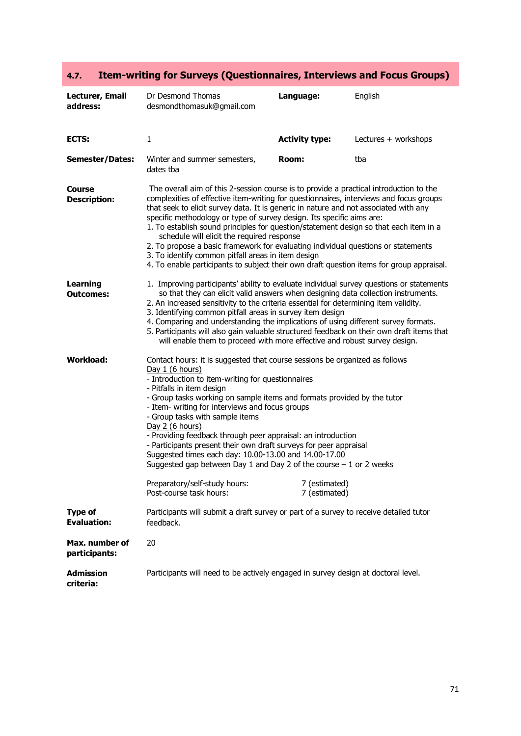## 4.7. Item-writing for Surveys (Questionnaires, Interviews and Focus Groups)

| | | | |
|---|---|---|---|
| **Lecturer, Email address:** | Dr Desmond Thomas desmondthomasuk@gmail.com | **Language:** | English |
| **ECTS:** | 1 | **Activity type:** | Lectures + workshops |
| **Semester/Dates:** | Winter and summer semesters, dates tba | **Room:** | tba |

**Course Description:**

The overall aim of this 2-session course is to provide a practical introduction to the complexities of effective item-writing for questionnaires, interviews and focus groups that seek to elicit survey data. It is generic in nature and not associated with any specific methodology or type of survey design. Its specific aims are:

1. To establish sound principles for question/statement design so that each item in a schedule will elicit the required response
2. To propose a basic framework for evaluating individual questions or statements
3. To identify common pitfall areas in item design
4. To enable participants to subject their own draft question items for group appraisal.

**Learning Outcomes:**

1. Improving participants' ability to evaluate individual survey questions or statements so that they can elicit valid answers when designing data collection instruments.
2. An increased sensitivity to the criteria essential for determining item validity.
3. Identifying common pitfall areas in survey item design
4. Comparing and understanding the implications of using different survey formats.
5. Participants will also gain valuable structured feedback on their own draft items that will enable them to proceed with more effective and robust survey design.

**Workload:**

Contact hours: it is suggested that course sessions be organized as follows

Day 1 (6 hours)
- Introduction to item-writing for questionnaires
- Pitfalls in item design
- Group tasks working on sample items and formats provided by the tutor
- Item- writing for interviews and focus groups
- Group tasks with sample items

Day 2 (6 hours)
- Providing feedback through peer appraisal: an introduction
- Participants present their own draft surveys for peer appraisal

Suggested times each day: 10.00-13.00 and 14.00-17.00
Suggested gap between Day 1 and Day 2 of the course – 1 or 2 weeks

Preparatory/self-study hours: 7 (estimated)
Post-course task hours: 7 (estimated)

**Type of Evaluation:** Participants will submit a draft survey or part of a survey to receive detailed tutor feedback.

**Max. number of participants:** 20

**Admission criteria:** Participants will need to be actively engaged in survey design at doctoral level.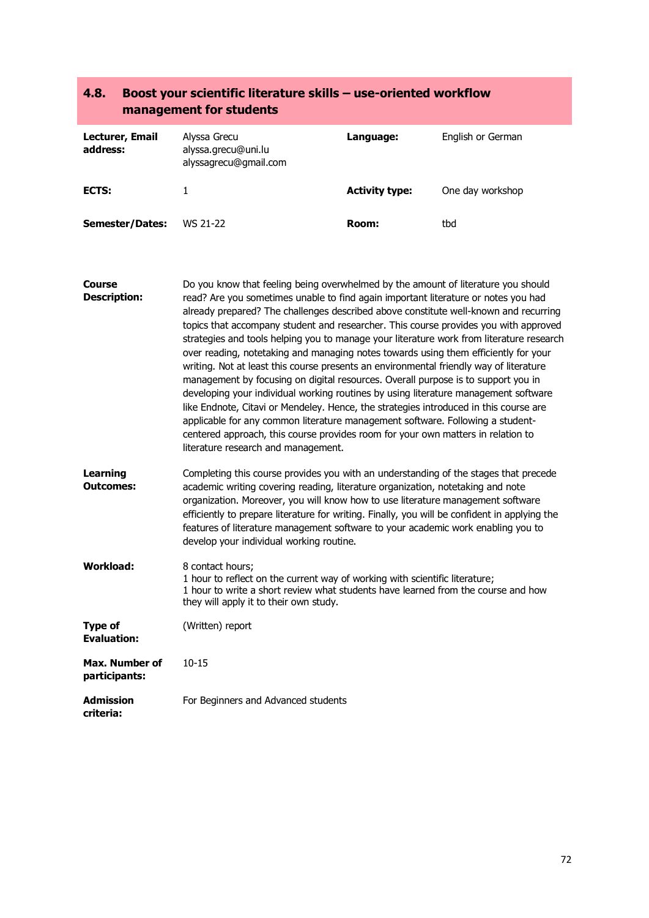## 4.8. Boost your scientific literature skills – use-oriented workflow management for students

| **Lecturer, Email address:** | Alyssa Grecu alyssa.grecu@uni.lu alyssagrecu@gmail.com | **Language:** | English or German |
|---|---|---|---|
| **ECTS:** | 1 | **Activity type:** | One day workshop |
| **Semester/Dates:** | WS 21-22 | **Room:** | tbd |

**Course Description:** Do you know that feeling being overwhelmed by the amount of literature you should read? Are you sometimes unable to find again important literature or notes you had already prepared? The challenges described above constitute well-known and recurring topics that accompany student and researcher. This course provides you with approved strategies and tools helping you to manage your literature work from literature research over reading, notetaking and managing notes towards using them efficiently for your writing. Not at least this course presents an environmental friendly way of literature management by focusing on digital resources. Overall purpose is to support you in developing your individual working routines by using literature management software like Endnote, Citavi or Mendeley. Hence, the strategies introduced in this course are applicable for any common literature management software. Following a student-centered approach, this course provides room for your own matters in relation to literature research and management.

**Learning Outcomes:** Completing this course provides you with an understanding of the stages that precede academic writing covering reading, literature organization, notetaking and note organization. Moreover, you will know how to use literature management software efficiently to prepare literature for writing. Finally, you will be confident in applying the features of literature management software to your academic work enabling you to develop your individual working routine.

**Workload:** 8 contact hours;
1 hour to reflect on the current way of working with scientific literature;
1 hour to write a short review what students have learned from the course and how they will apply it to their own study.

**Type of Evaluation:** (Written) report

**Max. Number of participants:** 10-15

**Admission criteria:** For Beginners and Advanced students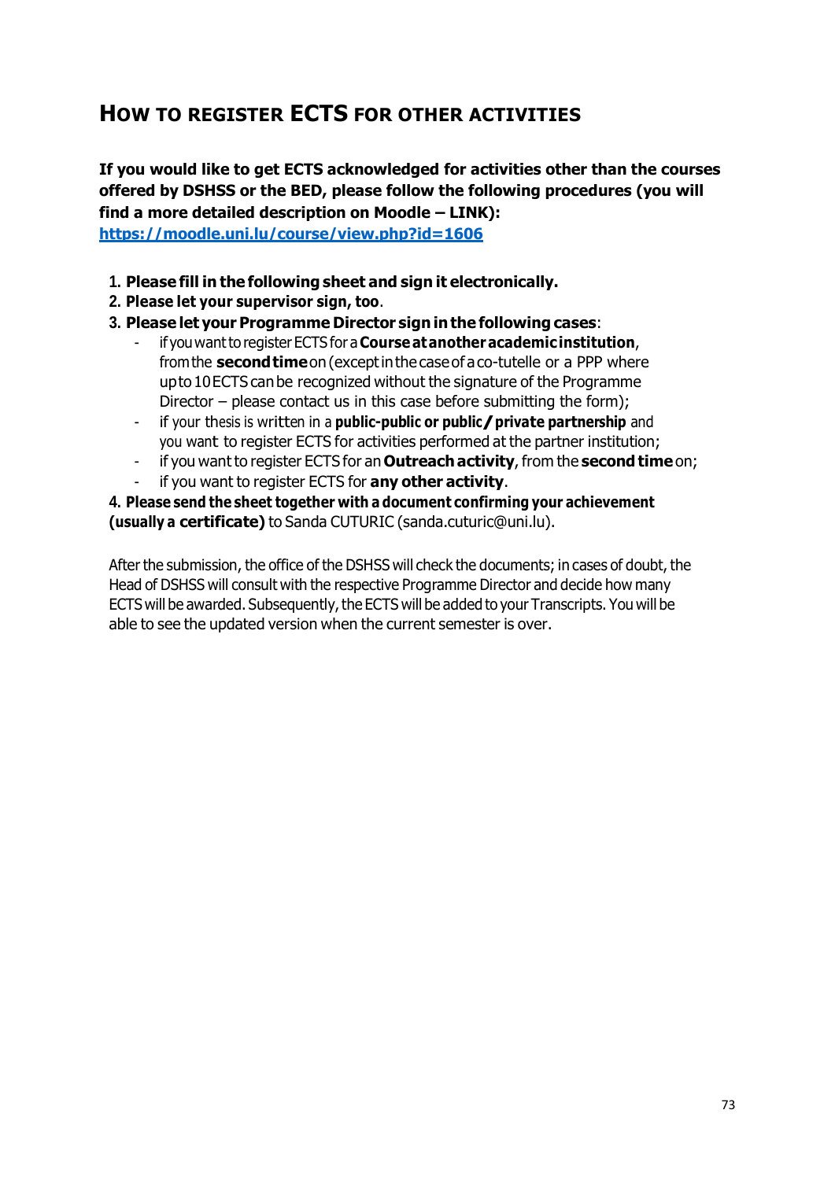## How to register ECTS for other activities

**If you would like to get ECTS acknowledged for activities other than the courses offered by DSHSS or the BED, please follow the following procedures (you will find a more detailed description on Moodle – LINK):**
**https://moodle.uni.lu/course/view.php?id=1606**

1. **Please fill in the following sheet and sign it electronically.**
2. **Please let your supervisor sign, too**.
3. **Please let your Programme Director sign in the following cases**:
   - if you want to register ECTS for a **Course at another academic institution**, from the **second time** on (except in the case of a co-tutelle or a PPP where up to 10 ECTS can be recognized without the signature of the Programme Director – please contact us in this case before submitting the form);
   - if your thesis is written in a **public-public or public / private partnership** and you want to register ECTS for activities performed at the partner institution;
   - if you want to register ECTS for an **Outreach activity**, from the **second time** on;
   - if you want to register ECTS for **any other activity**.
4. **Please send the sheet together with a document confirming your achievement (usually a certificate)** to Sanda CUTURIC (sanda.cuturic@uni.lu).

After the submission, the office of the DSHSS will check the documents; in cases of doubt, the Head of DSHSS will consult with the respective Programme Director and decide how many ECTS will be awarded. Subsequently, the ECTS will be added to your Transcripts. You will be able to see the updated version when the current semester is over.